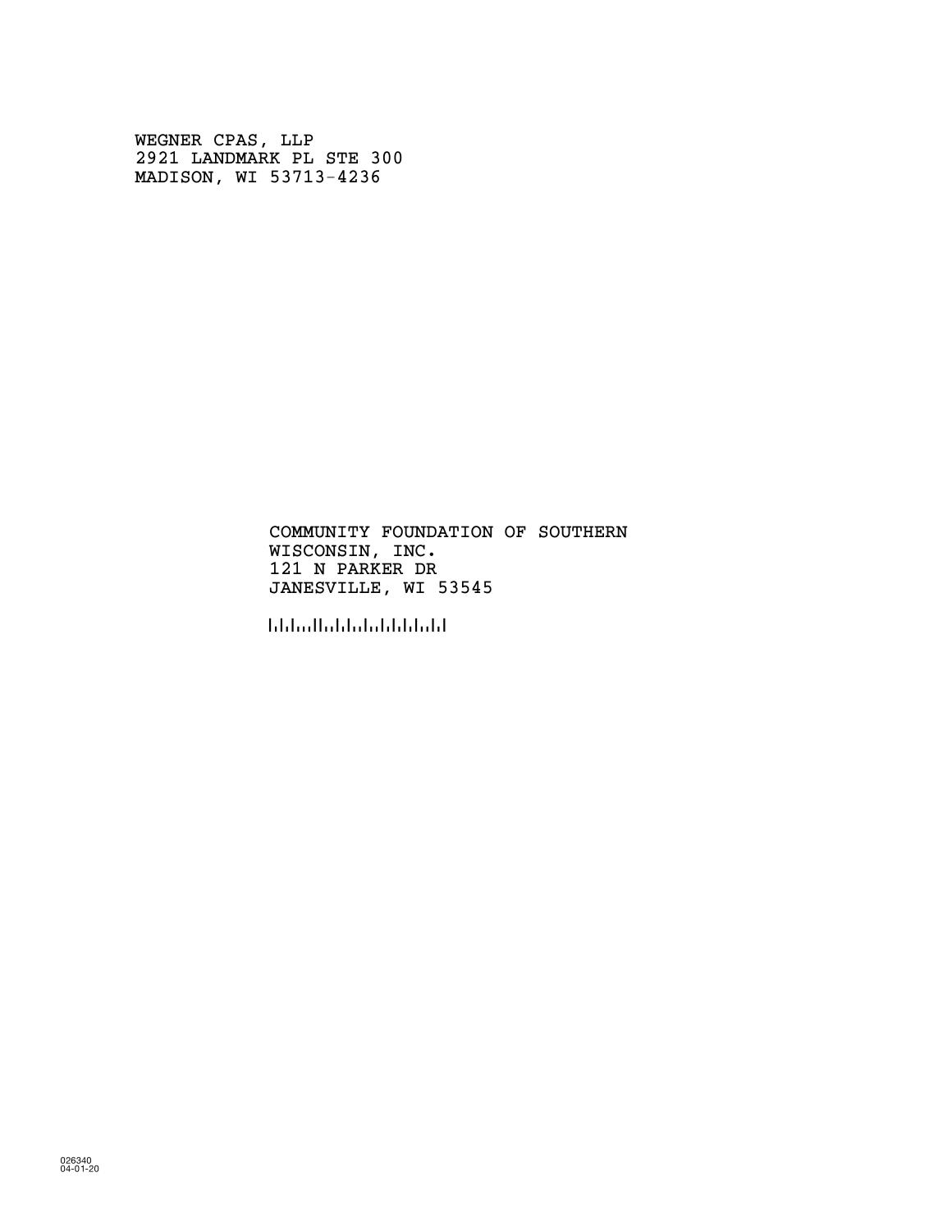WEGNER CPAS, LLP
2921 LANDMARK PL STE 300
MADISON, WI 53713-4236

COMMUNITY FOUNDATION OF SOUTHERN
WISCONSIN, INC.
121 N PARKER DR
JANESVILLE, WI 53545

026340
04-01-20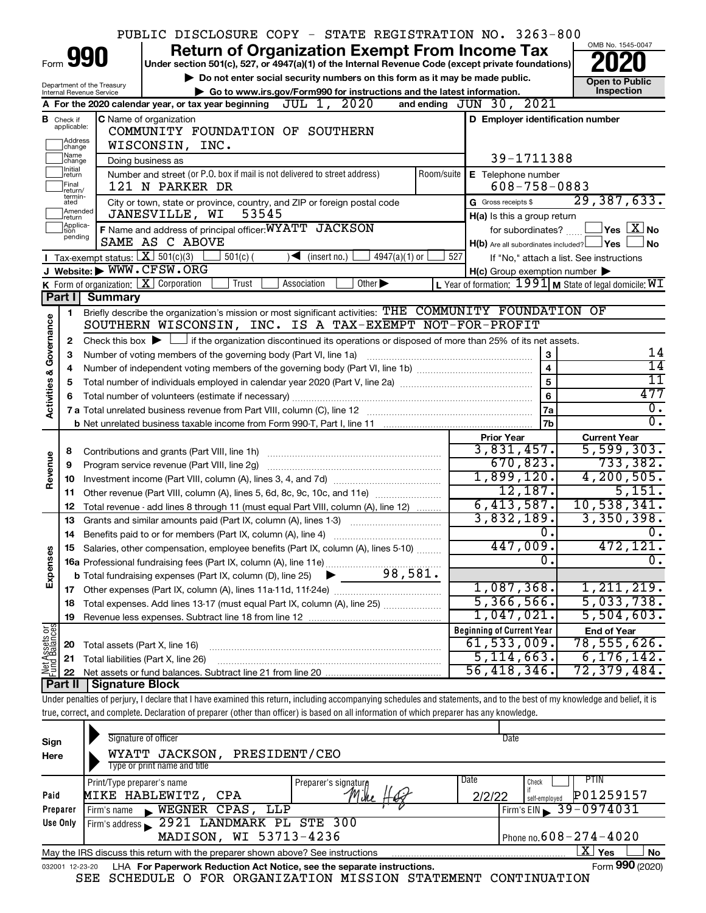PUBLIC DISCLOSURE COPY - STATE REGISTRATION NO. 3263-800

# Form 990 — Return of Organization Exempt From Income Tax — 2020

Under section 501(c), 527, or 4947(a)(1) of the Internal Revenue Code (except private foundations)

▶ Do not enter social security numbers on this form as it may be made public.

▶ Go to www.irs.gov/Form990 for instructions and the latest information.

OMB No. 1545-0047

Open to Public Inspection

Department of the Treasury, Internal Revenue Service

**A** For the 2020 calendar year, or tax year beginning JUL 1, 2020 and ending JUN 30, 2021

**B** Check if applicable: Address change, Name change, Initial return, Final return/terminated, Amended return, Application pending

**C** Name of organization: COMMUNITY FOUNDATION OF SOUTHERN WISCONSIN, INC.

Doing business as

Number and street (or P.O. box if mail is not delivered to street address): 121 N PARKER DR — Room/suite

City or town, state or province, country, and ZIP or foreign postal code: JANESVILLE, WI 53545

**D** Employer identification number: 39-1711388

**E** Telephone number: 608-758-0883

**G** Gross receipts $ 29,387,633.

**F** Name and address of principal officer: WYATT JACKSON, SAME AS C ABOVE

**H(a)** Is this a group return for subordinates? Yes [ ] No [X]

**H(b)** Are all subordinates included? Yes [ ] No [ ] If "No," attach a list. See instructions

**H(c)** Group exemption number ▶

**I** Tax-exempt status: [X] 501(c)(3) [ ] 501(c)( ) ◀ (insert no.) [ ] 4947(a)(1) or [ ] 527

**J** Website: ▶ WWW.CFSW.ORG

**K** Form of organization: [X] Corporation [ ] Trust [ ] Association [ ] Other ▶

**L** Year of formation: 1991 **M** State of legal domicile: WI

## Part I Summary

**Activities & Governance**

1 Briefly describe the organization's mission or most significant activities: THE COMMUNITY FOUNDATION OF SOUTHERN WISCONSIN, INC. IS A TAX-EXEMPT NOT-FOR-PROFIT

2 Check this box ▶ [ ] if the organization discontinued its operations or disposed of more than 25% of its net assets.

| | | | |
|---|---|---|---|
| 3 | Number of voting members of the governing body (Part VI, line 1a) | 3 | 14 |
| 4 | Number of independent voting members of the governing body (Part VI, line 1b) | 4 | 14 |
| 5 | Total number of individuals employed in calendar year 2020 (Part V, line 2a) | 5 | 11 |
| 6 | Total number of volunteers (estimate if necessary) | 6 | 477 |
| 7a | Total unrelated business revenue from Part VIII, column (C), line 12 | 7a | 0. |
| 7b | Net unrelated business taxable income from Form 990-T, Part I, line 11 | 7b | 0. |

| | | Prior Year | Current Year |
|---|---|---|---|
| **Revenue** | | | |
| 8 | Contributions and grants (Part VIII, line 1h) | 3,831,457. | 5,599,303. |
| 9 | Program service revenue (Part VIII, line 2g) | 670,823. | 733,382. |
| 10 | Investment income (Part VIII, column (A), lines 3, 4, and 7d) | 1,899,120. | 4,200,505. |
| 11 | Other revenue (Part VIII, column (A), lines 5, 6d, 8c, 9c, 10c, and 11e) | 12,187. | 5,151. |
| 12 | Total revenue - add lines 8 through 11 (must equal Part VIII, column (A), line 12) | 6,413,587. | 10,538,341. |
| **Expenses** | | | |
| 13 | Grants and similar amounts paid (Part IX, column (A), lines 1-3) | 3,832,189. | 3,350,398. |
| 14 | Benefits paid to or for members (Part IX, column (A), line 4) | 0. | 0. |
| 15 | Salaries, other compensation, employee benefits (Part IX, column (A), lines 5-10) | 447,009. | 472,121. |
| 16a | Professional fundraising fees (Part IX, column (A), line 11e) | 0. | 0. |
| b | Total fundraising expenses (Part IX, column (D), line 25) ▶ 98,581. | | |
| 17 | Other expenses (Part IX, column (A), lines 11a-11d, 11f-24e) | 1,087,368. | 1,211,219. |
| 18 | Total expenses. Add lines 13-17 (must equal Part IX, column (A), line 25) | 5,366,566. | 5,033,738. |
| 19 | Revenue less expenses. Subtract line 18 from line 12 | 1,047,021. | 5,504,603. |

| **Net Assets or Fund Balances** | | Beginning of Current Year | End of Year |
|---|---|---|---|
| 20 | Total assets (Part X, line 16) | 61,533,009. | 78,555,626. |
| 21 | Total liabilities (Part X, line 26) | 5,114,663. | 6,176,142. |
| 22 | Net assets or fund balances. Subtract line 21 from line 20 | 56,418,346. | 72,379,484. |

## Part II Signature Block

Under penalties of perjury, I declare that I have examined this return, including accompanying schedules and statements, and to the best of my knowledge and belief, it is true, correct, and complete. Declaration of preparer (other than officer) is based on all information of which preparer has any knowledge.

**Sign Here**

Signature of officer — Date

WYATT JACKSON, PRESIDENT/CEO

Type or print name and title

**Paid Preparer Use Only**

| Print/Type preparer's name | Preparer's signature | Date | Check if self-employed | PTIN |
|---|---|---|---|---|
| MIKE HABLEWITZ, CPA | Mike H | 2/2/22 | [ ] | P01259157 |

Firm's name ▶ WEGNER CPAS, LLP — Firm's EIN ▶ 39-0974031

Firm's address ▶ 2921 LANDMARK PL STE 300, MADISON, WI 53713-4236 — Phone no. 608-274-4020

May the IRS discuss this return with the preparer shown above? See instructions [X] Yes [ ] No

032001 12-23-20 LHA For Paperwork Reduction Act Notice, see the separate instructions. Form **990** (2020)

SEE SCHEDULE O FOR ORGANIZATION MISSION STATEMENT CONTINUATION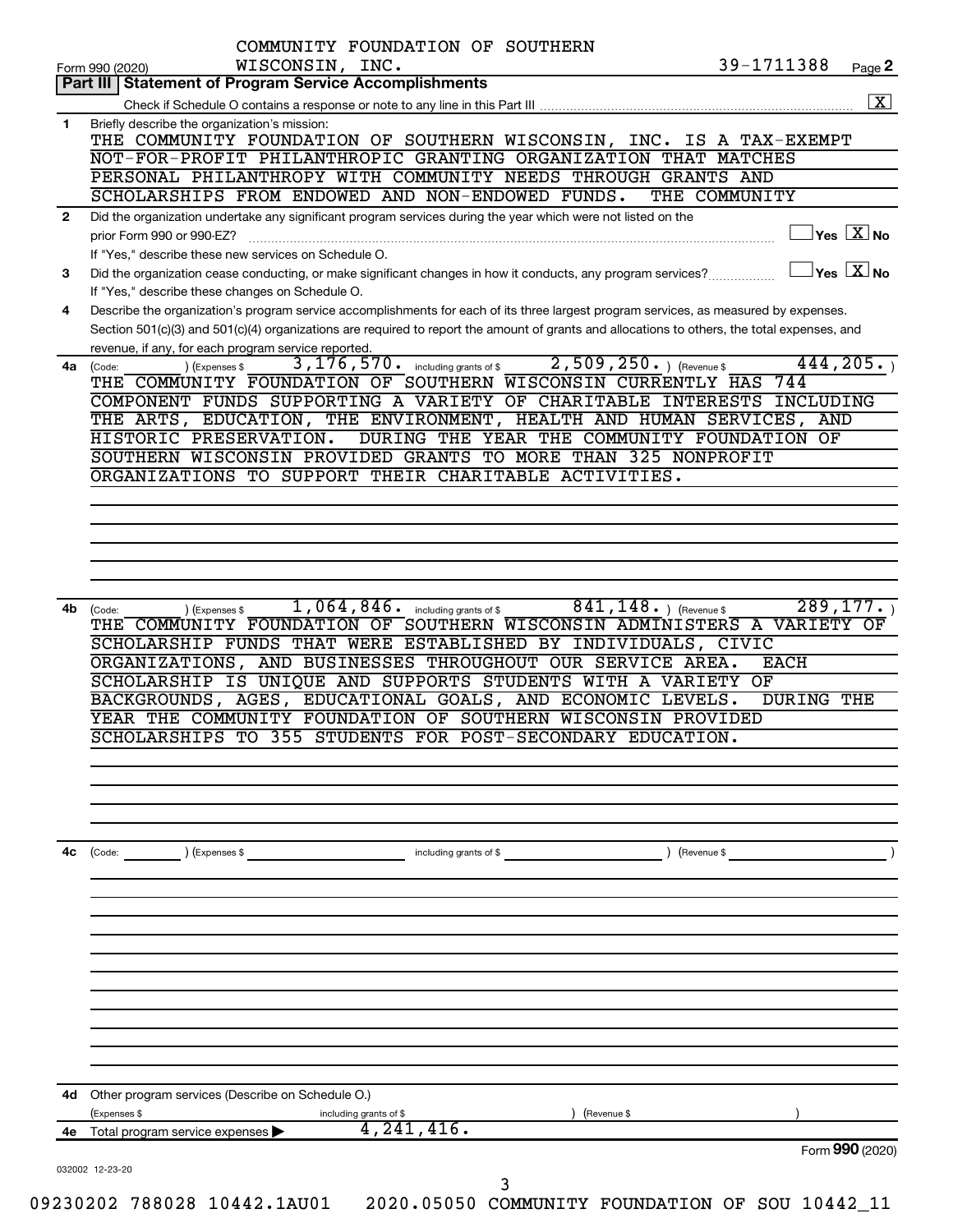Form 990 (2020) COMMUNITY FOUNDATION OF SOUTHERN WISCONSIN, INC. 39-1711388 Page 2

## Part III | Statement of Program Service Accomplishments

Check if Schedule O contains a response or note to any line in this Part III .......... [X]

**1** Briefly describe the organization's mission:

THE COMMUNITY FOUNDATION OF SOUTHERN WISCONSIN, INC. IS A TAX-EXEMPT NOT-FOR-PROFIT PHILANTHROPIC GRANTING ORGANIZATION THAT MATCHES PERSONAL PHILANTHROPY WITH COMMUNITY NEEDS THROUGH GRANTS AND SCHOLARSHIPS FROM ENDOWED AND NON-ENDOWED FUNDS. THE COMMUNITY

**2** Did the organization undertake any significant program services during the year which were not listed on the prior Form 990 or 990-EZ? ☐ Yes [X] No

If "Yes," describe these new services on Schedule O.

**3** Did the organization cease conducting, or make significant changes in how it conducts, any program services? ☐ Yes [X] No

If "Yes," describe these changes on Schedule O.

**4** Describe the organization's program service accomplishments for each of its three largest program services, as measured by expenses. Section 501(c)(3) and 501(c)(4) organizations are required to report the amount of grants and allocations to others, the total expenses, and revenue, if any, for each program service reported.

**4a** (Code: ) (Expenses $ 3,176,570. including grants of $ 2,509,250. ) (Revenue $ 444,205. )

THE COMMUNITY FOUNDATION OF SOUTHERN WISCONSIN CURRENTLY HAS 744 COMPONENT FUNDS SUPPORTING A VARIETY OF CHARITABLE INTERESTS INCLUDING THE ARTS, EDUCATION, THE ENVIRONMENT, HEALTH AND HUMAN SERVICES, AND HISTORIC PRESERVATION. DURING THE YEAR THE COMMUNITY FOUNDATION OF SOUTHERN WISCONSIN PROVIDED GRANTS TO MORE THAN 325 NONPROFIT ORGANIZATIONS TO SUPPORT THEIR CHARITABLE ACTIVITIES.

**4b** (Code: ) (Expenses $ 1,064,846. including grants of $ 841,148. ) (Revenue $ 289,177. )

THE COMMUNITY FOUNDATION OF SOUTHERN WISCONSIN ADMINISTERS A VARIETY OF SCHOLARSHIP FUNDS THAT WERE ESTABLISHED BY INDIVIDUALS, CIVIC ORGANIZATIONS, AND BUSINESSES THROUGHOUT OUR SERVICE AREA. EACH SCHOLARSHIP IS UNIQUE AND SUPPORTS STUDENTS WITH A VARIETY OF BACKGROUNDS, AGES, EDUCATIONAL GOALS, AND ECONOMIC LEVELS. DURING THE YEAR THE COMMUNITY FOUNDATION OF SOUTHERN WISCONSIN PROVIDED SCHOLARSHIPS TO 355 STUDENTS FOR POST-SECONDARY EDUCATION.

**4c** (Code: ) (Expenses $ including grants of $ ) (Revenue $ )

**4d** Other program services (Describe on Schedule O.)

(Expenses $ including grants of $ ) (Revenue $ )

**4e** Total program service expenses ▶ 4,241,416.

Form 990 (2020)

032002 12-23-20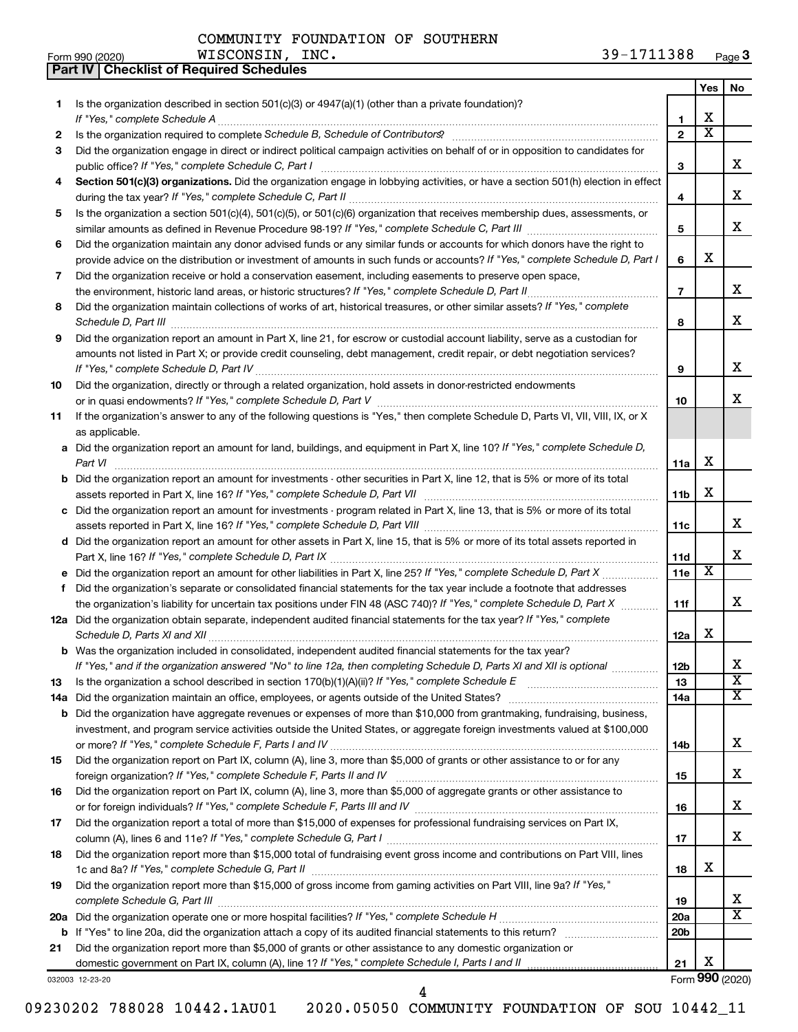COMMUNITY FOUNDATION OF SOUTHERN WISCONSIN, INC. 39-1711388

Form 990 (2020) Page 3

## Part IV Checklist of Required Schedules

| | | | Yes | No |
|---|---|---|---|---|
| 1 | Is the organization described in section 501(c)(3) or 4947(a)(1) (other than a private foundation)? *If "Yes," complete Schedule A* | 1 | X | |
| 2 | Is the organization required to complete *Schedule B, Schedule of Contributors*? | 2 | X | |
| 3 | Did the organization engage in direct or indirect political campaign activities on behalf of or in opposition to candidates for public office? *If "Yes," complete Schedule C, Part I* | 3 | | X |
| 4 | **Section 501(c)(3) organizations.** Did the organization engage in lobbying activities, or have a section 501(h) election in effect during the tax year? *If "Yes," complete Schedule C, Part II* | 4 | | X |
| 5 | Is the organization a section 501(c)(4), 501(c)(5), or 501(c)(6) organization that receives membership dues, assessments, or similar amounts as defined in Revenue Procedure 98-19? *If "Yes," complete Schedule C, Part III* | 5 | | X |
| 6 | Did the organization maintain any donor advised funds or any similar funds or accounts for which donors have the right to provide advice on the distribution or investment of amounts in such funds or accounts? *If "Yes," complete Schedule D, Part I* | 6 | X | |
| 7 | Did the organization receive or hold a conservation easement, including easements to preserve open space, the environment, historic land areas, or historic structures? *If "Yes," complete Schedule D, Part II* | 7 | | X |
| 8 | Did the organization maintain collections of works of art, historical treasures, or other similar assets? *If "Yes," complete Schedule D, Part III* | 8 | | X |
| 9 | Did the organization report an amount in Part X, line 21, for escrow or custodial account liability, serve as a custodian for amounts not listed in Part X; or provide credit counseling, debt management, credit repair, or debt negotiation services? *If "Yes," complete Schedule D, Part IV* | 9 | | X |
| 10 | Did the organization, directly or through a related organization, hold assets in donor-restricted endowments or in quasi endowments? *If "Yes," complete Schedule D, Part V* | 10 | | X |
| 11 | If the organization's answer to any of the following questions is "Yes," then complete Schedule D, Parts VI, VII, VIII, IX, or X as applicable. | | | |
| a | Did the organization report an amount for land, buildings, and equipment in Part X, line 10? *If "Yes," complete Schedule D, Part VI* | 11a | X | |
| b | Did the organization report an amount for investments - other securities in Part X, line 12, that is 5% or more of its total assets reported in Part X, line 16? *If "Yes," complete Schedule D, Part VII* | 11b | X | |
| c | Did the organization report an amount for investments - program related in Part X, line 13, that is 5% or more of its total assets reported in Part X, line 16? *If "Yes," complete Schedule D, Part VIII* | 11c | | X |
| d | Did the organization report an amount for other assets in Part X, line 15, that is 5% or more of its total assets reported in Part X, line 16? *If "Yes," complete Schedule D, Part IX* | 11d | | X |
| e | Did the organization report an amount for other liabilities in Part X, line 25? *If "Yes," complete Schedule D, Part X* | 11e | X | |
| f | Did the organization's separate or consolidated financial statements for the tax year include a footnote that addresses the organization's liability for uncertain tax positions under FIN 48 (ASC 740)? *If "Yes," complete Schedule D, Part X* | 11f | | X |
| 12a | Did the organization obtain separate, independent audited financial statements for the tax year? *If "Yes," complete Schedule D, Parts XI and XII* | 12a | X | |
| b | Was the organization included in consolidated, independent audited financial statements for the tax year? *If "Yes," and if the organization answered "No" to line 12a, then completing Schedule D, Parts XI and XII is optional* | 12b | | X |
| 13 | Is the organization a school described in section 170(b)(1)(A)(ii)? *If "Yes," complete Schedule E* | 13 | | X |
| 14a | Did the organization maintain an office, employees, or agents outside of the United States? | 14a | | X |
| b | Did the organization have aggregate revenues or expenses of more than $10,000 from grantmaking, fundraising, business, investment, and program service activities outside the United States, or aggregate foreign investments valued at $100,000 or more? *If "Yes," complete Schedule F, Parts I and IV* | 14b | | X |
| 15 | Did the organization report on Part IX, column (A), line 3, more than $5,000 of grants or other assistance to or for any foreign organization? *If "Yes," complete Schedule F, Parts II and IV* | 15 | | X |
| 16 | Did the organization report on Part IX, column (A), line 3, more than $5,000 of aggregate grants or other assistance to or for foreign individuals? *If "Yes," complete Schedule F, Parts III and IV* | 16 | | X |
| 17 | Did the organization report a total of more than $15,000 of expenses for professional fundraising services on Part IX, column (A), lines 6 and 11e? *If "Yes," complete Schedule G, Part I* | 17 | | X |
| 18 | Did the organization report more than $15,000 total of fundraising event gross income and contributions on Part VIII, lines 1c and 8a? *If "Yes," complete Schedule G, Part II* | 18 | X | |
| 19 | Did the organization report more than $15,000 of gross income from gaming activities on Part VIII, line 9a? *If "Yes," complete Schedule G, Part III* | 19 | | X |
| 20a | Did the organization operate one or more hospital facilities? *If "Yes," complete Schedule H* | 20a | | X |
| b | If "Yes" to line 20a, did the organization attach a copy of its audited financial statements to this return? | 20b | | |
| 21 | Did the organization report more than $5,000 of grants or other assistance to any domestic organization or domestic government on Part IX, column (A), line 1? *If "Yes," complete Schedule I, Parts I and II* | 21 | X | |

032003 12-23-20 Form **990** (2020)

09230202 788028 10442.1AU01 2020.05050 COMMUNITY FOUNDATION OF SOU 10442_11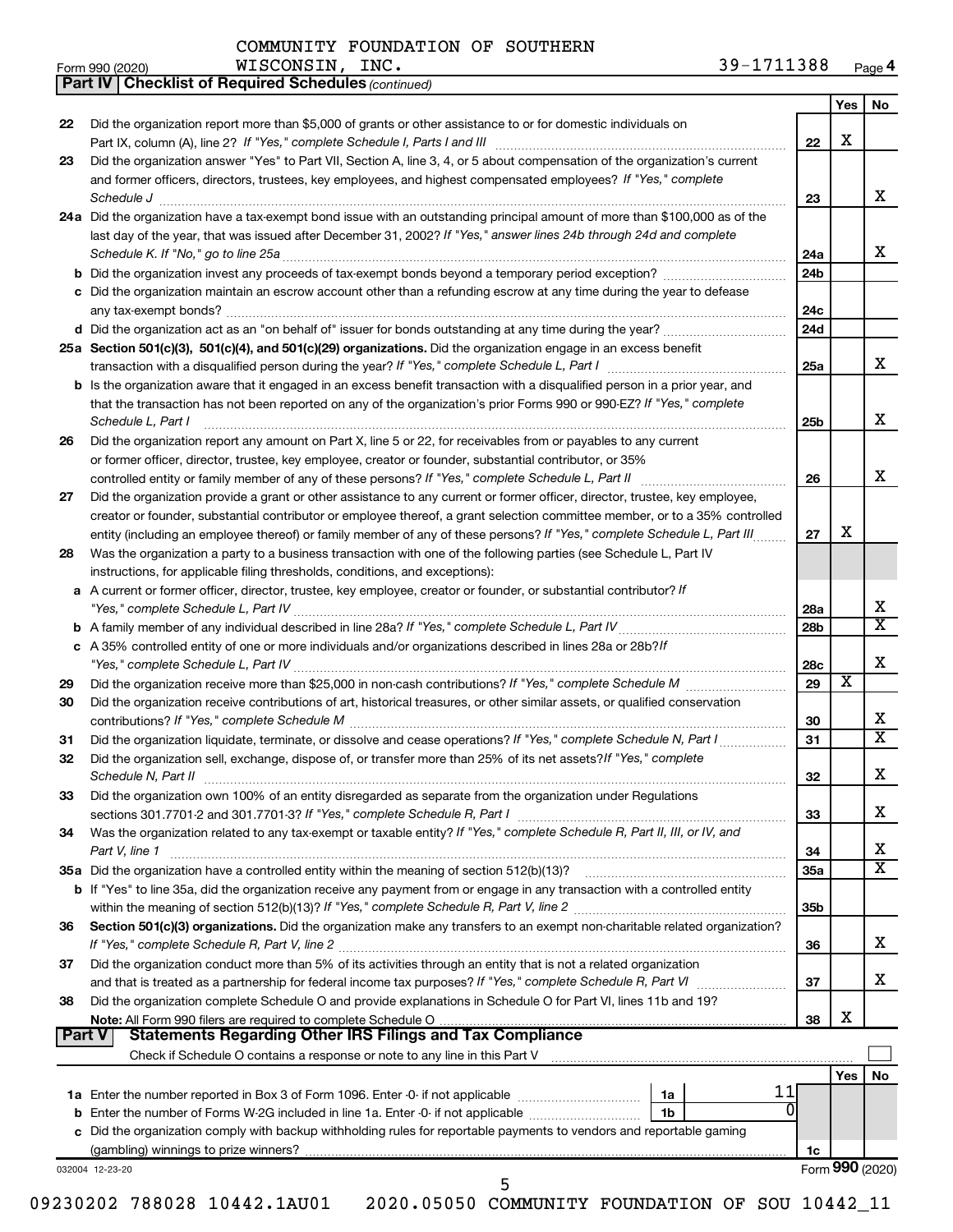COMMUNITY FOUNDATION OF SOUTHERN WISCONSIN, INC. 39-1711388

Form 990 (2020) Page **4**

**Part IV | Checklist of Required Schedules** *(continued)*

| | | | Yes | No |
|---|---|---|---|---|
| 22 | Did the organization report more than $5,000 of grants or other assistance to or for domestic individuals on Part IX, column (A), line 2? *If "Yes," complete Schedule I, Parts I and III* | 22 | X | |
| 23 | Did the organization answer "Yes" to Part VII, Section A, line 3, 4, or 5 about compensation of the organization's current and former officers, directors, trustees, key employees, and highest compensated employees? *If "Yes," complete Schedule J* | 23 | | X |
| 24a | Did the organization have a tax-exempt bond issue with an outstanding principal amount of more than $100,000 as of the last day of the year, that was issued after December 31, 2002? *If "Yes," answer lines 24b through 24d and complete Schedule K. If "No," go to line 25a* | 24a | | X |
| b | Did the organization invest any proceeds of tax-exempt bonds beyond a temporary period exception? | 24b | | |
| c | Did the organization maintain an escrow account other than a refunding escrow at any time during the year to defease any tax-exempt bonds? | 24c | | |
| d | Did the organization act as an "on behalf of" issuer for bonds outstanding at any time during the year? | 24d | | |
| 25a | **Section 501(c)(3), 501(c)(4), and 501(c)(29) organizations.** Did the organization engage in an excess benefit transaction with a disqualified person during the year? *If "Yes," complete Schedule L, Part I* | 25a | | X |
| b | Is the organization aware that it engaged in an excess benefit transaction with a disqualified person in a prior year, and that the transaction has not been reported on any of the organization's prior Forms 990 or 990-EZ? *If "Yes," complete Schedule L, Part I* | 25b | | X |
| 26 | Did the organization report any amount on Part X, line 5 or 22, for receivables from or payables to any current or former officer, director, trustee, key employee, creator or founder, substantial contributor, or 35% controlled entity or family member of any of these persons? *If "Yes," complete Schedule L, Part II* | 26 | | X |
| 27 | Did the organization provide a grant or other assistance to any current or former officer, director, trustee, key employee, creator or founder, substantial contributor or employee thereof, a grant selection committee member, or to a 35% controlled entity (including an employee thereof) or family member of any of these persons? *If "Yes," complete Schedule L, Part III* | 27 | X | |
| 28 | Was the organization a party to a business transaction with one of the following parties (see Schedule L, Part IV instructions, for applicable filing thresholds, conditions, and exceptions): | | | |
| a | A current or former officer, director, trustee, key employee, creator or founder, or substantial contributor? *If "Yes," complete Schedule L, Part IV* | 28a | | X |
| b | A family member of any individual described in line 28a? *If "Yes," complete Schedule L, Part IV* | 28b | | X |
| c | A 35% controlled entity of one or more individuals and/or organizations described in lines 28a or 28b? *If "Yes," complete Schedule L, Part IV* | 28c | | X |
| 29 | Did the organization receive more than $25,000 in non-cash contributions? *If "Yes," complete Schedule M* | 29 | X | |
| 30 | Did the organization receive contributions of art, historical treasures, or other similar assets, or qualified conservation contributions? *If "Yes," complete Schedule M* | 30 | | X |
| 31 | Did the organization liquidate, terminate, or dissolve and cease operations? *If "Yes," complete Schedule N, Part I* | 31 | | X |
| 32 | Did the organization sell, exchange, dispose of, or transfer more than 25% of its net assets? *If "Yes," complete Schedule N, Part II* | 32 | | X |
| 33 | Did the organization own 100% of an entity disregarded as separate from the organization under Regulations sections 301.7701-2 and 301.7701-3? *If "Yes," complete Schedule R, Part I* | 33 | | X |
| 34 | Was the organization related to any tax-exempt or taxable entity? *If "Yes," complete Schedule R, Part II, III, or IV, and Part V, line 1* | 34 | | X |
| 35a | Did the organization have a controlled entity within the meaning of section 512(b)(13)? | 35a | | X |
| b | If "Yes" to line 35a, did the organization receive any payment from or engage in any transaction with a controlled entity within the meaning of section 512(b)(13)? *If "Yes," complete Schedule R, Part V, line 2* | 35b | | |
| 36 | **Section 501(c)(3) organizations.** Did the organization make any transfers to an exempt non-charitable related organization? *If "Yes," complete Schedule R, Part V, line 2* | 36 | | X |
| 37 | Did the organization conduct more than 5% of its activities through an entity that is not a related organization and that is treated as a partnership for federal income tax purposes? *If "Yes," complete Schedule R, Part VI* | 37 | | X |
| 38 | Did the organization complete Schedule O and provide explanations in Schedule O for Part VI, lines 11b and 19? **Note:** All Form 990 filers are required to complete Schedule O | 38 | X | |

**Part V | Statements Regarding Other IRS Filings and Tax Compliance**

Check if Schedule O contains a response or note to any line in this Part V ☐

| | | | | Yes | No |
|---|---|---|---|---|---|
| 1a | Enter the number reported in Box 3 of Form 1096. Enter -0- if not applicable | 1a | 11 | | |
| b | Enter the number of Forms W-2G included in line 1a. Enter -0- if not applicable | 1b | 0 | | |
| c | Did the organization comply with backup withholding rules for reportable payments to vendors and reportable gaming (gambling) winnings to prize winners? | | 1c | | |

032004 12-23-20 Form **990** (2020)

09230202 788028 10442.1AU01 2020.05050 COMMUNITY FOUNDATION OF SOU 10442_11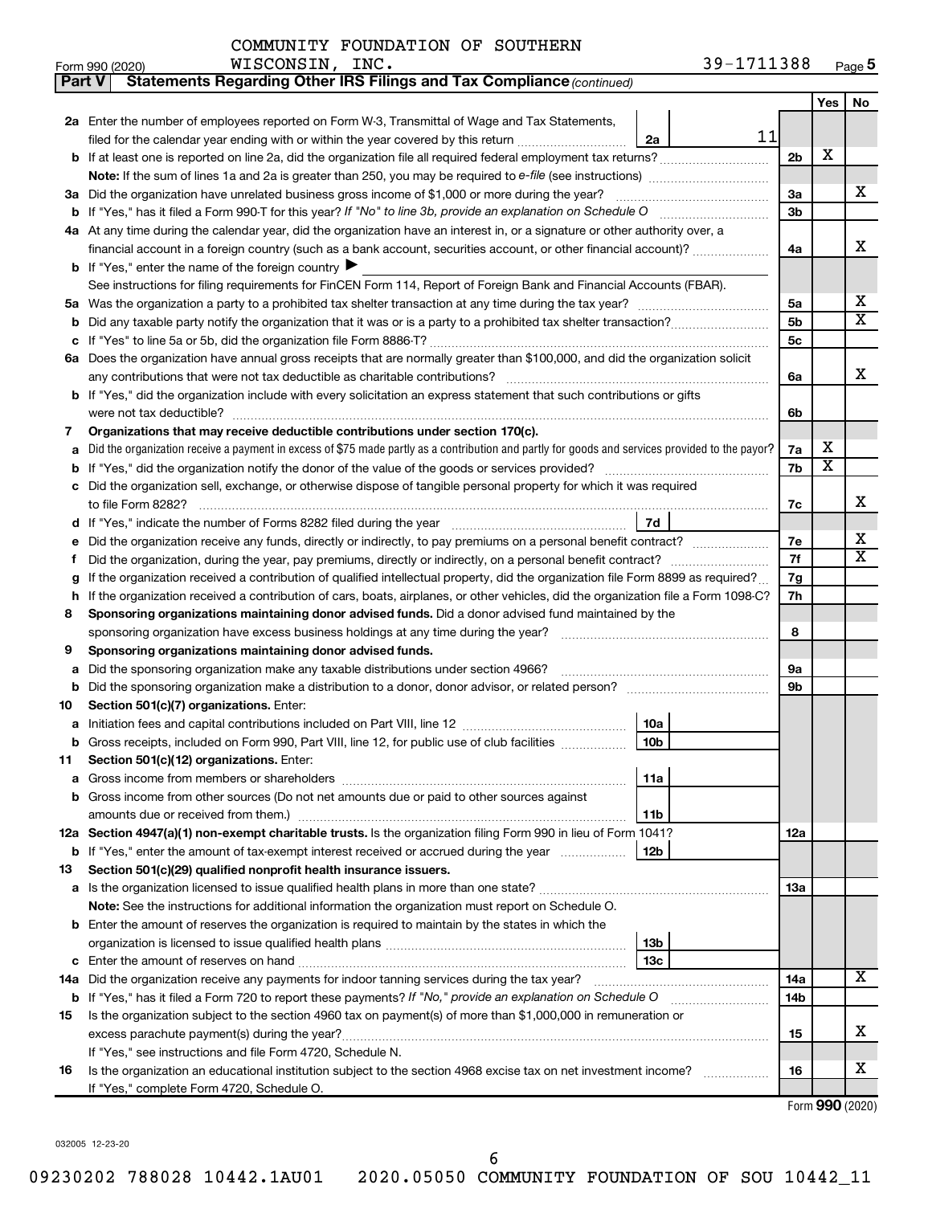COMMUNITY FOUNDATION OF SOUTHERN WISCONSIN, INC. 39-1711388

Form 990 (2020) Page **5**

## Part V Statements Regarding Other IRS Filings and Tax Compliance *(continued)*

| | | | | | Yes | No |
|---|---|---|---|---|---|---|
| **2a** | Enter the number of employees reported on Form W-3, Transmittal of Wage and Tax Statements, filed for the calendar year ending with or within the year covered by this return | 2a | 11 | | | |
| **b** | If at least one is reported on line 2a, did the organization file all required federal employment tax returns? | | | 2b | X | |
| | **Note:** If the sum of lines 1a and 2a is greater than 250, you may be required to *e-file* (see instructions) | | | | | |
| **3a** | Did the organization have unrelated business gross income of $1,000 or more during the year? | | | 3a | | X |
| **b** | If "Yes," has it filed a Form 990-T for this year? *If "No" to line 3b, provide an explanation on Schedule O* | | | 3b | | |
| **4a** | At any time during the calendar year, did the organization have an interest in, or a signature or other authority over, a financial account in a foreign country (such as a bank account, securities account, or other financial account)? | | | 4a | | X |
| **b** | If "Yes," enter the name of the foreign country ▶ | | | | | |
| | See instructions for filing requirements for FinCEN Form 114, Report of Foreign Bank and Financial Accounts (FBAR). | | | | | |
| **5a** | Was the organization a party to a prohibited tax shelter transaction at any time during the tax year? | | | 5a | | X |
| **b** | Did any taxable party notify the organization that it was or is a party to a prohibited tax shelter transaction? | | | 5b | | X |
| **c** | If "Yes" to line 5a or 5b, did the organization file Form 8886-T? | | | 5c | | |
| **6a** | Does the organization have annual gross receipts that are normally greater than $100,000, and did the organization solicit any contributions that were not tax deductible as charitable contributions? | | | 6a | | X |
| **b** | If "Yes," did the organization include with every solicitation an express statement that such contributions or gifts were not tax deductible? | | | 6b | | |
| **7** | **Organizations that may receive deductible contributions under section 170(c).** | | | | | |
| **a** | Did the organization receive a payment in excess of $75 made partly as a contribution and partly for goods and services provided to the payor? | | | 7a | X | |
| **b** | If "Yes," did the organization notify the donor of the value of the goods or services provided? | | | 7b | X | |
| **c** | Did the organization sell, exchange, or otherwise dispose of tangible personal property for which it was required to file Form 8282? | | | 7c | | X |
| **d** | If "Yes," indicate the number of Forms 8282 filed during the year | 7d | | | | |
| **e** | Did the organization receive any funds, directly or indirectly, to pay premiums on a personal benefit contract? | | | 7e | | X |
| **f** | Did the organization, during the year, pay premiums, directly or indirectly, on a personal benefit contract? | | | 7f | | X |
| **g** | If the organization received a contribution of qualified intellectual property, did the organization file Form 8899 as required? | | | 7g | | |
| **h** | If the organization received a contribution of cars, boats, airplanes, or other vehicles, did the organization file a Form 1098-C? | | | 7h | | |
| **8** | **Sponsoring organizations maintaining donor advised funds.** Did a donor advised fund maintained by the sponsoring organization have excess business holdings at any time during the year? | | | 8 | | |
| **9** | **Sponsoring organizations maintaining donor advised funds.** | | | | | |
| **a** | Did the sponsoring organization make any taxable distributions under section 4966? | | | 9a | | |
| **b** | Did the sponsoring organization make a distribution to a donor, donor advisor, or related person? | | | 9b | | |
| **10** | **Section 501(c)(7) organizations.** Enter: | | | | | |
| **a** | Initiation fees and capital contributions included on Part VIII, line 12 | 10a | | | | |
| **b** | Gross receipts, included on Form 990, Part VIII, line 12, for public use of club facilities | 10b | | | | |
| **11** | **Section 501(c)(12) organizations.** Enter: | | | | | |
| **a** | Gross income from members or shareholders | 11a | | | | |
| **b** | Gross income from other sources (Do not net amounts due or paid to other sources against amounts due or received from them.) | 11b | | | | |
| **12a** | **Section 4947(a)(1) non-exempt charitable trusts.** Is the organization filing Form 990 in lieu of Form 1041? | | | 12a | | |
| **b** | If "Yes," enter the amount of tax-exempt interest received or accrued during the year | 12b | | | | |
| **13** | **Section 501(c)(29) qualified nonprofit health insurance issuers.** | | | | | |
| **a** | Is the organization licensed to issue qualified health plans in more than one state? | | | 13a | | |
| | **Note:** See the instructions for additional information the organization must report on Schedule O. | | | | | |
| **b** | Enter the amount of reserves the organization is required to maintain by the states in which the organization is licensed to issue qualified health plans | 13b | | | | |
| **c** | Enter the amount of reserves on hand | 13c | | | | |
| **14a** | Did the organization receive any payments for indoor tanning services during the tax year? | | | 14a | | X |
| **b** | If "Yes," has it filed a Form 720 to report these payments? *If "No," provide an explanation on Schedule O* | | | 14b | | |
| **15** | Is the organization subject to the section 4960 tax on payment(s) of more than $1,000,000 in remuneration or excess parachute payment(s) during the year? | | | 15 | | X |
| | If "Yes," see instructions and file Form 4720, Schedule N. | | | | | |
| **16** | Is the organization an educational institution subject to the section 4968 excise tax on net investment income? | | | 16 | | X |
| | If "Yes," complete Form 4720, Schedule O. | | | | | |

Form **990** (2020)

032005 12-23-20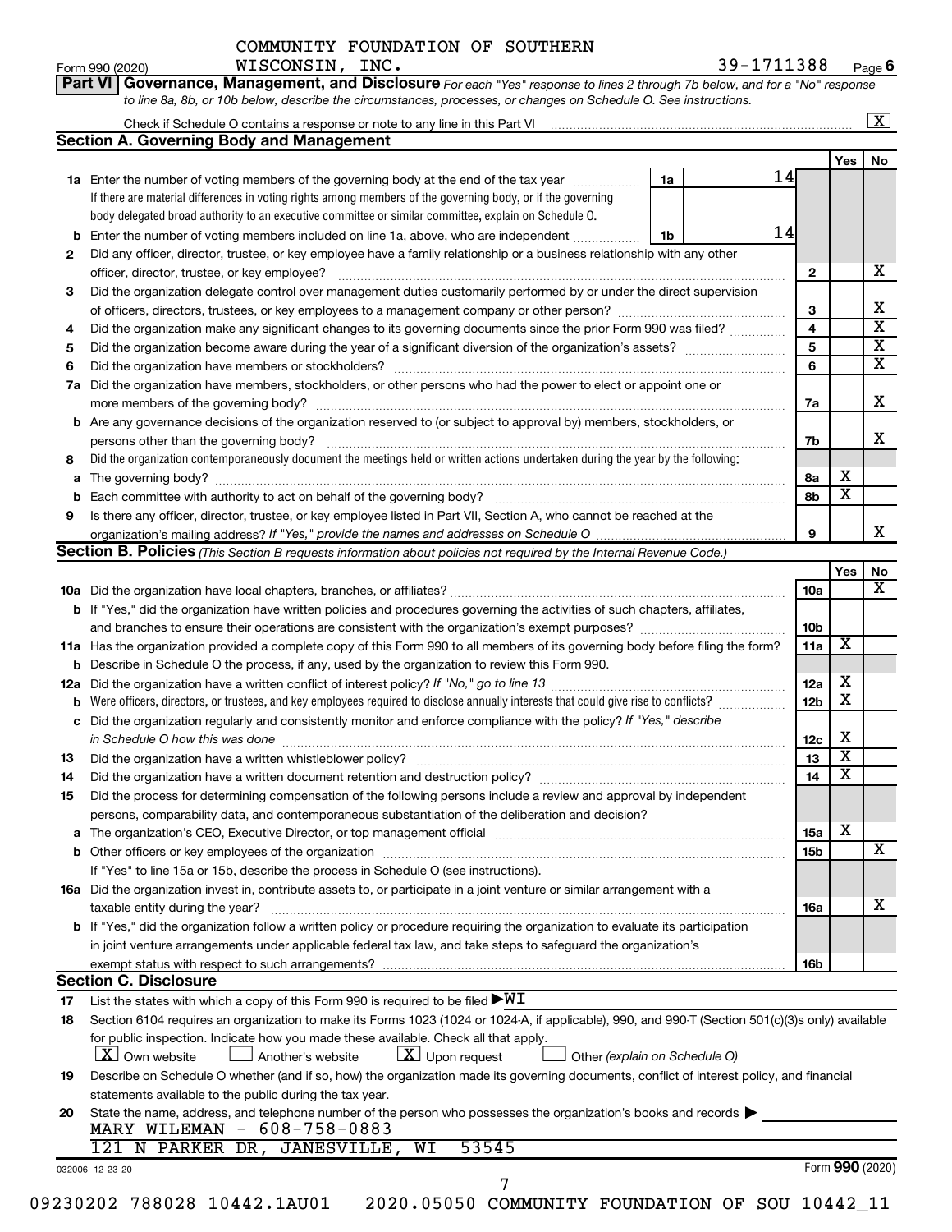COMMUNITY FOUNDATION OF SOUTHERN WISCONSIN, INC. 39-1711388

Form 990 (2020) Page 6

**Part VI Governance, Management, and Disclosure** *For each "Yes" response to lines 2 through 7b below, and for a "No" response to line 8a, 8b, or 10b below, describe the circumstances, processes, or changes on Schedule O. See instructions.*

Check if Schedule O contains a response or note to any line in this Part VI [X]

## Section A. Governing Body and Management

| | | | | Yes | No |
|---|---|---|---|---|---|
| 1a | Enter the number of voting members of the governing body at the end of the tax year | 1a | 14 | | |
| | If there are material differences in voting rights among members of the governing body, or if the governing body delegated broad authority to an executive committee or similar committee, explain on Schedule O. | | | | |
| b | Enter the number of voting members included on line 1a, above, who are independent | 1b | 14 | | |
| 2 | Did any officer, director, trustee, or key employee have a family relationship or a business relationship with any other officer, director, trustee, or key employee? | 2 | | | X |
| 3 | Did the organization delegate control over management duties customarily performed by or under the direct supervision of officers, directors, trustees, or key employees to a management company or other person? | 3 | | | X |
| 4 | Did the organization make any significant changes to its governing documents since the prior Form 990 was filed? | 4 | | | X |
| 5 | Did the organization become aware during the year of a significant diversion of the organization's assets? | 5 | | | X |
| 6 | Did the organization have members or stockholders? | 6 | | | X |
| 7a | Did the organization have members, stockholders, or other persons who had the power to elect or appoint one or more members of the governing body? | 7a | | | X |
| b | Are any governance decisions of the organization reserved to (or subject to approval by) members, stockholders, or persons other than the governing body? | 7b | | | X |
| 8 | Did the organization contemporaneously document the meetings held or written actions undertaken during the year by the following: | | | | |
| a | The governing body? | 8a | | X | |
| b | Each committee with authority to act on behalf of the governing body? | 8b | | X | |
| 9 | Is there any officer, director, trustee, or key employee listed in Part VII, Section A, who cannot be reached at the organization's mailing address? *If "Yes," provide the names and addresses on Schedule O* | 9 | | | X |

## Section B. Policies *(This Section B requests information about policies not required by the Internal Revenue Code.)*

| | | | Yes | No |
|---|---|---|---|---|
| 10a | Did the organization have local chapters, branches, or affiliates? | 10a | | X |
| b | If "Yes," did the organization have written policies and procedures governing the activities of such chapters, affiliates, and branches to ensure their operations are consistent with the organization's exempt purposes? | 10b | | |
| 11a | Has the organization provided a complete copy of this Form 990 to all members of its governing body before filing the form? | 11a | X | |
| b | Describe in Schedule O the process, if any, used by the organization to review this Form 990. | | | |
| 12a | Did the organization have a written conflict of interest policy? *If "No," go to line 13* | 12a | X | |
| b | Were officers, directors, or trustees, and key employees required to disclose annually interests that could give rise to conflicts? | 12b | X | |
| c | Did the organization regularly and consistently monitor and enforce compliance with the policy? *If "Yes," describe in Schedule O how this was done* | 12c | X | |
| 13 | Did the organization have a written whistleblower policy? | 13 | X | |
| 14 | Did the organization have a written document retention and destruction policy? | 14 | X | |
| 15 | Did the process for determining compensation of the following persons include a review and approval by independent persons, comparability data, and contemporaneous substantiation of the deliberation and decision? | | | |
| a | The organization's CEO, Executive Director, or top management official | 15a | X | |
| b | Other officers or key employees of the organization | 15b | | X |
| | If "Yes" to line 15a or 15b, describe the process in Schedule O (see instructions). | | | |
| 16a | Did the organization invest in, contribute assets to, or participate in a joint venture or similar arrangement with a taxable entity during the year? | 16a | | X |
| b | If "Yes," did the organization follow a written policy or procedure requiring the organization to evaluate its participation in joint venture arrangements under applicable federal tax law, and take steps to safeguard the organization's exempt status with respect to such arrangements? | 16b | | |

## Section C. Disclosure

17 List the states with which a copy of this Form 990 is required to be filed ▶ WI

18 Section 6104 requires an organization to make its Forms 1023 (1024 or 1024-A, if applicable), 990, and 990-T (Section 501(c)(3)s only) available for public inspection. Indicate how you made these available. Check all that apply.

[X] Own website [ ] Another's website [X] Upon request [ ] Other *(explain on Schedule O)*

19 Describe on Schedule O whether (and if so, how) the organization made its governing documents, conflict of interest policy, and financial statements available to the public during the tax year.

20 State the name, address, and telephone number of the person who possesses the organization's books and records ▶

MARY WILEMAN - 608-758-0883
121 N PARKER DR, JANESVILLE, WI 53545

032006 12-23-20 Form **990** (2020)

09230202 788028 10442.1AU01 2020.05050 COMMUNITY FOUNDATION OF SOU 10442_11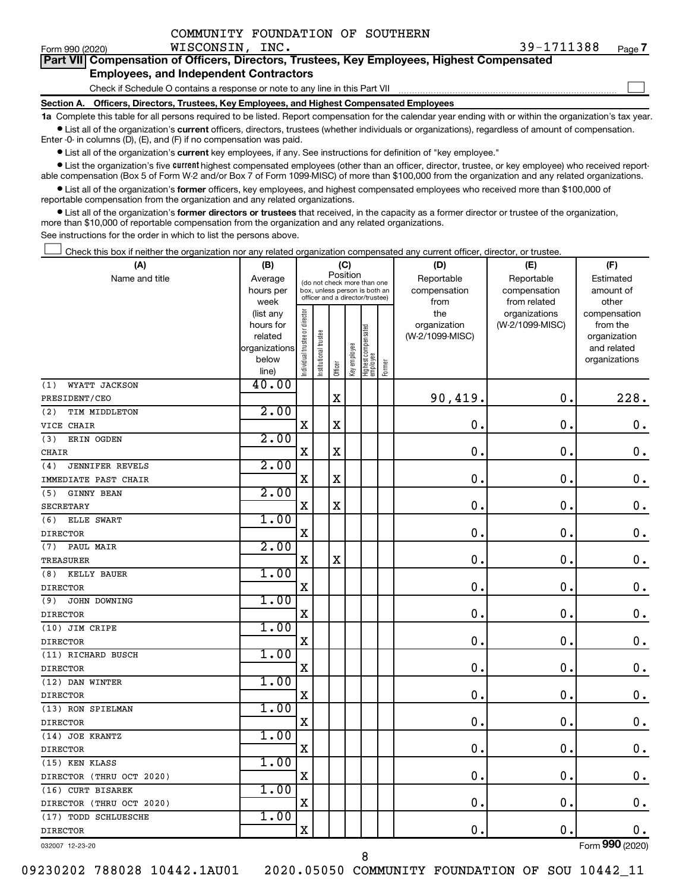COMMUNITY FOUNDATION OF SOUTHERN WISCONSIN, INC. 39-1711388

Form 990 (2020) Page 7

**Part VII Compensation of Officers, Directors, Trustees, Key Employees, Highest Compensated Employees, and Independent Contractors**

Check if Schedule O contains a response or note to any line in this Part VII

**Section A. Officers, Directors, Trustees, Key Employees, and Highest Compensated Employees**

**1a** Complete this table for all persons required to be listed. Report compensation for the calendar year ending with or within the organization's tax year.

- List all of the organization's **current** officers, directors, trustees (whether individuals or organizations), regardless of amount of compensation. Enter -0- in columns (D), (E), and (F) if no compensation was paid.
- List all of the organization's **current** key employees, if any. See instructions for definition of "key employee."
- List the organization's five **current** highest compensated employees (other than an officer, director, trustee, or key employee) who received reportable compensation (Box 5 of Form W-2 and/or Box 7 of Form 1099-MISC) of more than $100,000 from the organization and any related organizations.
- List all of the organization's **former** officers, key employees, and highest compensated employees who received more than $100,000 of reportable compensation from the organization and any related organizations.
- List all of the organization's **former directors or trustees** that received, in the capacity as a former director or trustee of the organization, more than $10,000 of reportable compensation from the organization and any related organizations.

See instructions for the order in which to list the persons above.

Check this box if neither the organization nor any related organization compensated any current officer, director, or trustee.

| (A) Name and title | (B) Average hours per week (list any hours for related organizations below line) | (C) Position: Individual trustee or director | Institutional trustee | Officer | Key employee | Highest compensated employee | Former | (D) Reportable compensation from the organization (W-2/1099-MISC) | (E) Reportable compensation from related organizations (W-2/1099-MISC) | (F) Estimated amount of other compensation from the organization and related organizations |
|---|---|---|---|---|---|---|---|---|---|---|
| (1) WYATT JACKSON<br>PRESIDENT/CEO | 40.00 | | | X | | | | 90,419. | 0. | 228. |
| (2) TIM MIDDLETON<br>VICE CHAIR | 2.00 | X | | X | | | | 0. | 0. | 0. |
| (3) ERIN OGDEN<br>CHAIR | 2.00 | X | | X | | | | 0. | 0. | 0. |
| (4) JENNIFER REVELS<br>IMMEDIATE PAST CHAIR | 2.00 | X | | X | | | | 0. | 0. | 0. |
| (5) GINNY BEAN<br>SECRETARY | 2.00 | X | | X | | | | 0. | 0. | 0. |
| (6) ELLE SWART<br>DIRECTOR | 1.00 | X | | | | | | 0. | 0. | 0. |
| (7) PAUL MAIR<br>TREASURER | 2.00 | X | | X | | | | 0. | 0. | 0. |
| (8) KELLY BAUER<br>DIRECTOR | 1.00 | X | | | | | | 0. | 0. | 0. |
| (9) JOHN DOWNING<br>DIRECTOR | 1.00 | X | | | | | | 0. | 0. | 0. |
| (10) JIM CRIPE<br>DIRECTOR | 1.00 | X | | | | | | 0. | 0. | 0. |
| (11) RICHARD BUSCH<br>DIRECTOR | 1.00 | X | | | | | | 0. | 0. | 0. |
| (12) DAN WINTER<br>DIRECTOR | 1.00 | X | | | | | | 0. | 0. | 0. |
| (13) RON SPIELMAN<br>DIRECTOR | 1.00 | X | | | | | | 0. | 0. | 0. |
| (14) JOE KRANTZ<br>DIRECTOR | 1.00 | X | | | | | | 0. | 0. | 0. |
| (15) KEN KLASS<br>DIRECTOR (THRU OCT 2020) | 1.00 | X | | | | | | 0. | 0. | 0. |
| (16) CURT BISAREK<br>DIRECTOR (THRU OCT 2020) | 1.00 | X | | | | | | 0. | 0. | 0. |
| (17) TODD SCHLUESCHE<br>DIRECTOR | 1.00 | X | | | | | | 0. | 0. | 0. |

032007 12-23-20 Form 990 (2020)

09230202 788028 10442.1AU01 2020.05050 COMMUNITY FOUNDATION OF SOU 10442_11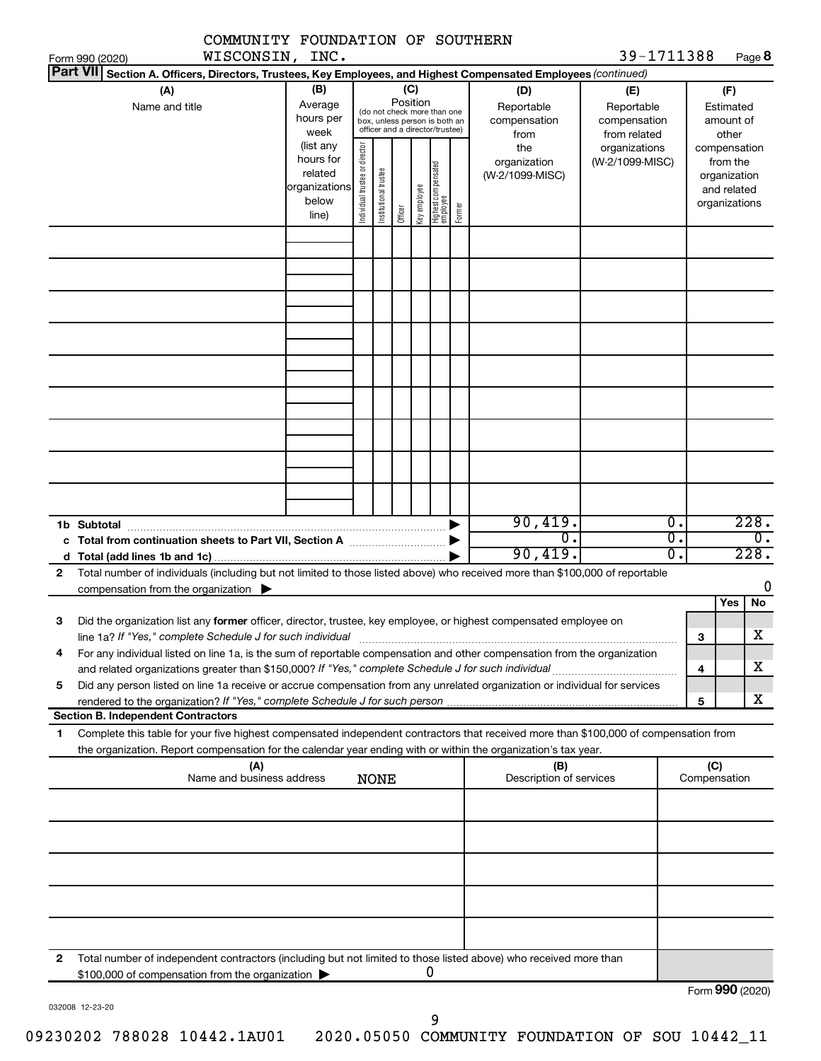COMMUNITY FOUNDATION OF SOUTHERN WISCONSIN, INC.

Form 990 (2020) 39-1711388 Page **8**

**Part VII** **Section A. Officers, Directors, Trustees, Key Employees, and Highest Compensated Employees** *(continued)*

| (A) Name and title | (B) Average hours per week (list any hours for related organizations below line) | (C) Position (do not check more than one box, unless person is both an officer and a director/trustee): Individual trustee or director | Institutional trustee | Officer | Key employee | Highest compensated employee | Former | (D) Reportable compensation from the organization (W-2/1099-MISC) | (E) Reportable compensation from related organizations (W-2/1099-MISC) | (F) Estimated amount of other compensation from the organization and related organizations |
|---|---|---|---|---|---|---|---|---|---|---|
| | | | | | | | | | | |
| | | | | | | | | | | |
| | | | | | | | | | | |
| | | | | | | | | | | |
| | | | | | | | | | | |
| | | | | | | | | | | |
| | | | | | | | | | | |
| | | | | | | | | | | |
| | | | | | | | | | | |
| **1b Subtotal** | | | | | | | | 90,419. | 0. | 228. |
| **c Total from continuation sheets to Part VII, Section A** | | | | | | | | 0. | 0. | 0. |
| **d Total (add lines 1b and 1c)** | | | | | | | | 90,419. | 0. | 228. |

**2** Total number of individuals (including but not limited to those listed above) who received more than $100,000 of reportable compensation from the organization ▶ 0

| | | | Yes | No |
|---|---|---|---|---|
| **3** | Did the organization list any **former** officer, director, trustee, key employee, or highest compensated employee on line 1a? *If "Yes," complete Schedule J for such individual* | 3 | | X |
| **4** | For any individual listed on line 1a, is the sum of reportable compensation and other compensation from the organization and related organizations greater than $150,000? *If "Yes," complete Schedule J for such individual* | 4 | | X |
| **5** | Did any person listed on line 1a receive or accrue compensation from any unrelated organization or individual for services rendered to the organization? *If "Yes," complete Schedule J for such person* | 5 | | X |

**Section B. Independent Contractors**

**1** Complete this table for your five highest compensated independent contractors that received more than $100,000 of compensation from the organization. Report compensation for the calendar year ending with or within the organization's tax year.

| (A) Name and business address | (B) Description of services | (C) Compensation |
|---|---|---|
| NONE | | |
| | | |
| | | |
| | | |
| | | |

**2** Total number of independent contractors (including but not limited to those listed above) who received more than $100,000 of compensation from the organization ▶ 0

Form **990** (2020)

032008 12-23-20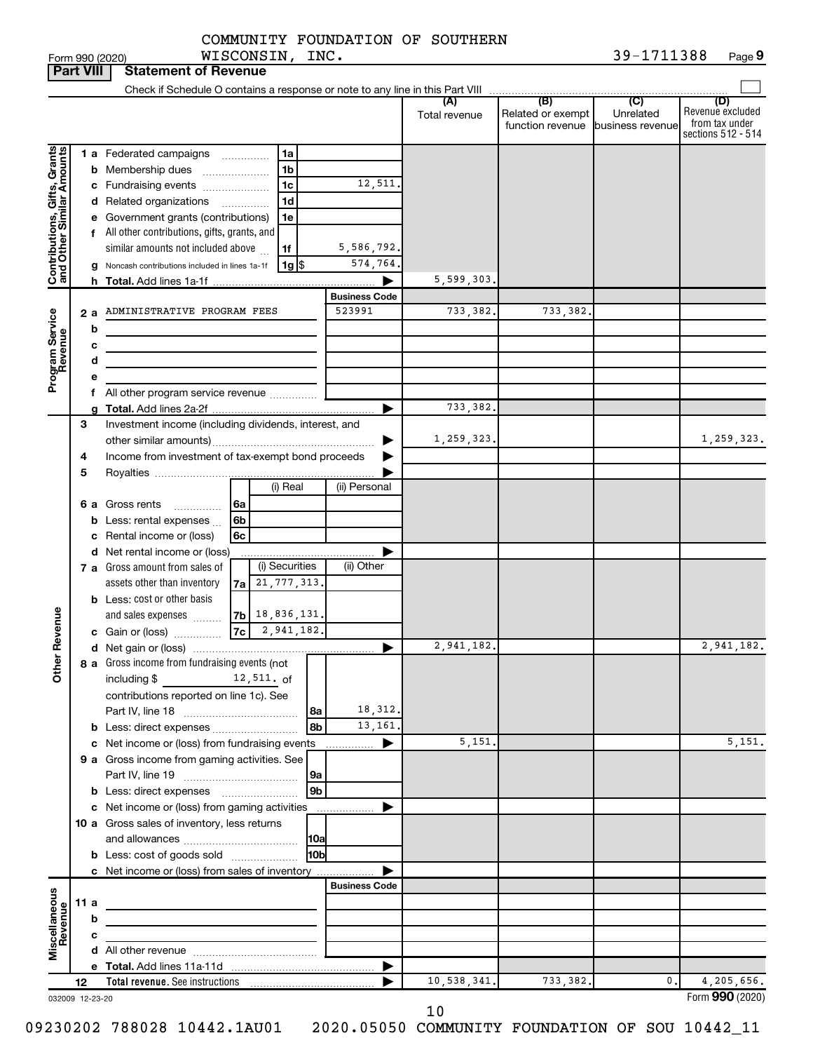COMMUNITY FOUNDATION OF SOUTHERN WISCONSIN, INC. 39-1711388

Form 990 (2020) Page 9

## Part VIII Statement of Revenue

Check if Schedule O contains a response or note to any line in this Part VIII

| | | | | (A) Total revenue | (B) Related or exempt function revenue | (C) Unrelated business revenue | (D) Revenue excluded from tax under sections 512 - 514 |
|---|---|---|---|---|---|---|---|
| **Contributions, Gifts, Grants and Other Similar Amounts** | 1 a Federated campaigns | 1a | | | | | |
| | b Membership dues | 1b | | | | | |
| | c Fundraising events | 1c | 12,511. | | | | |
| | d Related organizations | 1d | | | | | |
| | e Government grants (contributions) | 1e | | | | | |
| | f All other contributions, gifts, grants, and similar amounts not included above | 1f | 5,586,792. | | | | |
| | g Noncash contributions included in lines 1a-1f | 1g $ | 574,764. | | | | |
| | h Total. Add lines 1a-1f | | | 5,599,303. | | | |
| **Program Service Revenue** | | | Business Code | | | | |
| | 2 a ADMINISTRATIVE PROGRAM FEES | | 523991 | 733,382. | 733,382. | | |
| | b | | | | | | |
| | c | | | | | | |
| | d | | | | | | |
| | e | | | | | | |
| | f All other program service revenue | | | | | | |
| | g Total. Add lines 2a-2f | | | 733,382. | | | |
| **Other Revenue** | 3 Investment income (including dividends, interest, and other similar amounts) | | | 1,259,323. | | | 1,259,323. |
| | 4 Income from investment of tax-exempt bond proceeds | | | | | | |
| | 5 Royalties | | | | | | |
| | | (i) Real | (ii) Personal | | | | |
| | 6 a Gross rents 6a | | | | | | |
| | b Less: rental expenses 6b | | | | | | |
| | c Rental income or (loss) 6c | | | | | | |
| | d Net rental income or (loss) | | | | | | |
| | | (i) Securities | (ii) Other | | | | |
| | 7 a Gross amount from sales of assets other than inventory 7a | 21,777,313. | | | | | |
| | b Less: cost or other basis and sales expenses 7b | 18,836,131. | | | | | |
| | c Gain or (loss) 7c | 2,941,182. | | | | | |
| | d Net gain or (loss) | | | 2,941,182. | | | 2,941,182. |
| | 8 a Gross income from fundraising events (not including $ 12,511. of contributions reported on line 1c). See Part IV, line 18 | 8a | 18,312. | | | | |
| | b Less: direct expenses | 8b | 13,161. | | | | |
| | c Net income or (loss) from fundraising events | | | 5,151. | | | 5,151. |
| | 9 a Gross income from gaming activities. See Part IV, line 19 | 9a | | | | | |
| | b Less: direct expenses | 9b | | | | | |
| | c Net income or (loss) from gaming activities | | | | | | |
| | 10 a Gross sales of inventory, less returns and allowances | 10a | | | | | |
| | b Less: cost of goods sold | 10b | | | | | |
| | c Net income or (loss) from sales of inventory | | | | | | |
| **Miscellaneous Revenue** | | | Business Code | | | | |
| | 11 a | | | | | | |
| | b | | | | | | |
| | c | | | | | | |
| | d All other revenue | | | | | | |
| | e Total. Add lines 11a-11d | | | | | | |
| | 12 Total revenue. See instructions | | | 10,538,341. | 733,382. | 0. | 4,205,656. |

032009 12-23-20 Form 990 (2020)

09230202 788028 10442.1AU01 2020.05050 COMMUNITY FOUNDATION OF SOU 10442_11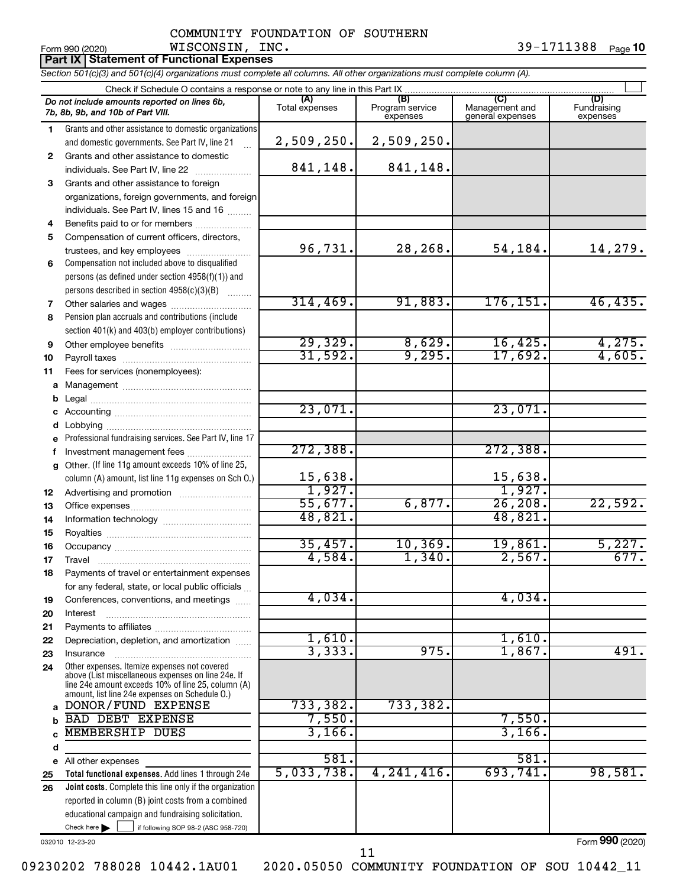COMMUNITY FOUNDATION OF SOUTHERN WISCONSIN, INC.

Form 990 (2020) 39-1711388 Page **10**

**Part IX | Statement of Functional Expenses**

*Section 501(c)(3) and 501(c)(4) organizations must complete all columns. All other organizations must complete column (A).*

Check if Schedule O contains a response or note to any line in this Part IX

| | *Do not include amounts reported on lines 6b, 7b, 8b, 9b, and 10b of Part VIII.* | (A) Total expenses | (B) Program service expenses | (C) Management and general expenses | (D) Fundraising expenses |
|---|---|---|---|---|---|
| 1 | Grants and other assistance to domestic organizations and domestic governments. See Part IV, line 21 | 2,509,250. | 2,509,250. | | |
| 2 | Grants and other assistance to domestic individuals. See Part IV, line 22 | 841,148. | 841,148. | | |
| 3 | Grants and other assistance to foreign organizations, foreign governments, and foreign individuals. See Part IV, lines 15 and 16 | | | | |
| 4 | Benefits paid to or for members | | | | |
| 5 | Compensation of current officers, directors, trustees, and key employees | 96,731. | 28,268. | 54,184. | 14,279. |
| 6 | Compensation not included above to disqualified persons (as defined under section 4958(f)(1)) and persons described in section 4958(c)(3)(B) | | | | |
| 7 | Other salaries and wages | 314,469. | 91,883. | 176,151. | 46,435. |
| 8 | Pension plan accruals and contributions (include section 401(k) and 403(b) employer contributions) | | | | |
| 9 | Other employee benefits | 29,329. | 8,629. | 16,425. | 4,275. |
| 10 | Payroll taxes | 31,592. | 9,295. | 17,692. | 4,605. |
| 11 | Fees for services (nonemployees): | | | | |
| a | Management | | | | |
| b | Legal | | | | |
| c | Accounting | 23,071. | | 23,071. | |
| d | Lobbying | | | | |
| e | Professional fundraising services. See Part IV, line 17 | | | | |
| f | Investment management fees | 272,388. | | 272,388. | |
| g | Other. (If line 11g amount exceeds 10% of line 25, column (A) amount, list line 11g expenses on Sch O.) | 15,638. | | 15,638. | |
| 12 | Advertising and promotion | 1,927. | | 1,927. | |
| 13 | Office expenses | 55,677. | 6,877. | 26,208. | 22,592. |
| 14 | Information technology | 48,821. | | 48,821. | |
| 15 | Royalties | | | | |
| 16 | Occupancy | 35,457. | 10,369. | 19,861. | 5,227. |
| 17 | Travel | 4,584. | 1,340. | 2,567. | 677. |
| 18 | Payments of travel or entertainment expenses for any federal, state, or local public officials | | | | |
| 19 | Conferences, conventions, and meetings | 4,034. | | 4,034. | |
| 20 | Interest | | | | |
| 21 | Payments to affiliates | | | | |
| 22 | Depreciation, depletion, and amortization | 1,610. | | 1,610. | |
| 23 | Insurance | 3,333. | 975. | 1,867. | 491. |
| 24 | Other expenses. Itemize expenses not covered above (List miscellaneous expenses on line 24e. If line 24e amount exceeds 10% of line 25, column (A) amount, list line 24e expenses on Schedule O.) | | | | |
| a | DONOR/FUND EXPENSE | 733,382. | 733,382. | | |
| b | BAD DEBT EXPENSE | 7,550. | | 7,550. | |
| c | MEMBERSHIP DUES | 3,166. | | 3,166. | |
| d | | | | | |
| e | All other expenses | 581. | | 581. | |
| 25 | **Total functional expenses.** Add lines 1 through 24e | 5,033,738. | 4,241,416. | 693,741. | 98,581. |
| 26 | **Joint costs.** Complete this line only if the organization reported in column (B) joint costs from a combined educational campaign and fundraising solicitation. Check here ☐ if following SOP 98-2 (ASC 958-720) | | | | |

032010 12-23-20 Form **990** (2020)

09230202 788028 10442.1AU01 2020.05050 COMMUNITY FOUNDATION OF SOU 10442_11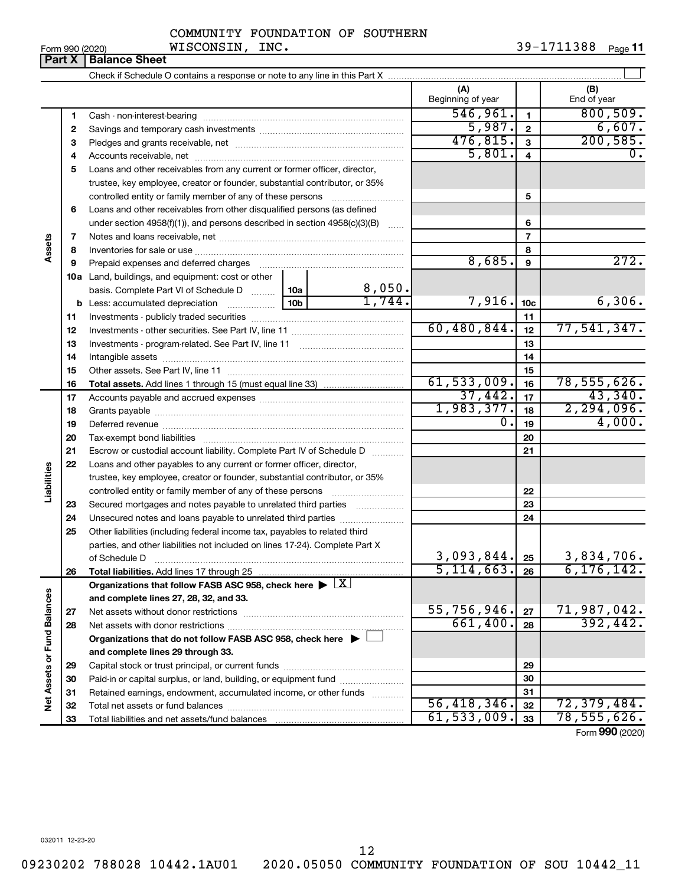COMMUNITY FOUNDATION OF SOUTHERN WISCONSIN, INC.

Form 990 (2020) 39-1711388 Page **11**

## Part X | Balance Sheet

Check if Schedule O contains a response or note to any line in this Part X

| | | | | (A) Beginning of year | | (B) End of year |
|---|---|---|---|---|---|---|
| Assets | 1 | Cash - non-interest-bearing | | 546,961. | 1 | 800,509. |
| | 2 | Savings and temporary cash investments | | 5,987. | 2 | 6,607. |
| | 3 | Pledges and grants receivable, net | | 476,815. | 3 | 200,585. |
| | 4 | Accounts receivable, net | | 5,801. | 4 | 0. |
| | 5 | Loans and other receivables from any current or former officer, director, trustee, key employee, creator or founder, substantial contributor, or 35% controlled entity or family member of any of these persons | | | 5 | |
| | 6 | Loans and other receivables from other disqualified persons (as defined under section 4958(f)(1)), and persons described in section 4958(c)(3)(B) | | | 6 | |
| | 7 | Notes and loans receivable, net | | | 7 | |
| | 8 | Inventories for sale or use | | | 8 | |
| | 9 | Prepaid expenses and deferred charges | | 8,685. | 9 | 272. |
| | 10a | Land, buildings, and equipment: cost or other basis. Complete Part VI of Schedule D | 10a 8,050. | | | |
| | b | Less: accumulated depreciation | 10b 1,744. | 7,916. | 10c | 6,306. |
| | 11 | Investments - publicly traded securities | | | 11 | |
| | 12 | Investments - other securities. See Part IV, line 11 | | 60,480,844. | 12 | 77,541,347. |
| | 13 | Investments - program-related. See Part IV, line 11 | | | 13 | |
| | 14 | Intangible assets | | | 14 | |
| | 15 | Other assets. See Part IV, line 11 | | | 15 | |
| | 16 | **Total assets.** Add lines 1 through 15 (must equal line 33) | | 61,533,009. | 16 | 78,555,626. |
| Liabilities | 17 | Accounts payable and accrued expenses | | 37,442. | 17 | 43,340. |
| | 18 | Grants payable | | 1,983,377. | 18 | 2,294,096. |
| | 19 | Deferred revenue | | 0. | 19 | 4,000. |
| | 20 | Tax-exempt bond liabilities | | | 20 | |
| | 21 | Escrow or custodial account liability. Complete Part IV of Schedule D | | | 21 | |
| | 22 | Loans and other payables to any current or former officer, director, trustee, key employee, creator or founder, substantial contributor, or 35% controlled entity or family member of any of these persons | | | 22 | |
| | 23 | Secured mortgages and notes payable to unrelated third parties | | | 23 | |
| | 24 | Unsecured notes and loans payable to unrelated third parties | | | 24 | |
| | 25 | Other liabilities (including federal income tax, payables to related third parties, and other liabilities not included on lines 17-24). Complete Part X of Schedule D | | 3,093,844. | 25 | 3,834,706. |
| | 26 | **Total liabilities.** Add lines 17 through 25 | | 5,114,663. | 26 | 6,176,142. |
| Net Assets or Fund Balances | | **Organizations that follow FASB ASC 958, check here** ▶ [X] **and complete lines 27, 28, 32, and 33.** | | | | |
| | 27 | Net assets without donor restrictions | | 55,756,946. | 27 | 71,987,042. |
| | 28 | Net assets with donor restrictions | | 661,400. | 28 | 392,442. |
| | | **Organizations that do not follow FASB ASC 958, check here** ▶ [ ] **and complete lines 29 through 33.** | | | | |
| | 29 | Capital stock or trust principal, or current funds | | | 29 | |
| | 30 | Paid-in or capital surplus, or land, building, or equipment fund | | | 30 | |
| | 31 | Retained earnings, endowment, accumulated income, or other funds | | | 31 | |
| | 32 | Total net assets or fund balances | | 56,418,346. | 32 | 72,379,484. |
| | 33 | Total liabilities and net assets/fund balances | | 61,533,009. | 33 | 78,555,626. |

Form **990** (2020)

032011 12-23-20

09230202 788028 10442.1AU01 2020.05050 COMMUNITY FOUNDATION OF SOU 10442_11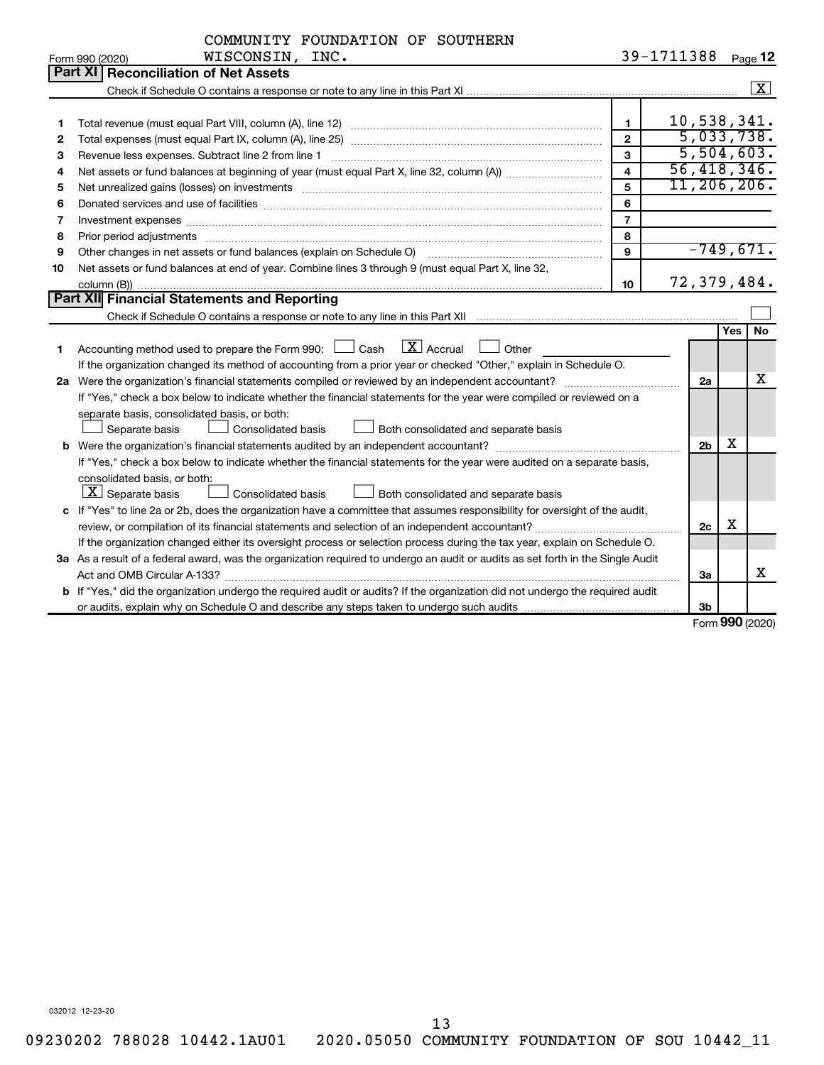COMMUNITY FOUNDATION OF SOUTHERN WISCONSIN, INC. — 39-1711388

Form 990 (2020) Page 12

## Part XI Reconciliation of Net Assets

Check if Schedule O contains a response or note to any line in this Part XI ..... [X]

| | | Line | Amount |
|---|---|---|---|
| 1 | Total revenue (must equal Part VIII, column (A), line 12) | 1 | 10,538,341. |
| 2 | Total expenses (must equal Part IX, column (A), line 25) | 2 | 5,033,738. |
| 3 | Revenue less expenses. Subtract line 2 from line 1 | 3 | 5,504,603. |
| 4 | Net assets or fund balances at beginning of year (must equal Part X, line 32, column (A)) | 4 | 56,418,346. |
| 5 | Net unrealized gains (losses) on investments | 5 | 11,206,206. |
| 6 | Donated services and use of facilities | 6 | |
| 7 | Investment expenses | 7 | |
| 8 | Prior period adjustments | 8 | |
| 9 | Other changes in net assets or fund balances (explain on Schedule O) | 9 | -749,671. |
| 10 | Net assets or fund balances at end of year. Combine lines 3 through 9 (must equal Part X, line 32, column (B)) | 10 | 72,379,484. |

## Part XII Financial Statements and Reporting

Check if Schedule O contains a response or note to any line in this Part XII ..... [ ]

| | | Line | Yes | No |
|---|---|---|---|---|
| 1 | Accounting method used to prepare the Form 990: [ ] Cash [X] Accrual [ ] Other. If the organization changed its method of accounting from a prior year or checked "Other," explain in Schedule O. | | | |
| 2a | Were the organization's financial statements compiled or reviewed by an independent accountant? If "Yes," check a box below to indicate whether the financial statements for the year were compiled or reviewed on a separate basis, consolidated basis, or both: [ ] Separate basis [ ] Consolidated basis [ ] Both consolidated and separate basis | 2a | | X |
| b | Were the organization's financial statements audited by an independent accountant? If "Yes," check a box below to indicate whether the financial statements for the year were audited on a separate basis, consolidated basis, or both: [X] Separate basis [ ] Consolidated basis [ ] Both consolidated and separate basis | 2b | X | |
| c | If "Yes" to line 2a or 2b, does the organization have a committee that assumes responsibility for oversight of the audit, review, or compilation of its financial statements and selection of an independent accountant? If the organization changed either its oversight process or selection process during the tax year, explain on Schedule O. | 2c | X | |
| 3a | As a result of a federal award, was the organization required to undergo an audit or audits as set forth in the Single Audit Act and OMB Circular A-133? | 3a | | X |
| b | If "Yes," did the organization undergo the required audit or audits? If the organization did not undergo the required audit or audits, explain why on Schedule O and describe any steps taken to undergo such audits | 3b | | |

Form 990 (2020)

032012 12-23-20

09230202 788028 10442.1AU01 2020.05050 COMMUNITY FOUNDATION OF SOU 10442_11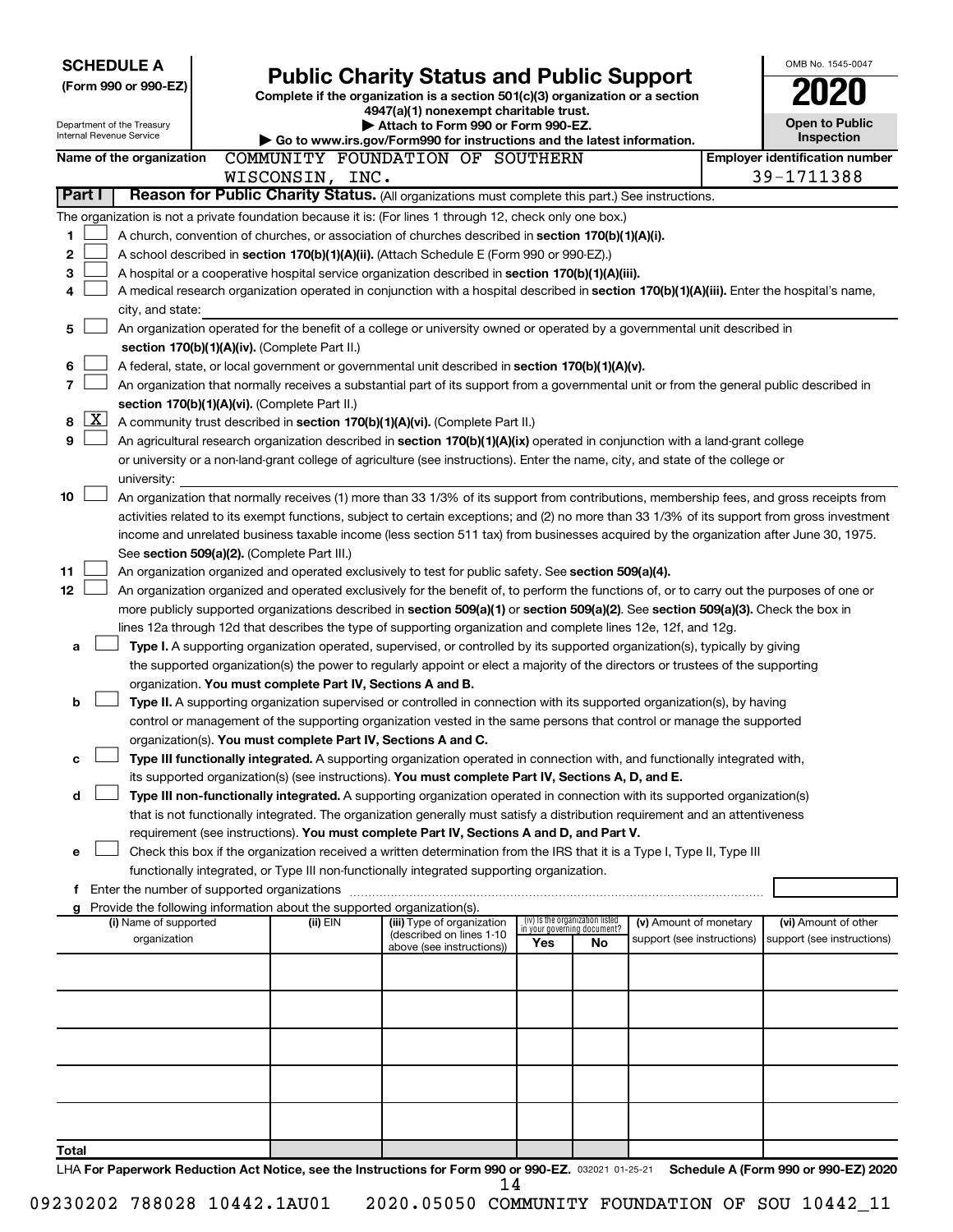**SCHEDULE A**
**(Form 990 or 990-EZ)**

Department of the Treasury
Internal Revenue Service

# Public Charity Status and Public Support

**Complete if the organization is a section 501(c)(3) organization or a section 4947(a)(1) nonexempt charitable trust.**
**▶ Attach to Form 990 or Form 990-EZ.**
**▶ Go to www.irs.gov/Form990 for instructions and the latest information.**

OMB No. 1545-0047
**2020**
**Open to Public Inspection**

**Name of the organization** COMMUNITY FOUNDATION OF SOUTHERN WISCONSIN, INC.
**Employer identification number** 39-1711388

## Part I — Reason for Public Charity Status. (All organizations must complete this part.) See instructions.

The organization is not a private foundation because it is: (For lines 1 through 12, check only one box.)

1. ☐ A church, convention of churches, or association of churches described in **section 170(b)(1)(A)(i).**
2. ☐ A school described in **section 170(b)(1)(A)(ii).** (Attach Schedule E (Form 990 or 990-EZ).)
3. ☐ A hospital or a cooperative hospital service organization described in **section 170(b)(1)(A)(iii).**
4. ☐ A medical research organization operated in conjunction with a hospital described in **section 170(b)(1)(A)(iii).** Enter the hospital's name, city, and state:
5. ☐ An organization operated for the benefit of a college or university owned or operated by a governmental unit described in **section 170(b)(1)(A)(iv).** (Complete Part II.)
6. ☐ A federal, state, or local government or governmental unit described in **section 170(b)(1)(A)(v).**
7. ☐ An organization that normally receives a substantial part of its support from a governmental unit or from the general public described in **section 170(b)(1)(A)(vi).** (Complete Part II.)
8. ☒ A community trust described in **section 170(b)(1)(A)(vi).** (Complete Part II.)
9. ☐ An agricultural research organization described in **section 170(b)(1)(A)(ix)** operated in conjunction with a land-grant college or university or a non-land-grant college of agriculture (see instructions). Enter the name, city, and state of the college or university:
10. ☐ An organization that normally receives (1) more than 33 1/3% of its support from contributions, membership fees, and gross receipts from activities related to its exempt functions, subject to certain exceptions; and (2) no more than 33 1/3% of its support from gross investment income and unrelated business taxable income (less section 511 tax) from businesses acquired by the organization after June 30, 1975. See **section 509(a)(2).** (Complete Part III.)
11. ☐ An organization organized and operated exclusively to test for public safety. See **section 509(a)(4).**
12. ☐ An organization organized and operated exclusively for the benefit of, to perform the functions of, or to carry out the purposes of one or more publicly supported organizations described in **section 509(a)(1)** or **section 509(a)(2).** See **section 509(a)(3).** Check the box in lines 12a through 12d that describes the type of supporting organization and complete lines 12e, 12f, and 12g.
   - **a** ☐ **Type I.** A supporting organization operated, supervised, or controlled by its supported organization(s), typically by giving the supported organization(s) the power to regularly appoint or elect a majority of the directors or trustees of the supporting organization. **You must complete Part IV, Sections A and B.**
   - **b** ☐ **Type II.** A supporting organization supervised or controlled in connection with its supported organization(s), by having control or management of the supporting organization vested in the same persons that control or manage the supported organization(s). **You must complete Part IV, Sections A and C.**
   - **c** ☐ **Type III functionally integrated.** A supporting organization operated in connection with, and functionally integrated with, its supported organization(s) (see instructions). **You must complete Part IV, Sections A, D, and E.**
   - **d** ☐ **Type III non-functionally integrated.** A supporting organization operated in connection with its supported organization(s) that is not functionally integrated. The organization generally must satisfy a distribution requirement and an attentiveness requirement (see instructions). **You must complete Part IV, Sections A and D, and Part V.**
   - **e** ☐ Check this box if the organization received a written determination from the IRS that it is a Type I, Type II, Type III functionally integrated, or Type III non-functionally integrated supporting organization.
   - **f** Enter the number of supported organizations
   - **g** Provide the following information about the supported organization(s).

| (i) Name of supported organization | (ii) EIN | (iii) Type of organization (described on lines 1-10 above (see instructions)) | (iv) Is the organization listed in your governing document? Yes | No | (v) Amount of monetary support (see instructions) | (vi) Amount of other support (see instructions) |
|---|---|---|---|---|---|---|
| | | | | | | |
| | | | | | | |
| | | | | | | |
| | | | | | | |
| | | | | | | |
| **Total** | | | | | | |

LHA **For Paperwork Reduction Act Notice, see the Instructions for Form 990 or 990-EZ.** 032021 01-25-21 **Schedule A (Form 990 or 990-EZ) 2020**

09230202 788028 10442.1AU01 2020.05050 COMMUNITY FOUNDATION OF SOU 10442_11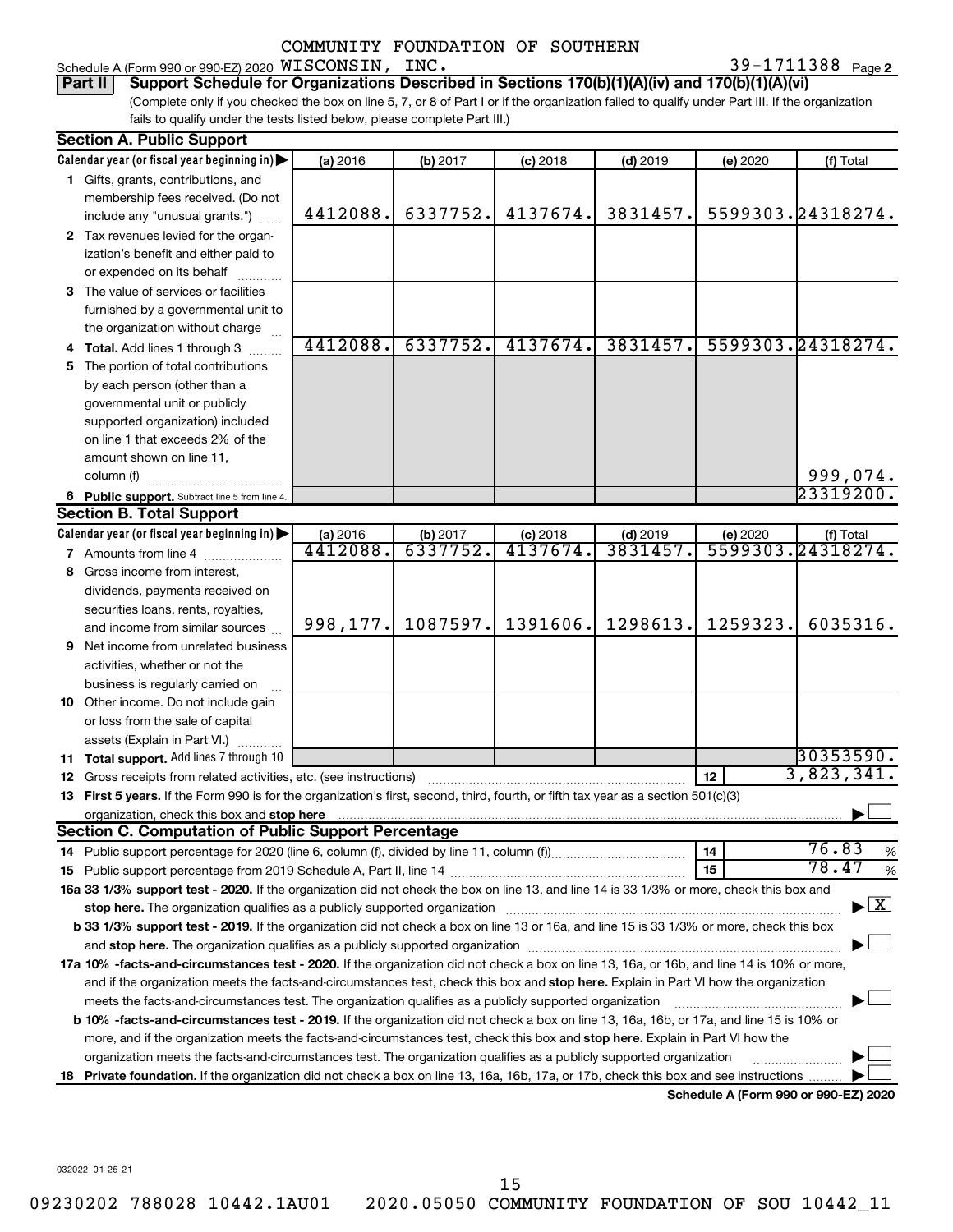COMMUNITY FOUNDATION OF SOUTHERN

Schedule A (Form 990 or 990-EZ) 2020 WISCONSIN, INC. 39-1711388 Page 2

**Part II** **Support Schedule for Organizations Described in Sections 170(b)(1)(A)(iv) and 170(b)(1)(A)(vi)**

(Complete only if you checked the box on line 5, 7, or 8 of Part I or if the organization failed to qualify under Part III. If the organization fails to qualify under the tests listed below, please complete Part III.)

## Section A. Public Support

| Calendar year (or fiscal year beginning in) ▶ | (a) 2016 | (b) 2017 | (c) 2018 | (d) 2019 | (e) 2020 | (f) Total |
|---|---|---|---|---|---|---|
| **1** Gifts, grants, contributions, and membership fees received. (Do not include any "unusual grants.") | 4412088. | 6337752. | 4137674. | 3831457. | 5599303. | 24318274. |
| **2** Tax revenues levied for the organization's benefit and either paid to or expended on its behalf | | | | | | |
| **3** The value of services or facilities furnished by a governmental unit to the organization without charge | | | | | | |
| **4** **Total.** Add lines 1 through 3 | 4412088. | 6337752. | 4137674. | 3831457. | 5599303. | 24318274. |
| **5** The portion of total contributions by each person (other than a governmental unit or publicly supported organization) included on line 1 that exceeds 2% of the amount shown on line 11, column (f) | | | | | | 999,074. |
| **6** **Public support.** Subtract line 5 from line 4. | | | | | | 23319200. |

## Section B. Total Support

| Calendar year (or fiscal year beginning in) ▶ | (a) 2016 | (b) 2017 | (c) 2018 | (d) 2019 | (e) 2020 | (f) Total |
|---|---|---|---|---|---|---|
| **7** Amounts from line 4 | 4412088. | 6337752. | 4137674. | 3831457. | 5599303. | 24318274. |
| **8** Gross income from interest, dividends, payments received on securities loans, rents, royalties, and income from similar sources | 998,177. | 1087597. | 1391606. | 1298613. | 1259323. | 6035316. |
| **9** Net income from unrelated business activities, whether or not the business is regularly carried on | | | | | | |
| **10** Other income. Do not include gain or loss from the sale of capital assets (Explain in Part VI.) | | | | | | |
| **11** **Total support.** Add lines 7 through 10 | | | | | | 30353590. |

**12** Gross receipts from related activities, etc. (see instructions) | **12** | 3,823,341.

**13** **First 5 years.** If the Form 990 is for the organization's first, second, third, fourth, or fifth tax year as a section 501(c)(3) organization, check this box and **stop here** ▶ ☐

## Section C. Computation of Public Support Percentage

**14** Public support percentage for 2020 (line 6, column (f), divided by line 11, column (f)) | **14** | 76.83 %

**15** Public support percentage from 2019 Schedule A, Part II, line 14 | **15** | 78.47 %

**16a 33 1/3% support test - 2020.** If the organization did not check the box on line 13, and line 14 is 33 1/3% or more, check this box and **stop here.** The organization qualifies as a publicly supported organization ▶ ☒

**b 33 1/3% support test - 2019.** If the organization did not check a box on line 13 or 16a, and line 15 is 33 1/3% or more, check this box and **stop here.** The organization qualifies as a publicly supported organization ▶ ☐

**17a 10% -facts-and-circumstances test - 2020.** If the organization did not check a box on line 13, 16a, or 16b, and line 14 is 10% or more, and if the organization meets the facts-and-circumstances test, check this box and **stop here.** Explain in Part VI how the organization meets the facts-and-circumstances test. The organization qualifies as a publicly supported organization ▶ ☐

**b 10% -facts-and-circumstances test - 2019.** If the organization did not check a box on line 13, 16a, 16b, or 17a, and line 15 is 10% or more, and if the organization meets the facts-and-circumstances test, check this box and **stop here.** Explain in Part VI how the organization meets the facts-and-circumstances test. The organization qualifies as a publicly supported organization ▶ ☐

**18** **Private foundation.** If the organization did not check a box on line 13, 16a, 16b, 17a, or 17b, check this box and see instructions ▶ ☐

**Schedule A (Form 990 or 990-EZ) 2020**

032022 01-25-21

09230202 788028 10442.1AU01 2020.05050 COMMUNITY FOUNDATION OF SOU 10442_11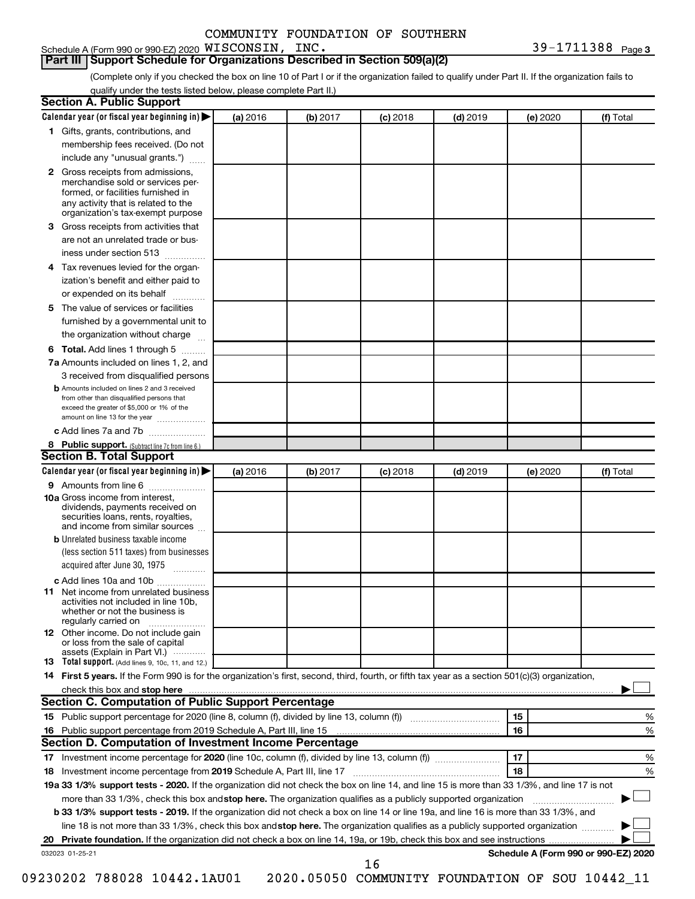Schedule A (Form 990 or 990-EZ) 2020 COMMUNITY FOUNDATION OF SOUTHERN WISCONSIN, INC. 39-1711388 Page 3

## Part III Support Schedule for Organizations Described in Section 509(a)(2)

(Complete only if you checked the box on line 10 of Part I or if the organization failed to qualify under Part II. If the organization fails to qualify under the tests listed below, please complete Part II.)

### Section A. Public Support

| Calendar year (or fiscal year beginning in) | (a) 2016 | (b) 2017 | (c) 2018 | (d) 2019 | (e) 2020 | (f) Total |
|---|---|---|---|---|---|---|
| 1 Gifts, grants, contributions, and membership fees received. (Do not include any "unusual grants.") | | | | | | |
| 2 Gross receipts from admissions, merchandise sold or services performed, or facilities furnished in any activity that is related to the organization's tax-exempt purpose | | | | | | |
| 3 Gross receipts from activities that are not an unrelated trade or business under section 513 | | | | | | |
| 4 Tax revenues levied for the organization's benefit and either paid to or expended on its behalf | | | | | | |
| 5 The value of services or facilities furnished by a governmental unit to the organization without charge | | | | | | |
| 6 Total. Add lines 1 through 5 | | | | | | |
| 7a Amounts included on lines 1, 2, and 3 received from disqualified persons | | | | | | |
| b Amounts included on lines 2 and 3 received from other than disqualified persons that exceed the greater of $5,000 or 1% of the amount on line 13 for the year | | | | | | |
| c Add lines 7a and 7b | | | | | | |
| 8 Public support. (Subtract line 7c from line 6.) | | | | | | |

### Section B. Total Support

| Calendar year (or fiscal year beginning in) | (a) 2016 | (b) 2017 | (c) 2018 | (d) 2019 | (e) 2020 | (f) Total |
|---|---|---|---|---|---|---|
| 9 Amounts from line 6 | | | | | | |
| 10a Gross income from interest, dividends, payments received on securities loans, rents, royalties, and income from similar sources | | | | | | |
| b Unrelated business taxable income (less section 511 taxes) from businesses acquired after June 30, 1975 | | | | | | |
| c Add lines 10a and 10b | | | | | | |
| 11 Net income from unrelated business activities not included in line 10b, whether or not the business is regularly carried on | | | | | | |
| 12 Other income. Do not include gain or loss from the sale of capital assets (Explain in Part VI.) | | | | | | |
| 13 Total support. (Add lines 9, 10c, 11, and 12.) | | | | | | |

14 **First 5 years.** If the Form 990 is for the organization's first, second, third, fourth, or fifth tax year as a section 501(c)(3) organization, check this box and **stop here** ☐

### Section C. Computation of Public Support Percentage

| | | | |
|---|---|---|---|
| 15 | Public support percentage for 2020 (line 8, column (f), divided by line 13, column (f)) | 15 | % |
| 16 | Public support percentage from 2019 Schedule A, Part III, line 15 | 16 | % |

### Section D. Computation of Investment Income Percentage

| | | | |
|---|---|---|---|
| 17 | Investment income percentage for **2020** (line 10c, column (f), divided by line 13, column (f)) | 17 | % |
| 18 | Investment income percentage from **2019** Schedule A, Part III, line 17 | 18 | % |

**19a 33 1/3% support tests - 2020.** If the organization did not check the box on line 14, and line 15 is more than 33 1/3%, and line 17 is not more than 33 1/3%, check this box and **stop here.** The organization qualifies as a publicly supported organization ☐

**b 33 1/3% support tests - 2019.** If the organization did not check a box on line 14 or line 19a, and line 16 is more than 33 1/3%, and line 18 is not more than 33 1/3%, check this box and **stop here.** The organization qualifies as a publicly supported organization ☐

**20 Private foundation.** If the organization did not check a box on line 14, 19a, or 19b, check this box and see instructions ☐

032023 01-25-21 **Schedule A (Form 990 or 990-EZ) 2020**

09230202 788028 10442.1AU01 2020.05050 COMMUNITY FOUNDATION OF SOU 10442_11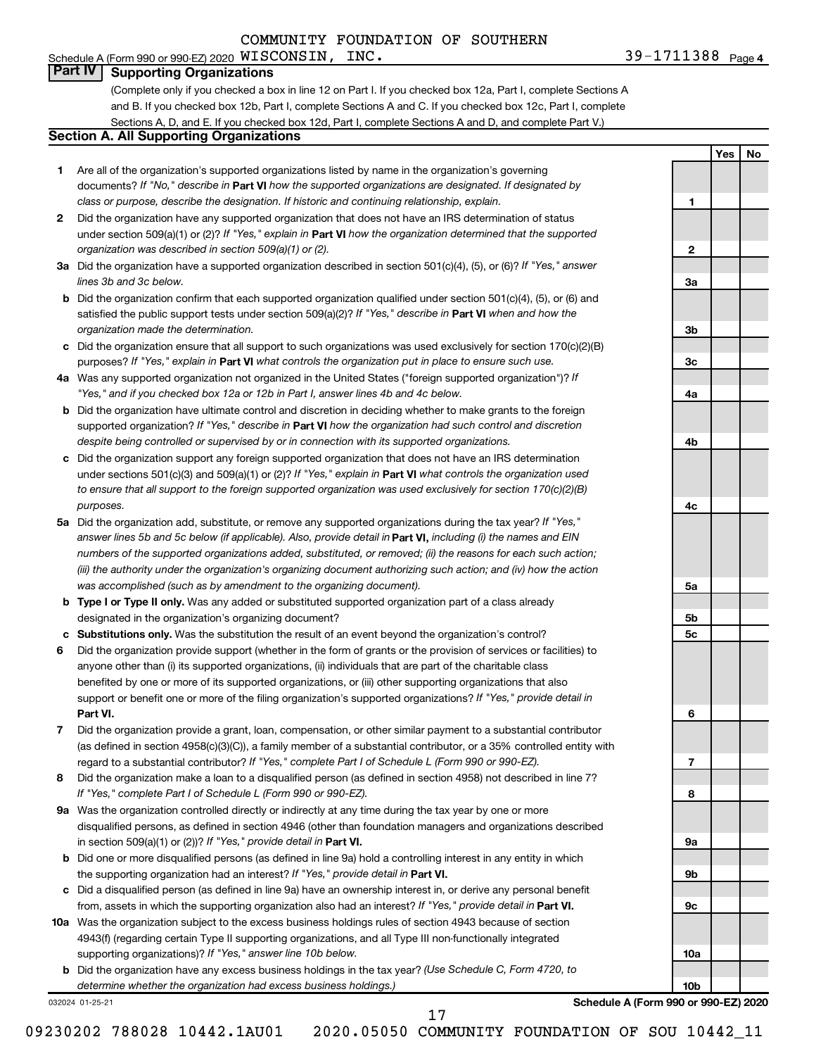COMMUNITY FOUNDATION OF SOUTHERN

Schedule A (Form 990 or 990-EZ) 2020 WISCONSIN, INC. 39-1711388 Page 4

## Part IV Supporting Organizations

(Complete only if you checked a box in line 12 on Part I. If you checked box 12a, Part I, complete Sections A and B. If you checked box 12b, Part I, complete Sections A and C. If you checked box 12c, Part I, complete Sections A, D, and E. If you checked box 12d, Part I, complete Sections A and D, and complete Part V.)

### Section A. All Supporting Organizations

| | | | Yes | No |
|---|---|---|---|---|
| **1** | Are all of the organization's supported organizations listed by name in the organization's governing documents? *If "No," describe in* **Part VI** *how the supported organizations are designated. If designated by class or purpose, describe the designation. If historic and continuing relationship, explain.* | 1 | | |
| **2** | Did the organization have any supported organization that does not have an IRS determination of status under section 509(a)(1) or (2)? *If "Yes," explain in* **Part VI** *how the organization determined that the supported organization was described in section 509(a)(1) or (2).* | 2 | | |
| **3a** | Did the organization have a supported organization described in section 501(c)(4), (5), or (6)? *If "Yes," answer lines 3b and 3c below.* | 3a | | |
| **b** | Did the organization confirm that each supported organization qualified under section 501(c)(4), (5), or (6) and satisfied the public support tests under section 509(a)(2)? *If "Yes," describe in* **Part VI** *when and how the organization made the determination.* | 3b | | |
| **c** | Did the organization ensure that all support to such organizations was used exclusively for section 170(c)(2)(B) purposes? *If "Yes," explain in* **Part VI** *what controls the organization put in place to ensure such use.* | 3c | | |
| **4a** | Was any supported organization not organized in the United States ("foreign supported organization")? *If "Yes," and if you checked box 12a or 12b in Part I, answer lines 4b and 4c below.* | 4a | | |
| **b** | Did the organization have ultimate control and discretion in deciding whether to make grants to the foreign supported organization? *If "Yes," describe in* **Part VI** *how the organization had such control and discretion despite being controlled or supervised by or in connection with its supported organizations.* | 4b | | |
| **c** | Did the organization support any foreign supported organization that does not have an IRS determination under sections 501(c)(3) and 509(a)(1) or (2)? *If "Yes," explain in* **Part VI** *what controls the organization used to ensure that all support to the foreign supported organization was used exclusively for section 170(c)(2)(B) purposes.* | 4c | | |
| **5a** | Did the organization add, substitute, or remove any supported organizations during the tax year? *If "Yes," answer lines 5b and 5c below (if applicable). Also, provide detail in* **Part VI,** *including (i) the names and EIN numbers of the supported organizations added, substituted, or removed; (ii) the reasons for each such action; (iii) the authority under the organization's organizing document authorizing such action; and (iv) how the action was accomplished (such as by amendment to the organizing document).* | 5a | | |
| **b** | **Type I or Type II only.** Was any added or substituted supported organization part of a class already designated in the organization's organizing document? | 5b | | |
| **c** | **Substitutions only.** Was the substitution the result of an event beyond the organization's control? | 5c | | |
| **6** | Did the organization provide support (whether in the form of grants or the provision of services or facilities) to anyone other than (i) its supported organizations, (ii) individuals that are part of the charitable class benefited by one or more of its supported organizations, or (iii) other supporting organizations that also support or benefit one or more of the filing organization's supported organizations? *If "Yes," provide detail in* **Part VI.** | 6 | | |
| **7** | Did the organization provide a grant, loan, compensation, or other similar payment to a substantial contributor (as defined in section 4958(c)(3)(C)), a family member of a substantial contributor, or a 35% controlled entity with regard to a substantial contributor? *If "Yes," complete Part I of Schedule L (Form 990 or 990-EZ).* | 7 | | |
| **8** | Did the organization make a loan to a disqualified person (as defined in section 4958) not described in line 7? *If "Yes," complete Part I of Schedule L (Form 990 or 990-EZ).* | 8 | | |
| **9a** | Was the organization controlled directly or indirectly at any time during the tax year by one or more disqualified persons, as defined in section 4946 (other than foundation managers and organizations described in section 509(a)(1) or (2))? *If "Yes," provide detail in* **Part VI.** | 9a | | |
| **b** | Did one or more disqualified persons (as defined in line 9a) hold a controlling interest in any entity in which the supporting organization had an interest? *If "Yes," provide detail in* **Part VI.** | 9b | | |
| **c** | Did a disqualified person (as defined in line 9a) have an ownership interest in, or derive any personal benefit from, assets in which the supporting organization also had an interest? *If "Yes," provide detail in* **Part VI.** | 9c | | |
| **10a** | Was the organization subject to the excess business holdings rules of section 4943 because of section 4943(f) (regarding certain Type II supporting organizations, and all Type III non-functionally integrated supporting organizations)? *If "Yes," answer line 10b below.* | 10a | | |
| **b** | Did the organization have any excess business holdings in the tax year? *(Use Schedule C, Form 4720, to determine whether the organization had excess business holdings.)* | 10b | | |

032024 01-25-21 **Schedule A (Form 990 or 990-EZ) 2020**

09230202 788028 10442.1AU01 2020.05050 COMMUNITY FOUNDATION OF SOU 10442_11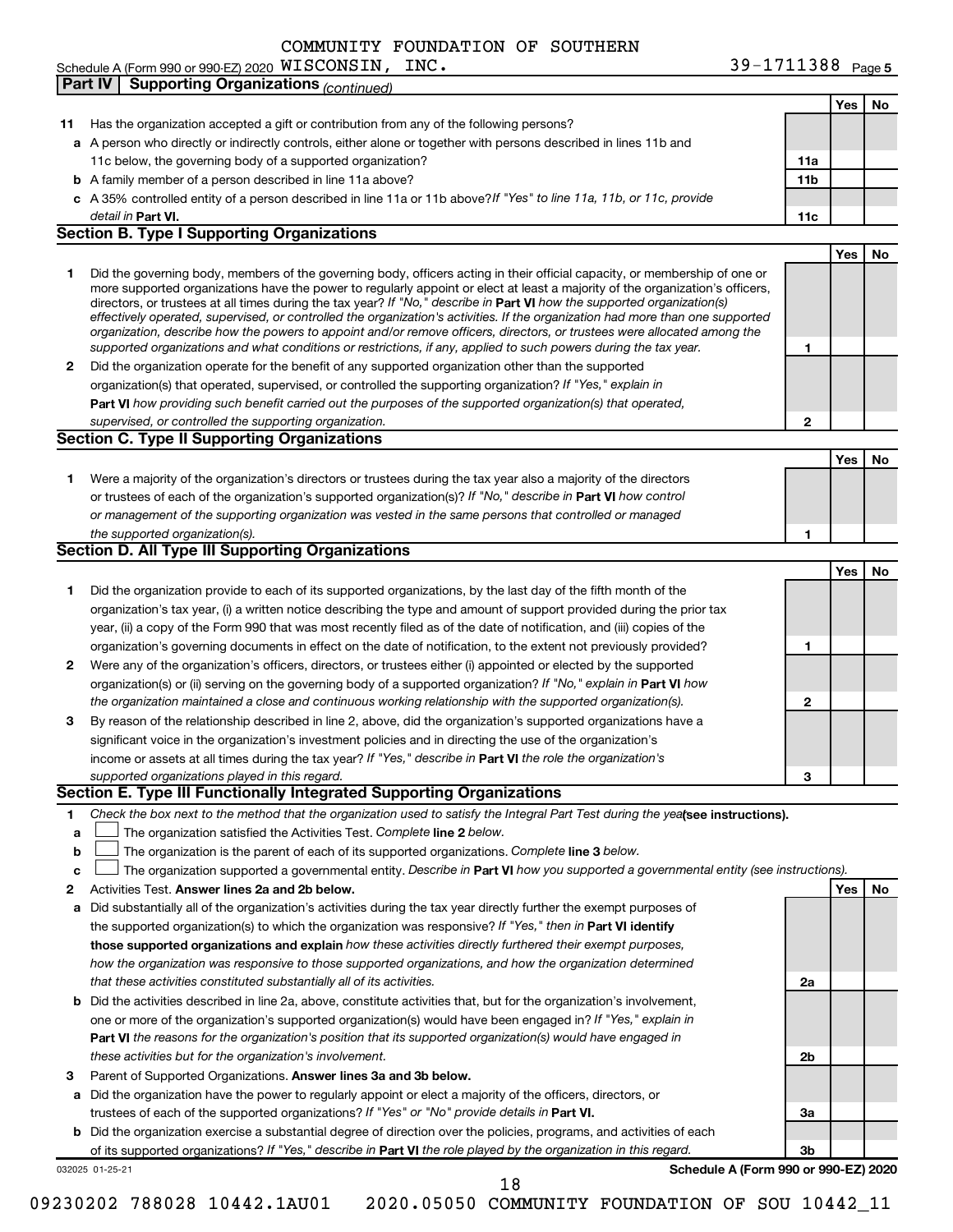COMMUNITY FOUNDATION OF SOUTHERN

Schedule A (Form 990 or 990-EZ) 2020 WISCONSIN, INC. 39-1711388 Page 5

**Part IV | Supporting Organizations** *(continued)*

| | | | Yes | No |
|---|---|---|---|---|
| **11** | Has the organization accepted a gift or contribution from any of the following persons? | | | |
| **a** | A person who directly or indirectly controls, either alone or together with persons described in lines 11b and 11c below, the governing body of a supported organization? | **11a** | | |
| **b** | A family member of a person described in line 11a above? | **11b** | | |
| **c** | A 35% controlled entity of a person described in line 11a or 11b above? *If "Yes" to line 11a, 11b, or 11c, provide detail in* **Part VI.** | **11c** | | |

**Section B. Type I Supporting Organizations**

| | | | Yes | No |
|---|---|---|---|---|
| **1** | Did the governing body, members of the governing body, officers acting in their official capacity, or membership of one or more supported organizations have the power to regularly appoint or elect at least a majority of the organization's officers, directors, or trustees at all times during the tax year? *If "No," describe in* **Part VI** *how the supported organization(s) effectively operated, supervised, or controlled the organization's activities. If the organization had more than one supported organization, describe how the powers to appoint and/or remove officers, directors, or trustees were allocated among the supported organizations and what conditions or restrictions, if any, applied to such powers during the tax year.* | **1** | | |
| **2** | Did the organization operate for the benefit of any supported organization other than the supported organization(s) that operated, supervised, or controlled the supporting organization? *If "Yes," explain in* **Part VI** *how providing such benefit carried out the purposes of the supported organization(s) that operated, supervised, or controlled the supporting organization.* | **2** | | |

**Section C. Type II Supporting Organizations**

| | | | Yes | No |
|---|---|---|---|---|
| **1** | Were a majority of the organization's directors or trustees during the tax year also a majority of the directors or trustees of each of the organization's supported organization(s)? *If "No," describe in* **Part VI** *how control or management of the supporting organization was vested in the same persons that controlled or managed the supported organization(s).* | **1** | | |

**Section D. All Type III Supporting Organizations**

| | | | Yes | No |
|---|---|---|---|---|
| **1** | Did the organization provide to each of its supported organizations, by the last day of the fifth month of the organization's tax year, (i) a written notice describing the type and amount of support provided during the prior tax year, (ii) a copy of the Form 990 that was most recently filed as of the date of notification, and (iii) copies of the organization's governing documents in effect on the date of notification, to the extent not previously provided? | **1** | | |
| **2** | Were any of the organization's officers, directors, or trustees either (i) appointed or elected by the supported organization(s) or (ii) serving on the governing body of a supported organization? *If "No," explain in* **Part VI** *how the organization maintained a close and continuous working relationship with the supported organization(s).* | **2** | | |
| **3** | By reason of the relationship described in line 2, above, did the organization's supported organizations have a significant voice in the organization's investment policies and in directing the use of the organization's income or assets at all times during the tax year? *If "Yes," describe in* **Part VI** *the role the organization's supported organizations played in this regard.* | **3** | | |

**Section E. Type III Functionally Integrated Supporting Organizations**

**1** *Check the box next to the method that the organization used to satisfy the Integral Part Test during the year* **(see instructions).**

- **a** ☐ The organization satisfied the Activities Test. *Complete* **line 2** *below.*
- **b** ☐ The organization is the parent of each of its supported organizations. *Complete* **line 3** *below.*
- **c** ☐ The organization supported a governmental entity. *Describe in* **Part VI** *how you supported a governmental entity (see instructions).*

| | | | Yes | No |
|---|---|---|---|---|
| **2** | Activities Test. **Answer lines 2a and 2b below.** | | | |
| **a** | Did substantially all of the organization's activities during the tax year directly further the exempt purposes of the supported organization(s) to which the organization was responsive? *If "Yes," then in* **Part VI identify those supported organizations and explain** *how these activities directly furthered their exempt purposes, how the organization was responsive to those supported organizations, and how the organization determined that these activities constituted substantially all of its activities.* | **2a** | | |
| **b** | Did the activities described in line 2a, above, constitute activities that, but for the organization's involvement, one or more of the organization's supported organization(s) would have been engaged in? *If "Yes," explain in* **Part VI** *the reasons for the organization's position that its supported organization(s) would have engaged in these activities but for the organization's involvement.* | **2b** | | |
| **3** | Parent of Supported Organizations. **Answer lines 3a and 3b below.** | | | |
| **a** | Did the organization have the power to regularly appoint or elect a majority of the officers, directors, or trustees of each of the supported organizations? *If "Yes" or "No" provide details in* **Part VI.** | **3a** | | |
| **b** | Did the organization exercise a substantial degree of direction over the policies, programs, and activities of each of its supported organizations? *If "Yes," describe in* **Part VI** *the role played by the organization in this regard.* | **3b** | | |

032025 01-25-21 **Schedule A (Form 990 or 990-EZ) 2020**

09230202 788028 10442.1AU01 2020.05050 COMMUNITY FOUNDATION OF SOU 10442_11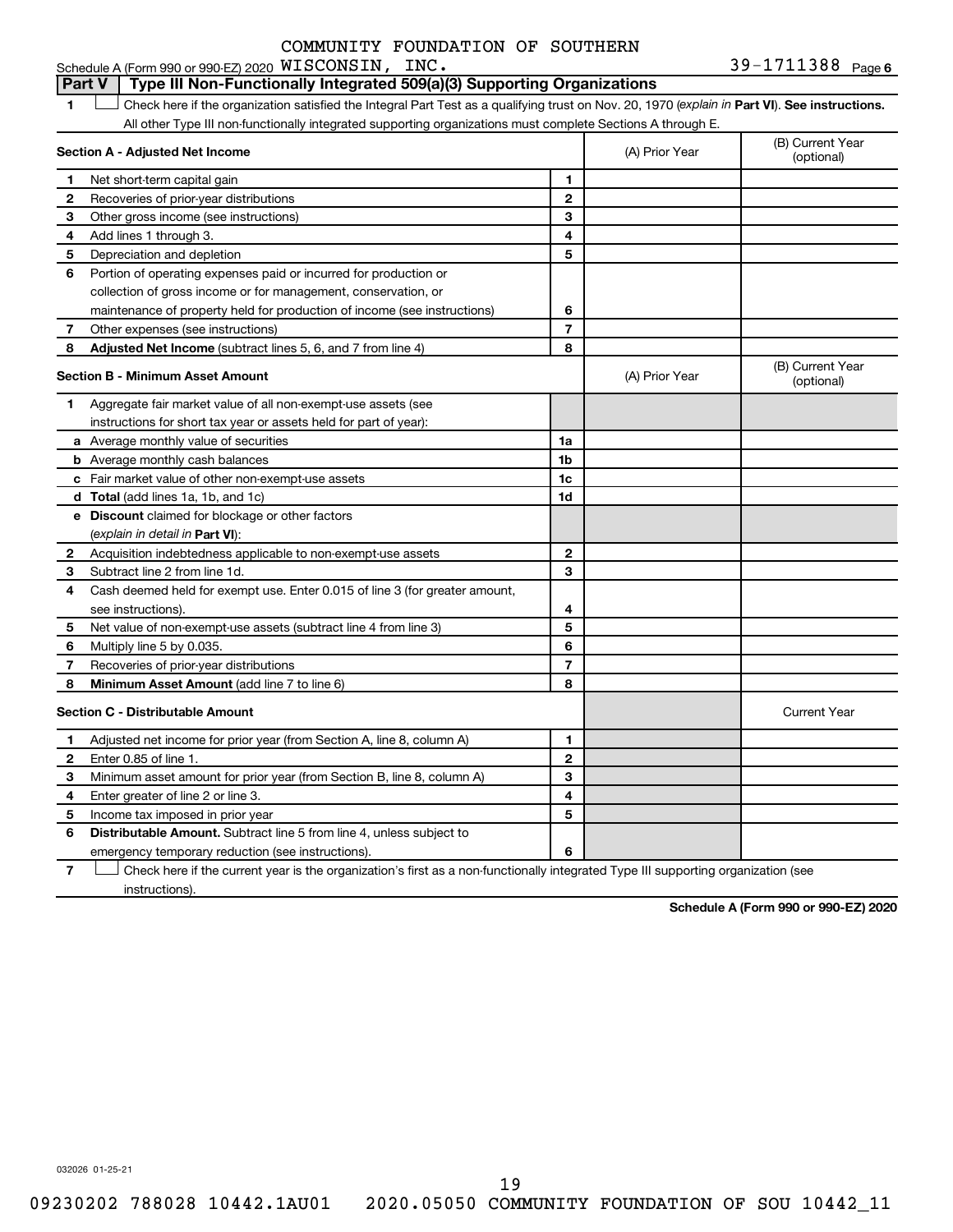COMMUNITY FOUNDATION OF SOUTHERN

Schedule A (Form 990 or 990-EZ) 2020 WISCONSIN, INC. 39-1711388 Page 6

## Part V | Type III Non-Functionally Integrated 509(a)(3) Supporting Organizations

**1** ☐ Check here if the organization satisfied the Integral Part Test as a qualifying trust on Nov. 20, 1970 (*explain in* **Part VI**). **See instructions.** All other Type III non-functionally integrated supporting organizations must complete Sections A through E.

| **Section A - Adjusted Net Income** | | | (A) Prior Year | (B) Current Year (optional) |
|---|---|---|---|---|
| **1** | Net short-term capital gain | 1 | | |
| **2** | Recoveries of prior-year distributions | 2 | | |
| **3** | Other gross income (see instructions) | 3 | | |
| **4** | Add lines 1 through 3. | 4 | | |
| **5** | Depreciation and depletion | 5 | | |
| **6** | Portion of operating expenses paid or incurred for production or collection of gross income or for management, conservation, or maintenance of property held for production of income (see instructions) | 6 | | |
| **7** | Other expenses (see instructions) | 7 | | |
| **8** | **Adjusted Net Income** (subtract lines 5, 6, and 7 from line 4) | 8 | | |

| **Section B - Minimum Asset Amount** | | | (A) Prior Year | (B) Current Year (optional) |
|---|---|---|---|---|
| **1** | Aggregate fair market value of all non-exempt-use assets (see instructions for short tax year or assets held for part of year): | | | |
| **a** | Average monthly value of securities | 1a | | |
| **b** | Average monthly cash balances | 1b | | |
| **c** | Fair market value of other non-exempt-use assets | 1c | | |
| **d** | **Total** (add lines 1a, 1b, and 1c) | 1d | | |
| **e** | **Discount** claimed for blockage or other factors (*explain in detail in* **Part VI**): | | | |
| **2** | Acquisition indebtedness applicable to non-exempt-use assets | 2 | | |
| **3** | Subtract line 2 from line 1d. | 3 | | |
| **4** | Cash deemed held for exempt use. Enter 0.015 of line 3 (for greater amount, see instructions). | 4 | | |
| **5** | Net value of non-exempt-use assets (subtract line 4 from line 3) | 5 | | |
| **6** | Multiply line 5 by 0.035. | 6 | | |
| **7** | Recoveries of prior-year distributions | 7 | | |
| **8** | **Minimum Asset Amount** (add line 7 to line 6) | 8 | | |

| **Section C - Distributable Amount** | | | | Current Year |
|---|---|---|---|---|
| **1** | Adjusted net income for prior year (from Section A, line 8, column A) | 1 | | |
| **2** | Enter 0.85 of line 1. | 2 | | |
| **3** | Minimum asset amount for prior year (from Section B, line 8, column A) | 3 | | |
| **4** | Enter greater of line 2 or line 3. | 4 | | |
| **5** | Income tax imposed in prior year | 5 | | |
| **6** | **Distributable Amount.** Subtract line 5 from line 4, unless subject to emergency temporary reduction (see instructions). | 6 | | |

**7** ☐ Check here if the current year is the organization's first as a non-functionally integrated Type III supporting organization (see instructions).

**Schedule A (Form 990 or 990-EZ) 2020**

032026 01-25-21

09230202 788028 10442.1AU01 2020.05050 COMMUNITY FOUNDATION OF SOU 10442_11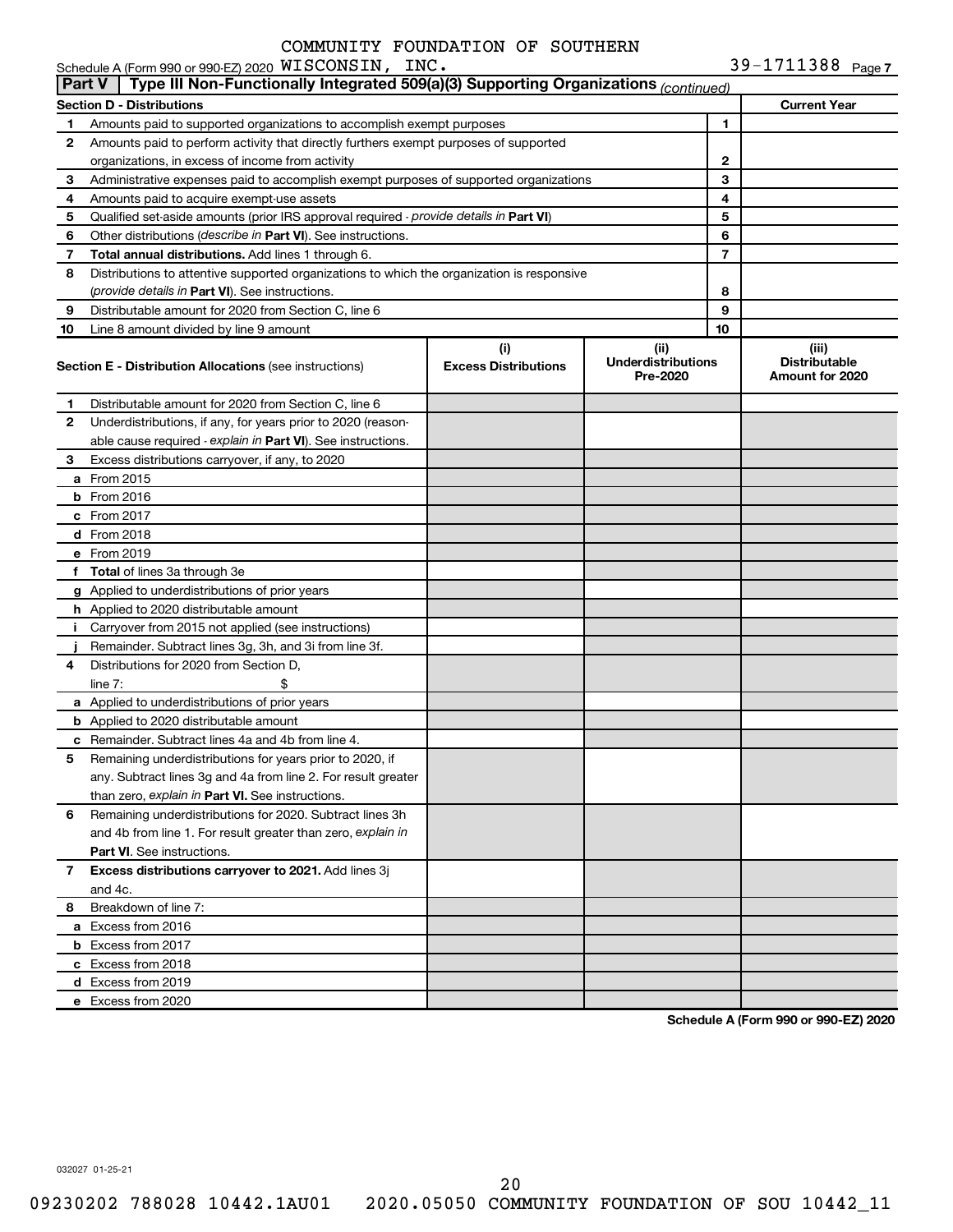COMMUNITY FOUNDATION OF SOUTHERN

Schedule A (Form 990 or 990-EZ) 2020 WISCONSIN, INC. 39-1711388 Page 7

**Part V | Type III Non-Functionally Integrated 509(a)(3) Supporting Organizations** *(continued)*

| **Section D - Distributions** | | | **Current Year** |
|---|---|---|---|
| 1 | Amounts paid to supported organizations to accomplish exempt purposes | 1 | |
| 2 | Amounts paid to perform activity that directly furthers exempt purposes of supported organizations, in excess of income from activity | 2 | |
| 3 | Administrative expenses paid to accomplish exempt purposes of supported organizations | 3 | |
| 4 | Amounts paid to acquire exempt-use assets | 4 | |
| 5 | Qualified set-aside amounts (prior IRS approval required - *provide details in* **Part VI**) | 5 | |
| 6 | Other distributions (*describe in* **Part VI**). See instructions. | 6 | |
| 7 | **Total annual distributions.** Add lines 1 through 6. | 7 | |
| 8 | Distributions to attentive supported organizations to which the organization is responsive (*provide details in* **Part VI**). See instructions. | 8 | |
| 9 | Distributable amount for 2020 from Section C, line 6 | 9 | |
| 10 | Line 8 amount divided by line 9 amount | 10 | |

| | **Section E - Distribution Allocations** (see instructions) | **(i) Excess Distributions** | **(ii) Underdistributions Pre-2020** | **(iii) Distributable Amount for 2020** |
|---|---|---|---|---|
| 1 | Distributable amount for 2020 from Section C, line 6 | | | |
| 2 | Underdistributions, if any, for years prior to 2020 (reasonable cause required - *explain in* **Part VI**). See instructions. | | | |
| 3 | Excess distributions carryover, if any, to 2020 | | | |
| a | From 2015 | | | |
| b | From 2016 | | | |
| c | From 2017 | | | |
| d | From 2018 | | | |
| e | From 2019 | | | |
| f | **Total** of lines 3a through 3e | | | |
| g | Applied to underdistributions of prior years | | | |
| h | Applied to 2020 distributable amount | | | |
| i | Carryover from 2015 not applied (see instructions) | | | |
| j | Remainder. Subtract lines 3g, 3h, and 3i from line 3f. | | | |
| 4 | Distributions for 2020 from Section D, line 7: $ | | | |
| a | Applied to underdistributions of prior years | | | |
| b | Applied to 2020 distributable amount | | | |
| c | Remainder. Subtract lines 4a and 4b from line 4. | | | |
| 5 | Remaining underdistributions for years prior to 2020, if any. Subtract lines 3g and 4a from line 2. For result greater than zero, *explain in* **Part VI.** See instructions. | | | |
| 6 | Remaining underdistributions for 2020. Subtract lines 3h and 4b from line 1. For result greater than zero, *explain in* **Part VI**. See instructions. | | | |
| 7 | **Excess distributions carryover to 2021.** Add lines 3j and 4c. | | | |
| 8 | Breakdown of line 7: | | | |
| a | Excess from 2016 | | | |
| b | Excess from 2017 | | | |
| c | Excess from 2018 | | | |
| d | Excess from 2019 | | | |
| e | Excess from 2020 | | | |

**Schedule A (Form 990 or 990-EZ) 2020**

032027 01-25-21

09230202 788028 10442.1AU01 2020.05050 COMMUNITY FOUNDATION OF SOU 10442_11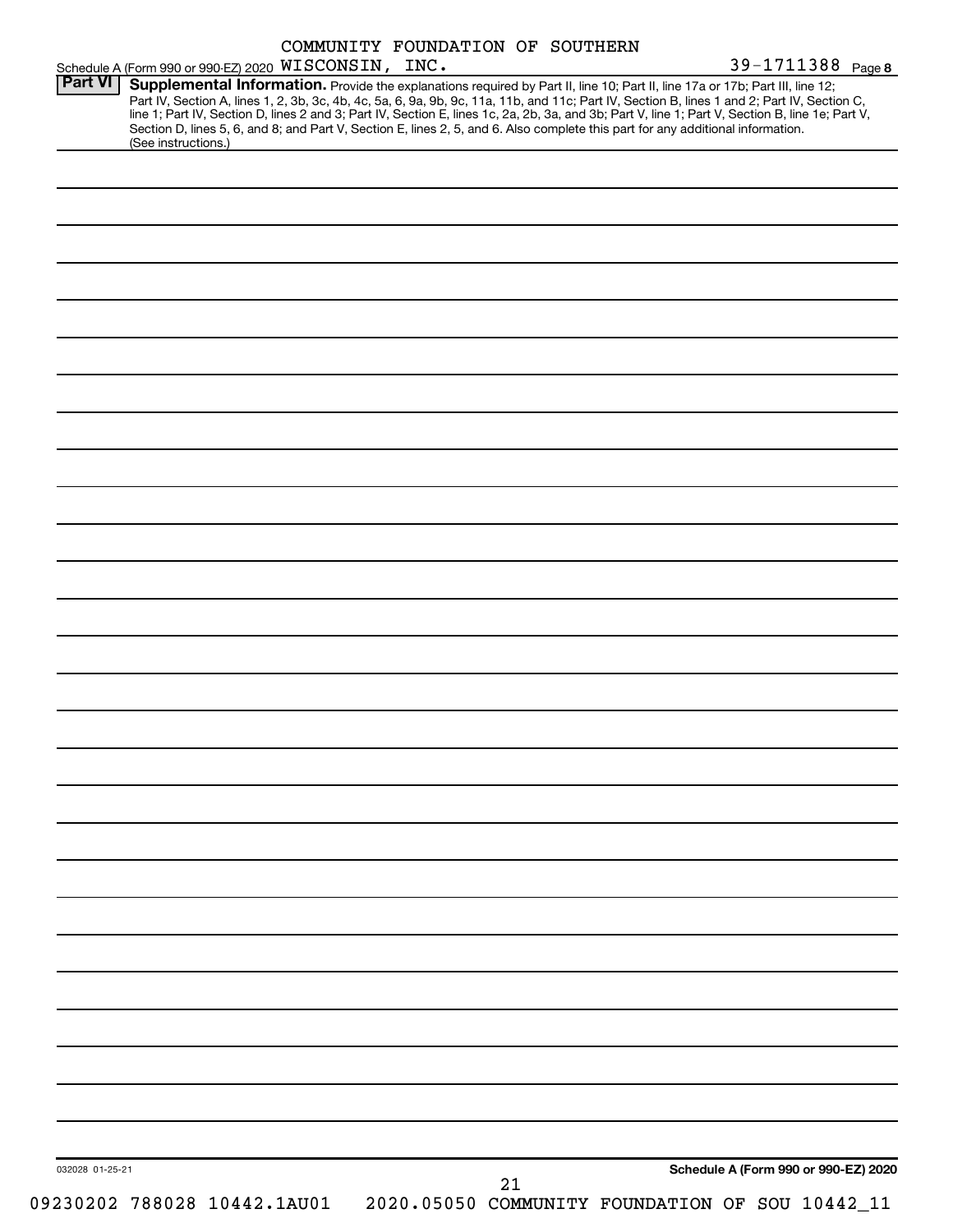COMMUNITY FOUNDATION OF SOUTHERN

Schedule A (Form 990 or 990-EZ) 2020 WISCONSIN, INC. 39-1711388 Page 8

## Part VI Supplemental Information.

Provide the explanations required by Part II, line 10; Part II, line 17a or 17b; Part III, line 12; Part IV, Section A, lines 1, 2, 3b, 3c, 4b, 4c, 5a, 6, 9a, 9b, 9c, 11a, 11b, and 11c; Part IV, Section B, lines 1 and 2; Part IV, Section C, line 1; Part IV, Section D, lines 2 and 3; Part IV, Section E, lines 1c, 2a, 2b, 3a, and 3b; Part V, line 1; Part V, Section B, line 1e; Part V, Section D, lines 5, 6, and 8; and Part V, Section E, lines 2, 5, and 6. Also complete this part for any additional information. (See instructions.)

032028 01-25-21

Schedule A (Form 990 or 990-EZ) 2020

09230202 788028 10442.1AU01 2020.05050 COMMUNITY FOUNDATION OF SOU 10442_11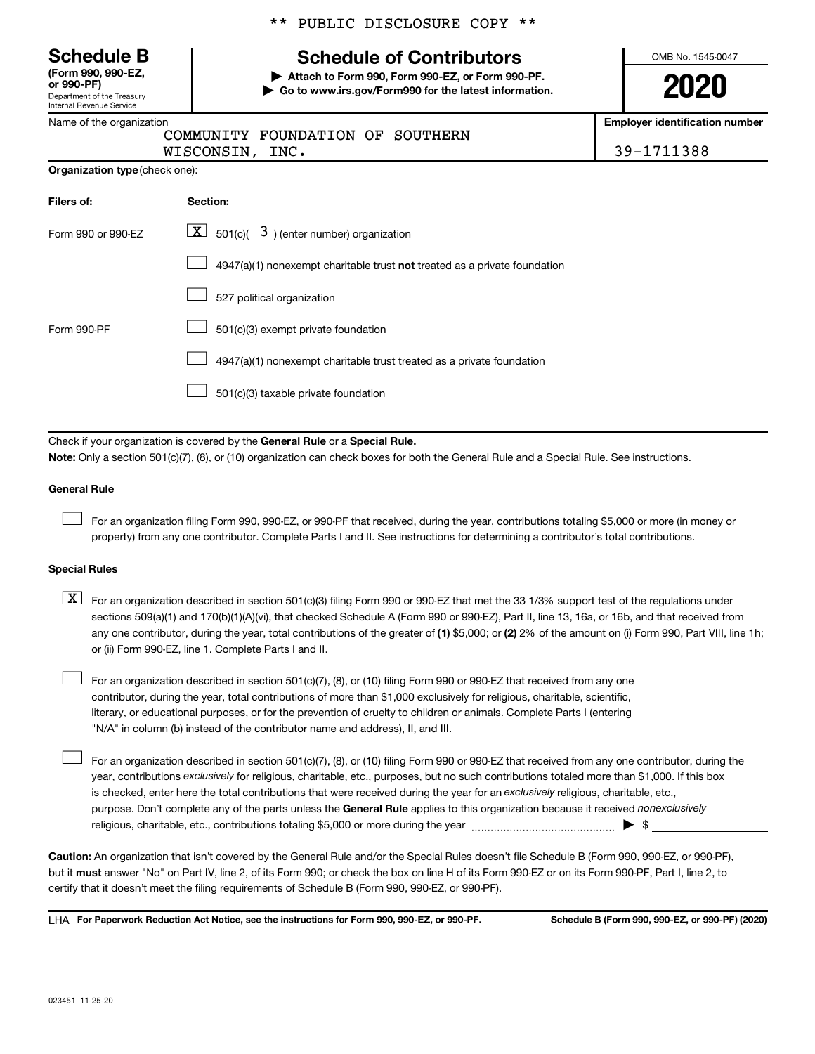** PUBLIC DISCLOSURE COPY **

# Schedule B

**(Form 990, 990-EZ, or 990-PF)**
Department of the Treasury
Internal Revenue Service

## Schedule of Contributors

**▶ Attach to Form 990, Form 990-EZ, or Form 990-PF.**
**▶ Go to www.irs.gov/Form990 for the latest information.**

OMB No. 1545-0047

**2020**

Name of the organization: COMMUNITY FOUNDATION OF SOUTHERN WISCONSIN, INC.

**Employer identification number:** 39-1711388

**Organization type** (check one):

| Filers of: | Section: |
|---|---|
| Form 990 or 990-EZ | [X] 501(c)( 3 ) (enter number) organization |
| | [ ] 4947(a)(1) nonexempt charitable trust **not** treated as a private foundation |
| | [ ] 527 political organization |
| Form 990-PF | [ ] 501(c)(3) exempt private foundation |
| | [ ] 4947(a)(1) nonexempt charitable trust treated as a private foundation |
| | [ ] 501(c)(3) taxable private foundation |

Check if your organization is covered by the **General Rule** or a **Special Rule.**

**Note:** Only a section 501(c)(7), (8), or (10) organization can check boxes for both the General Rule and a Special Rule. See instructions.

### General Rule

[ ] For an organization filing Form 990, 990-EZ, or 990-PF that received, during the year, contributions totaling $5,000 or more (in money or property) from any one contributor. Complete Parts I and II. See instructions for determining a contributor's total contributions.

### Special Rules

[X] For an organization described in section 501(c)(3) filing Form 990 or 990-EZ that met the 33 1/3% support test of the regulations under sections 509(a)(1) and 170(b)(1)(A)(vi), that checked Schedule A (Form 990 or 990-EZ), Part II, line 13, 16a, or 16b, and that received from any one contributor, during the year, total contributions of the greater of **(1)** $5,000; or **(2)** 2% of the amount on (i) Form 990, Part VIII, line 1h; or (ii) Form 990-EZ, line 1. Complete Parts I and II.

[ ] For an organization described in section 501(c)(7), (8), or (10) filing Form 990 or 990-EZ that received from any one contributor, during the year, total contributions of more than $1,000 exclusively for religious, charitable, scientific, literary, or educational purposes, or for the prevention of cruelty to children or animals. Complete Parts I (entering "N/A" in column (b) instead of the contributor name and address), II, and III.

[ ] For an organization described in section 501(c)(7), (8), or (10) filing Form 990 or 990-EZ that received from any one contributor, during the year, contributions *exclusively* for religious, charitable, etc., purposes, but no such contributions totaled more than $1,000. If this box is checked, enter here the total contributions that were received during the year for an *exclusively* religious, charitable, etc., purpose. Don't complete any of the parts unless the **General Rule** applies to this organization because it received *nonexclusively* religious, charitable, etc., contributions totaling $5,000 or more during the year ▶ $ ____________

**Caution:** An organization that isn't covered by the General Rule and/or the Special Rules doesn't file Schedule B (Form 990, 990-EZ, or 990-PF), but it **must** answer "No" on Part IV, line 2, of its Form 990; or check the box on line H of its Form 990-EZ or on its Form 990-PF, Part I, line 2, to certify that it doesn't meet the filing requirements of Schedule B (Form 990, 990-EZ, or 990-PF).

LHA **For Paperwork Reduction Act Notice, see the instructions for Form 990, 990-EZ, or 990-PF.** **Schedule B (Form 990, 990-EZ, or 990-PF) (2020)**

023451 11-25-20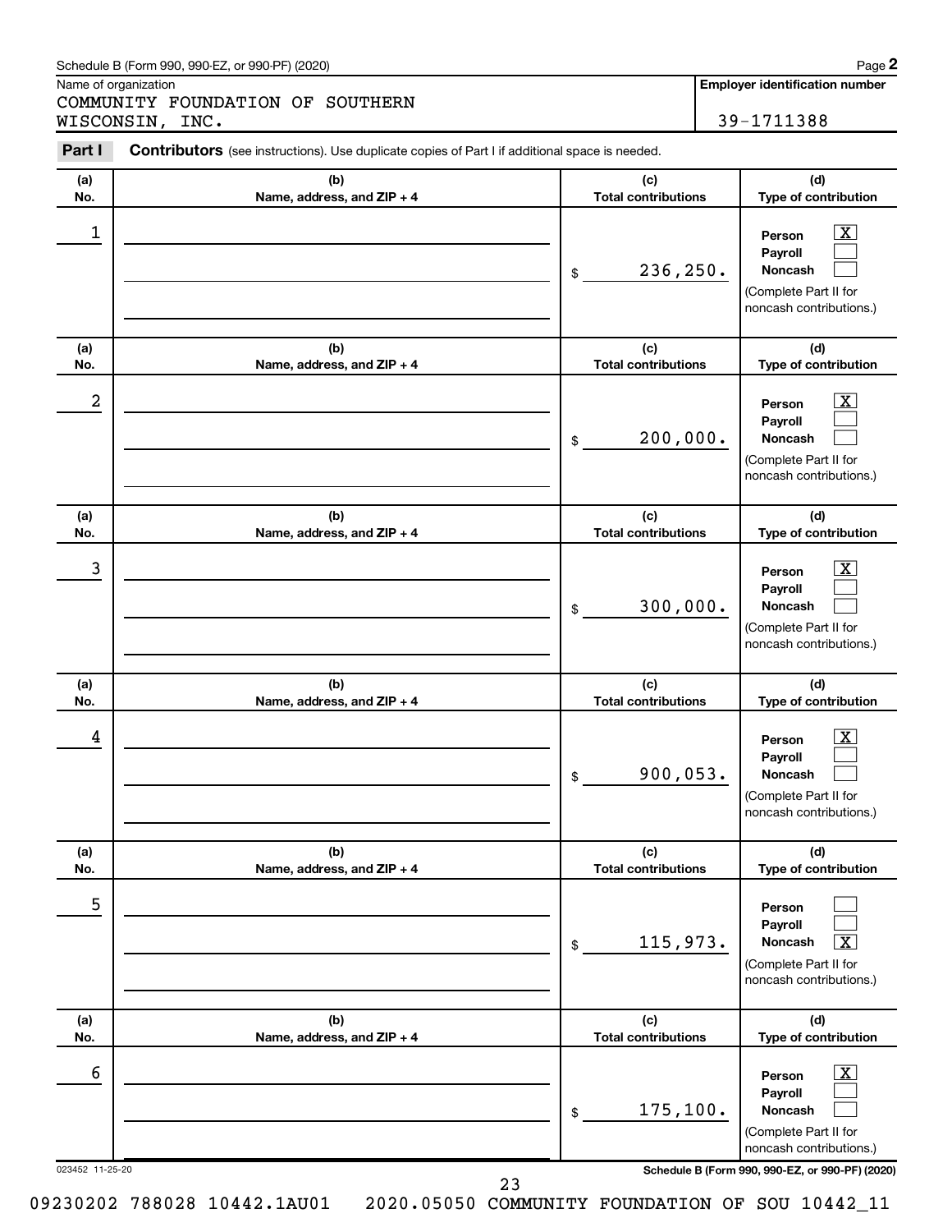Schedule B (Form 990, 990-EZ, or 990-PF) (2020)

Name of organization

COMMUNITY FOUNDATION OF SOUTHERN WISCONSIN, INC.

**Employer identification number**

39-1711388

**Part I** **Contributors** (see instructions). Use duplicate copies of Part I if additional space is needed.

| (a) No. | (b) Name, address, and ZIP + 4 | (c) Total contributions | (d) Type of contribution |
|---|---|---|---|
| 1 | | $ 236,250. | Person [X] Payroll [ ] Noncash [ ] (Complete Part II for noncash contributions.) |
| 2 | | $ 200,000. | Person [X] Payroll [ ] Noncash [ ] (Complete Part II for noncash contributions.) |
| 3 | | $ 300,000. | Person [X] Payroll [ ] Noncash [ ] (Complete Part II for noncash contributions.) |
| 4 | | $ 900,053. | Person [X] Payroll [ ] Noncash [ ] (Complete Part II for noncash contributions.) |
| 5 | | $ 115,973. | Person [ ] Payroll [ ] Noncash [X] (Complete Part II for noncash contributions.) |
| 6 | | $ 175,100. | Person [X] Payroll [ ] Noncash [ ] (Complete Part II for noncash contributions.) |

023452 11-25-20

Schedule B (Form 990, 990-EZ, or 990-PF) (2020)

09230202 788028 10442.1AU01 2020.05050 COMMUNITY FOUNDATION OF SOU 10442_11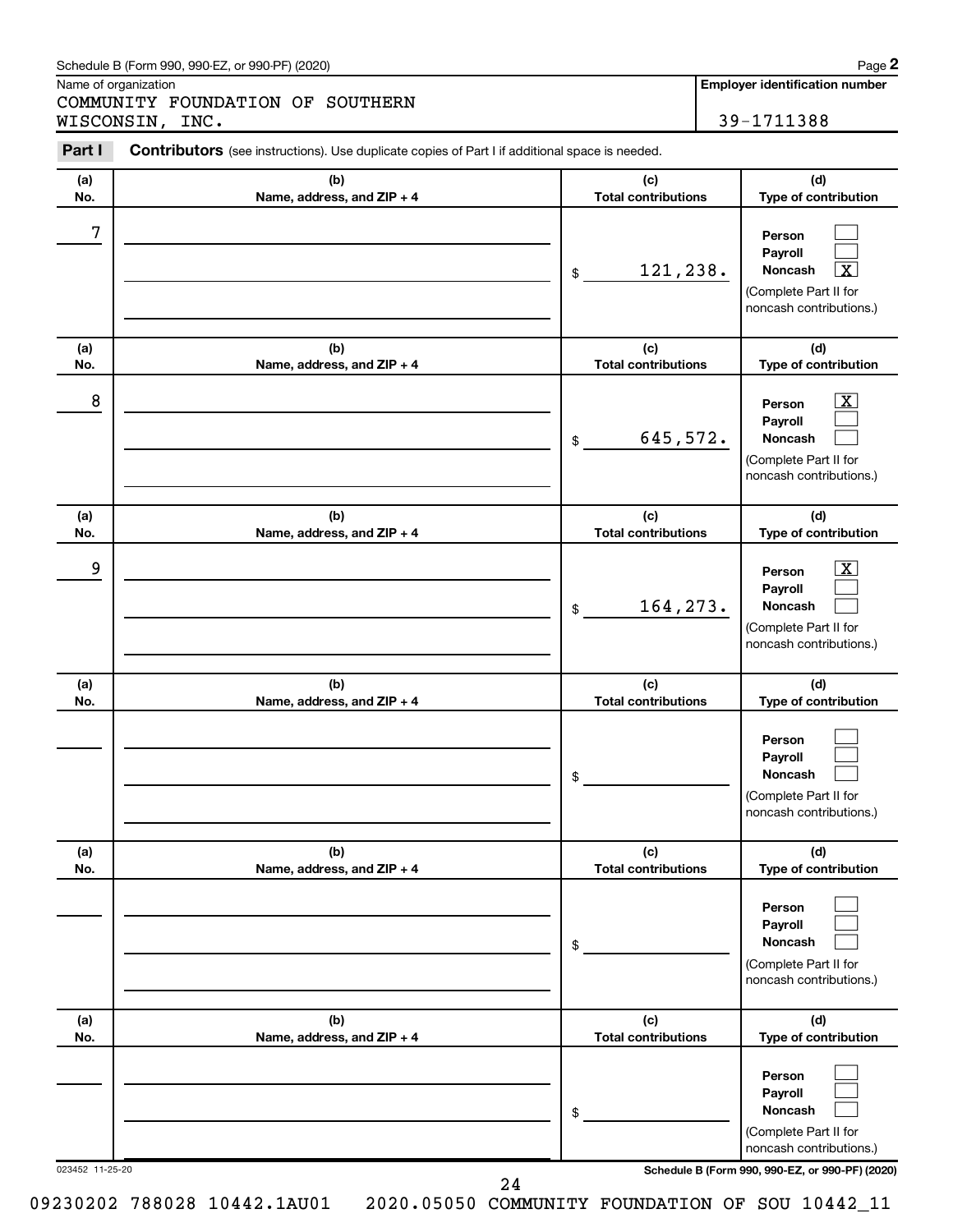Schedule B (Form 990, 990-EZ, or 990-PF) (2020)

Name of organization

COMMUNITY FOUNDATION OF SOUTHERN WISCONSIN, INC.

**Employer identification number**

39-1711388

**Part I** **Contributors** (see instructions). Use duplicate copies of Part I if additional space is needed.

| (a) No. | (b) Name, address, and ZIP + 4 | (c) Total contributions | (d) Type of contribution |
|---|---|---|---|
| 7 | | $ 121,238. | Person ☐ Payroll ☐ Noncash ☒ (Complete Part II for noncash contributions.) |
| 8 | | $ 645,572. | Person ☒ Payroll ☐ Noncash ☐ (Complete Part II for noncash contributions.) |
| 9 | | $ 164,273. | Person ☒ Payroll ☐ Noncash ☐ (Complete Part II for noncash contributions.) |
| | | $ | Person ☐ Payroll ☐ Noncash ☐ (Complete Part II for noncash contributions.) |
| | | $ | Person ☐ Payroll ☐ Noncash ☐ (Complete Part II for noncash contributions.) |
| | | $ | Person ☐ Payroll ☐ Noncash ☐ (Complete Part II for noncash contributions.) |

023452 11-25-20

**Schedule B (Form 990, 990-EZ, or 990-PF) (2020)**

09230202 788028 10442.1AU01 2020.05050 COMMUNITY FOUNDATION OF SOU 10442_11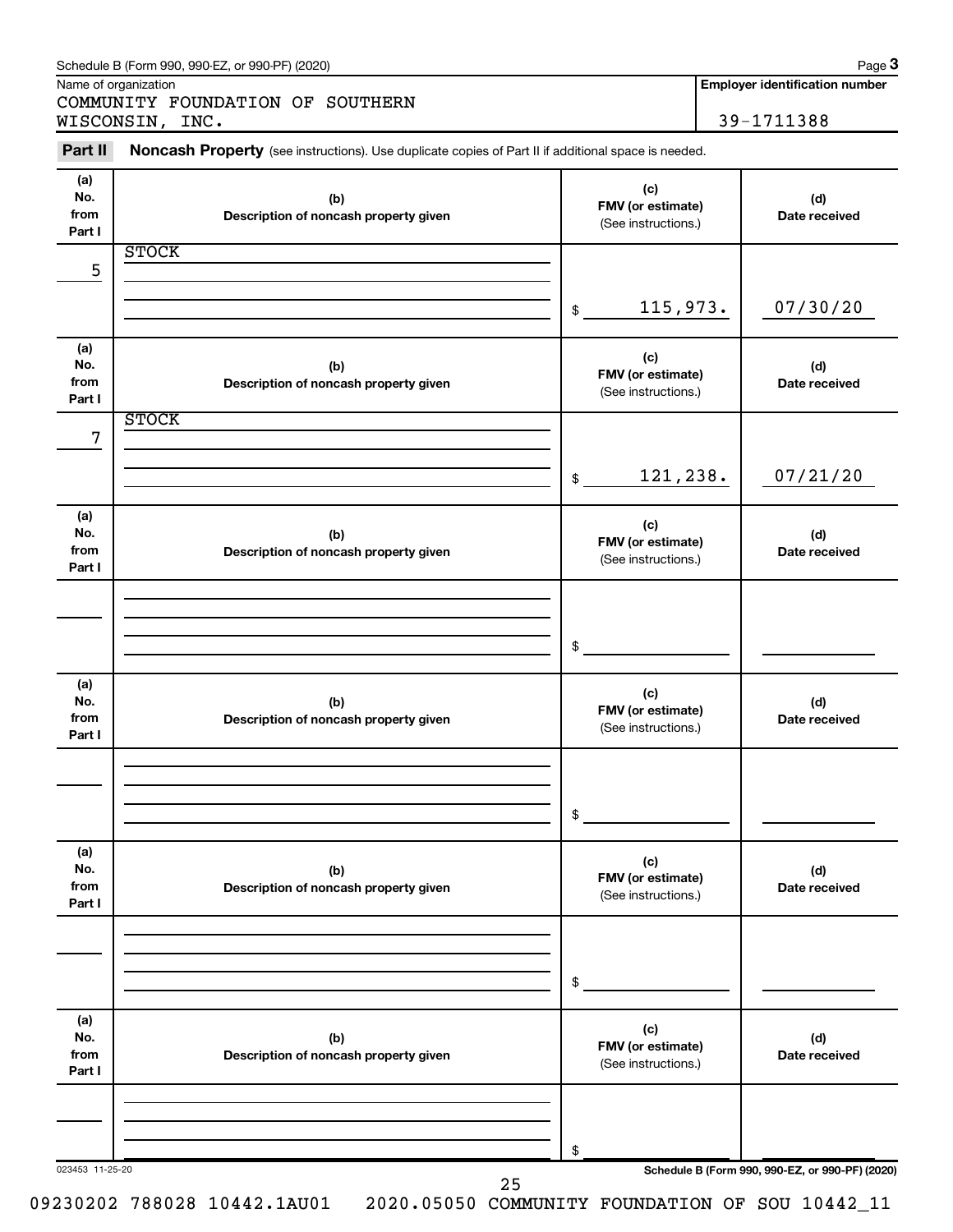Schedule B (Form 990, 990-EZ, or 990-PF) (2020)

Name of organization: COMMUNITY FOUNDATION OF SOUTHERN WISCONSIN, INC.

**Employer identification number**: 39-1711388

## Part II — Noncash Property (see instructions). Use duplicate copies of Part II if additional space is needed.

| (a) No. from Part I | (b) Description of noncash property given | (c) FMV (or estimate) (See instructions.) | (d) Date received |
|---|---|---|---|
| 5 | STOCK | $ 115,973. | 07/30/20 |
| 7 | STOCK | $ 121,238. | 07/21/20 |
| | | $ | |
| | | $ | |
| | | $ | |
| | | $ | |

023453 11-25-20

Schedule B (Form 990, 990-EZ, or 990-PF) (2020)

09230202 788028 10442.1AU01 2020.05050 COMMUNITY FOUNDATION OF SOU 10442_11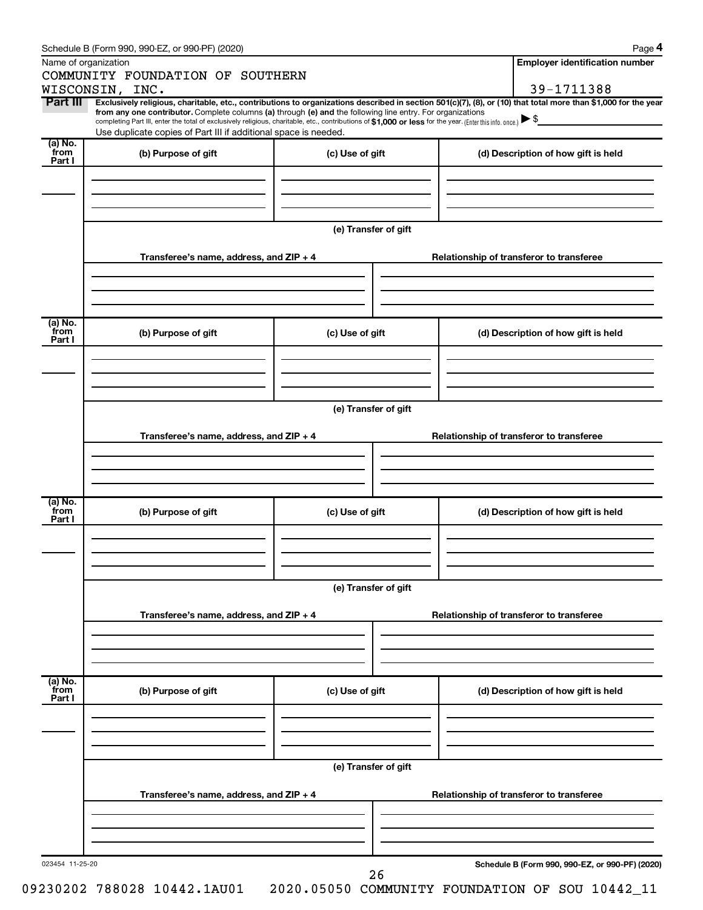Schedule B (Form 990, 990-EZ, or 990-PF) (2020)

Name of organization: COMMUNITY FOUNDATION OF SOUTHERN WISCONSIN, INC.

**Employer identification number:** 39-1711388

**Part III** **Exclusively religious, charitable, etc., contributions to organizations described in section 501(c)(7), (8), or (10) that total more than $1,000 for the year from any one contributor.** Complete columns **(a)** through **(e)** and the following line entry. For organizations completing Part III, enter the total of exclusively religious, charitable, etc., contributions of **$1,000 or less** for the year. (Enter this info. once.) ▶ $

Use duplicate copies of Part III if additional space is needed.

| (a) No. from Part I | (b) Purpose of gift | (c) Use of gift | (d) Description of how gift is held |
|---|---|---|---|
| | | | |

**(e) Transfer of gift**

| Transferee's name, address, and ZIP + 4 | Relationship of transferor to transferee |
|---|---|
| | |

| (a) No. from Part I | (b) Purpose of gift | (c) Use of gift | (d) Description of how gift is held |
|---|---|---|---|
| | | | |

**(e) Transfer of gift**

| Transferee's name, address, and ZIP + 4 | Relationship of transferor to transferee |
|---|---|
| | |

| (a) No. from Part I | (b) Purpose of gift | (c) Use of gift | (d) Description of how gift is held |
|---|---|---|---|
| | | | |

**(e) Transfer of gift**

| Transferee's name, address, and ZIP + 4 | Relationship of transferor to transferee |
|---|---|
| | |

| (a) No. from Part I | (b) Purpose of gift | (c) Use of gift | (d) Description of how gift is held |
|---|---|---|---|
| | | | |

**(e) Transfer of gift**

| Transferee's name, address, and ZIP + 4 | Relationship of transferor to transferee |
|---|---|
| | |

023454 11-25-20

**Schedule B (Form 990, 990-EZ, or 990-PF) (2020)**

09230202 788028 10442.1AU01 2020.05050 COMMUNITY FOUNDATION OF SOU 10442_11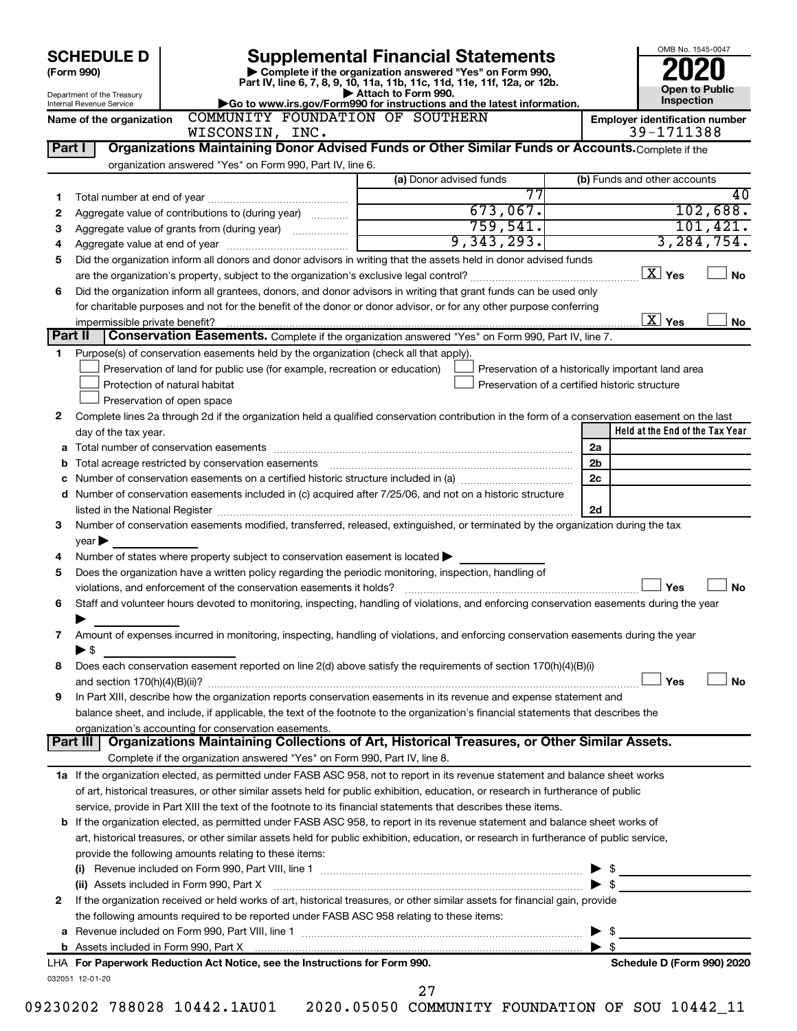**SCHEDULE D**
**(Form 990)**

Department of the Treasury
Internal Revenue Service

# Supplemental Financial Statements

▶ Complete if the organization answered "Yes" on Form 990, Part IV, line 6, 7, 8, 9, 10, 11a, 11b, 11c, 11d, 11e, 11f, 12a, or 12b.
▶ Attach to Form 990.
▶Go to www.irs.gov/Form990 for instructions and the latest information.

OMB No. 1545-0047
**2020**
**Open to Public Inspection**

**Name of the organization** COMMUNITY FOUNDATION OF SOUTHERN WISCONSIN, INC.
**Employer identification number** 39-1711388

**Part I** **Organizations Maintaining Donor Advised Funds or Other Similar Funds or Accounts.** Complete if the organization answered "Yes" on Form 990, Part IV, line 6.

| | | (a) Donor advised funds | (b) Funds and other accounts |
|---|---|---|---|
| 1 | Total number at end of year | 77 | 40 |
| 2 | Aggregate value of contributions to (during year) | 673,067. | 102,688. |
| 3 | Aggregate value of grants from (during year) | 759,541. | 101,421. |
| 4 | Aggregate value at end of year | 9,343,293. | 3,284,754. |

5 Did the organization inform all donors and donor advisors in writing that the assets held in donor advised funds are the organization's property, subject to the organization's exclusive legal control? [X] Yes [ ] No

6 Did the organization inform all grantees, donors, and donor advisors in writing that grant funds can be used only for charitable purposes and not for the benefit of the donor or donor advisor, or for any other purpose conferring impermissible private benefit? [X] Yes [ ] No

**Part II** **Conservation Easements.** Complete if the organization answered "Yes" on Form 990, Part IV, line 7.

1 Purpose(s) of conservation easements held by the organization (check all that apply).
- [ ] Preservation of land for public use (for example, recreation or education)
- [ ] Protection of natural habitat
- [ ] Preservation of open space
- [ ] Preservation of a historically important land area
- [ ] Preservation of a certified historic structure

2 Complete lines 2a through 2d if the organization held a qualified conservation contribution in the form of a conservation easement on the last day of the tax year.

| | | | Held at the End of the Tax Year |
|---|---|---|---|
| a | Total number of conservation easements | 2a | |
| b | Total acreage restricted by conservation easements | 2b | |
| c | Number of conservation easements on a certified historic structure included in (a) | 2c | |
| d | Number of conservation easements included in (c) acquired after 7/25/06, and not on a historic structure listed in the National Register | 2d | |

3 Number of conservation easements modified, transferred, released, extinguished, or terminated by the organization during the tax year ▶

4 Number of states where property subject to conservation easement is located ▶

5 Does the organization have a written policy regarding the periodic monitoring, inspection, handling of violations, and enforcement of the conservation easements it holds? [ ] Yes [ ] No

6 Staff and volunteer hours devoted to monitoring, inspecting, handling of violations, and enforcing conservation easements during the year ▶

7 Amount of expenses incurred in monitoring, inspecting, handling of violations, and enforcing conservation easements during the year ▶ $

8 Does each conservation easement reported on line 2(d) above satisfy the requirements of section 170(h)(4)(B)(i) and section 170(h)(4)(B)(ii)? [ ] Yes [ ] No

9 In Part XIII, describe how the organization reports conservation easements in its revenue and expense statement and balance sheet, and include, if applicable, the text of the footnote to the organization's financial statements that describes the organization's accounting for conservation easements.

**Part III** **Organizations Maintaining Collections of Art, Historical Treasures, or Other Similar Assets.** Complete if the organization answered "Yes" on Form 990, Part IV, line 8.

1a If the organization elected, as permitted under FASB ASC 958, not to report in its revenue statement and balance sheet works of art, historical treasures, or other similar assets held for public exhibition, education, or research in furtherance of public service, provide in Part XIII the text of the footnote to its financial statements that describes these items.

b If the organization elected, as permitted under FASB ASC 958, to report in its revenue statement and balance sheet works of art, historical treasures, or other similar assets held for public exhibition, education, or research in furtherance of public service, provide the following amounts relating to these items:

(i) Revenue included on Form 990, Part VIII, line 1 ▶ $

(ii) Assets included in Form 990, Part X ▶ $

2 If the organization received or held works of art, historical treasures, or other similar assets for financial gain, provide the following amounts required to be reported under FASB ASC 958 relating to these items:

a Revenue included on Form 990, Part VIII, line 1 ▶ $

b Assets included in Form 990, Part X ▶ $

LHA **For Paperwork Reduction Act Notice, see the Instructions for Form 990.** **Schedule D (Form 990) 2020**

032051 12-01-20

09230202 788028 10442.1AU01 2020.05050 COMMUNITY FOUNDATION OF SOU 10442_11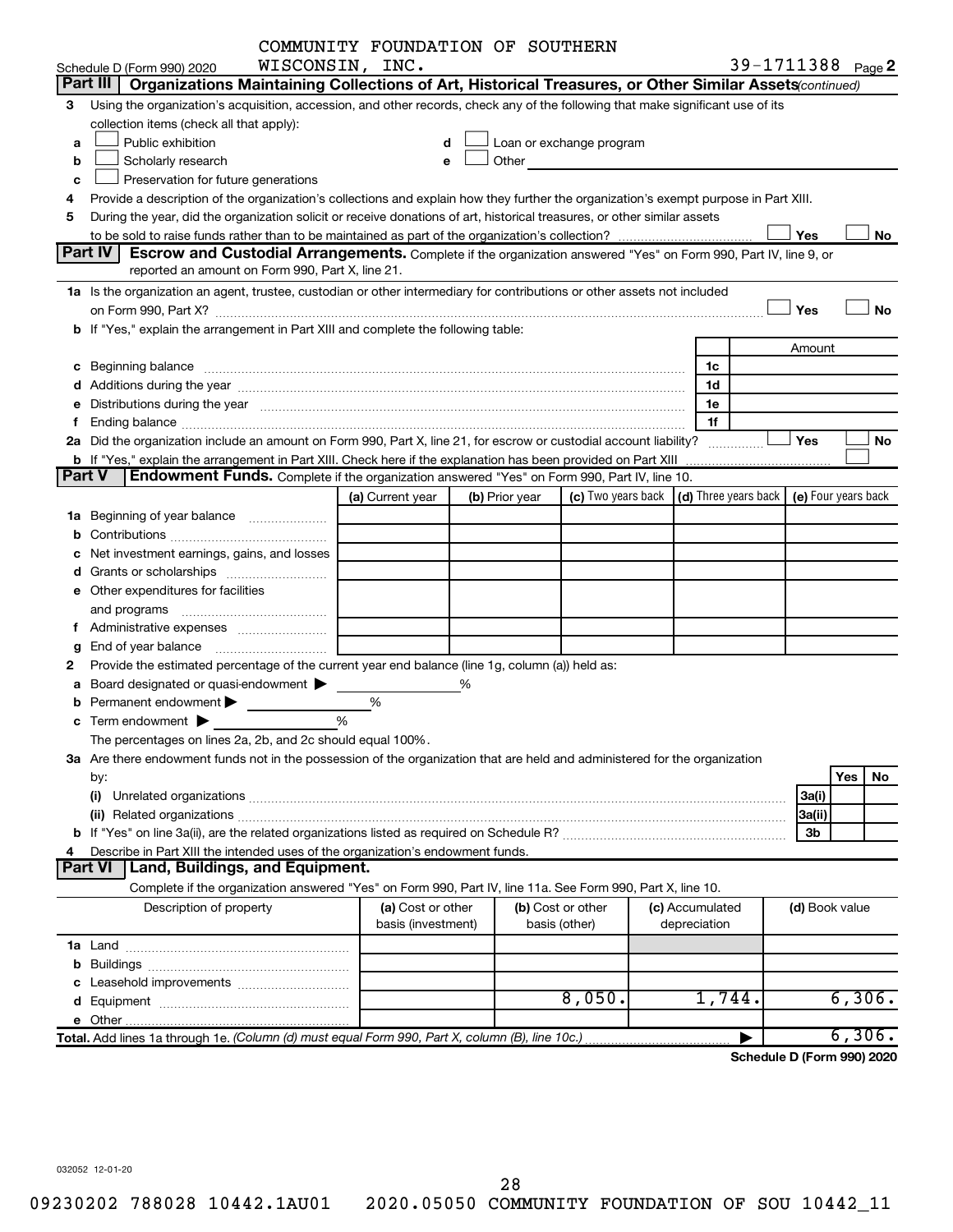COMMUNITY FOUNDATION OF SOUTHERN WISCONSIN, INC. — Schedule D (Form 990) 2020 — 39-1711388 Page 2

## Part III — Organizations Maintaining Collections of Art, Historical Treasures, or Other Similar Assets *(continued)*

3 Using the organization's acquisition, accession, and other records, check any of the following that make significant use of its collection items (check all that apply):

- a ☐ Public exhibition
- b ☐ Scholarly research
- c ☐ Preservation for future generations
- d ☐ Loan or exchange program
- e ☐ Other

4 Provide a description of the organization's collections and explain how they further the organization's exempt purpose in Part XIII.

5 During the year, did the organization solicit or receive donations of art, historical treasures, or other similar assets to be sold to raise funds rather than to be maintained as part of the organization's collection? ☐ Yes ☐ No

## Part IV — Escrow and Custodial Arrangements.

Complete if the organization answered "Yes" on Form 990, Part IV, line 9, or reported an amount on Form 990, Part X, line 21.

1a Is the organization an agent, trustee, custodian or other intermediary for contributions or other assets not included on Form 990, Part X? ☐ Yes ☐ No

b If "Yes," explain the arrangement in Part XIII and complete the following table:

| | | Amount |
|---|---|---|
| c Beginning balance | 1c | |
| d Additions during the year | 1d | |
| e Distributions during the year | 1e | |
| f Ending balance | 1f | |

2a Did the organization include an amount on Form 990, Part X, line 21, for escrow or custodial account liability? ☐ Yes ☐ No

b If "Yes," explain the arrangement in Part XIII. Check here if the explanation has been provided on Part XIII ☐

## Part V — Endowment Funds.

Complete if the organization answered "Yes" on Form 990, Part IV, line 10.

| | (a) Current year | (b) Prior year | (c) Two years back | (d) Three years back | (e) Four years back |
|---|---|---|---|---|---|
| 1a Beginning of year balance | | | | | |
| b Contributions | | | | | |
| c Net investment earnings, gains, and losses | | | | | |
| d Grants or scholarships | | | | | |
| e Other expenditures for facilities and programs | | | | | |
| f Administrative expenses | | | | | |
| g End of year balance | | | | | |

2 Provide the estimated percentage of the current year end balance (line 1g, column (a)) held as:

- a Board designated or quasi-endowment ▶ %
- b Permanent endowment ▶ %
- c Term endowment ▶ %

The percentages on lines 2a, 2b, and 2c should equal 100%.

3a Are there endowment funds not in the possession of the organization that are held and administered for the organization by:

| | | Yes | No |
|---|---|---|---|
| (i) Unrelated organizations | 3a(i) | | |
| (ii) Related organizations | 3a(ii) | | |
| b If "Yes" on line 3a(ii), are the related organizations listed as required on Schedule R? | 3b | | |

4 Describe in Part XIII the intended uses of the organization's endowment funds.

## Part VI — Land, Buildings, and Equipment.

Complete if the organization answered "Yes" on Form 990, Part IV, line 11a. See Form 990, Part X, line 10.

| Description of property | (a) Cost or other basis (investment) | (b) Cost or other basis (other) | (c) Accumulated depreciation | (d) Book value |
|---|---|---|---|---|
| 1a Land | | | | |
| b Buildings | | | | |
| c Leasehold improvements | | | | |
| d Equipment | | 8,050. | 1,744. | 6,306. |
| e Other | | | | |
| Total. Add lines 1a through 1e. *(Column (d) must equal Form 990, Part X, column (B), line 10c.)* | | | | 6,306. |

Schedule D (Form 990) 2020

032052 12-01-20

09230202 788028 10442.1AU01 2020.05050 COMMUNITY FOUNDATION OF SOU 10442_11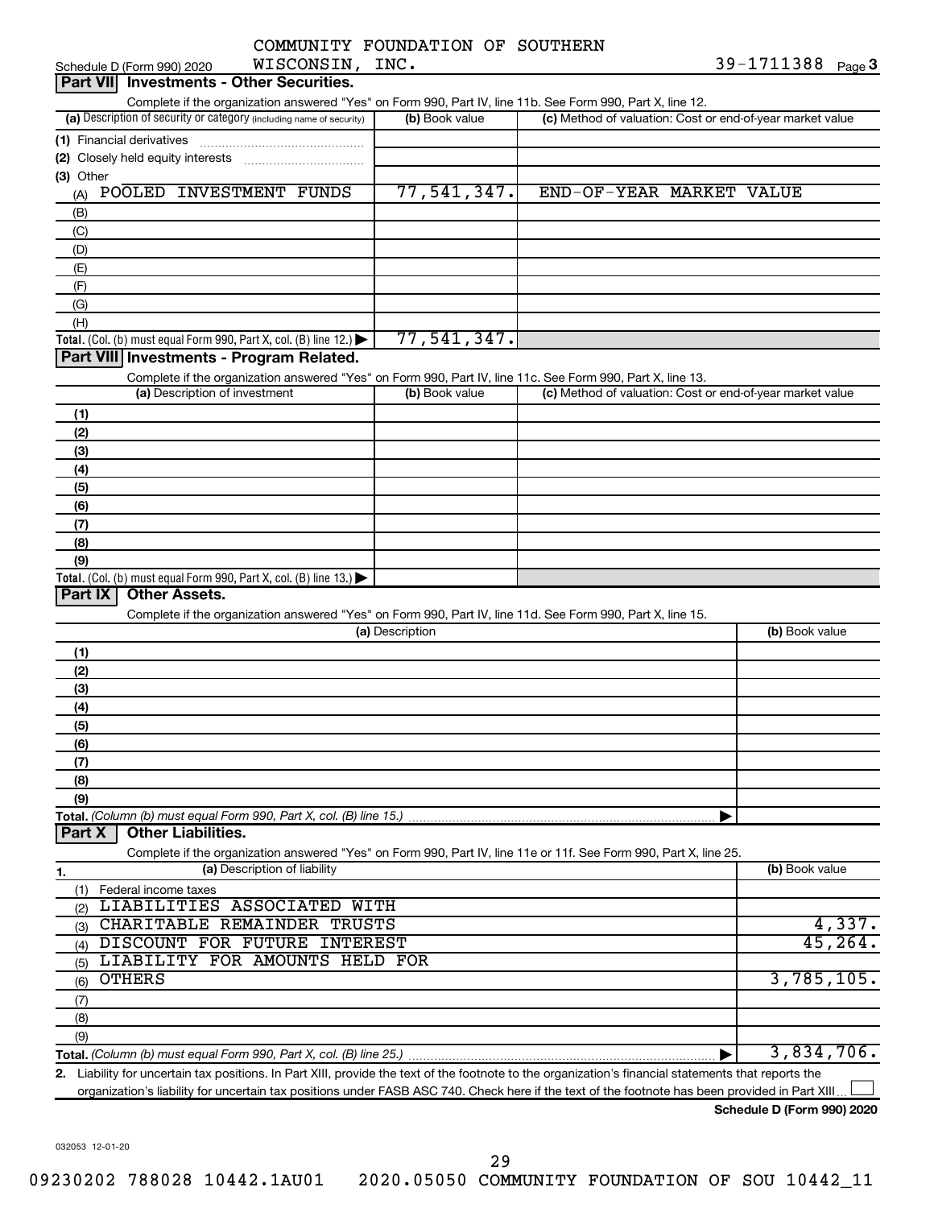Schedule D (Form 990) 2020 COMMUNITY FOUNDATION OF SOUTHERN WISCONSIN, INC. 39-1711388 Page 3

## Part VII Investments - Other Securities.

Complete if the organization answered "Yes" on Form 990, Part IV, line 11b. See Form 990, Part X, line 12.

| (a) Description of security or category (including name of security) | (b) Book value | (c) Method of valuation: Cost or end-of-year market value |
|---|---|---|
| (1) Financial derivatives | | |
| (2) Closely held equity interests | | |
| (3) Other | | |
| (A) POOLED INVESTMENT FUNDS | 77,541,347. | END-OF-YEAR MARKET VALUE |
| (B) | | |
| (C) | | |
| (D) | | |
| (E) | | |
| (F) | | |
| (G) | | |
| (H) | | |
| Total. (Col. (b) must equal Form 990, Part X, col. (B) line 12.) | 77,541,347. | |

## Part VIII Investments - Program Related.

Complete if the organization answered "Yes" on Form 990, Part IV, line 11c. See Form 990, Part X, line 13.

| (a) Description of investment | (b) Book value | (c) Method of valuation: Cost or end-of-year market value |
|---|---|---|
| (1) | | |
| (2) | | |
| (3) | | |
| (4) | | |
| (5) | | |
| (6) | | |
| (7) | | |
| (8) | | |
| (9) | | |
| Total. (Col. (b) must equal Form 990, Part X, col. (B) line 13.) | | |

## Part IX Other Assets.

Complete if the organization answered "Yes" on Form 990, Part IV, line 11d. See Form 990, Part X, line 15.

| (a) Description | (b) Book value |
|---|---|
| (1) | |
| (2) | |
| (3) | |
| (4) | |
| (5) | |
| (6) | |
| (7) | |
| (8) | |
| (9) | |
| Total. (Column (b) must equal Form 990, Part X, col. (B) line 15.) | |

## Part X Other Liabilities.

Complete if the organization answered "Yes" on Form 990, Part IV, line 11e or 11f. See Form 990, Part X, line 25.

| 1. (a) Description of liability | (b) Book value |
|---|---|
| (1) Federal income taxes | |
| (2) LIABILITIES ASSOCIATED WITH | |
| (3) CHARITABLE REMAINDER TRUSTS | 4,337. |
| (4) DISCOUNT FOR FUTURE INTEREST | 45,264. |
| (5) LIABILITY FOR AMOUNTS HELD FOR | |
| (6) OTHERS | 3,785,105. |
| (7) | |
| (8) | |
| (9) | |
| Total. (Column (b) must equal Form 990, Part X, col. (B) line 25.) | 3,834,706. |

2. Liability for uncertain tax positions. In Part XIII, provide the text of the footnote to the organization's financial statements that reports the organization's liability for uncertain tax positions under FASB ASC 740. Check here if the text of the footnote has been provided in Part XIII ☐

Schedule D (Form 990) 2020

032053 12-01-20

09230202 788028 10442.1AU01 2020.05050 COMMUNITY FOUNDATION OF SOU 10442_11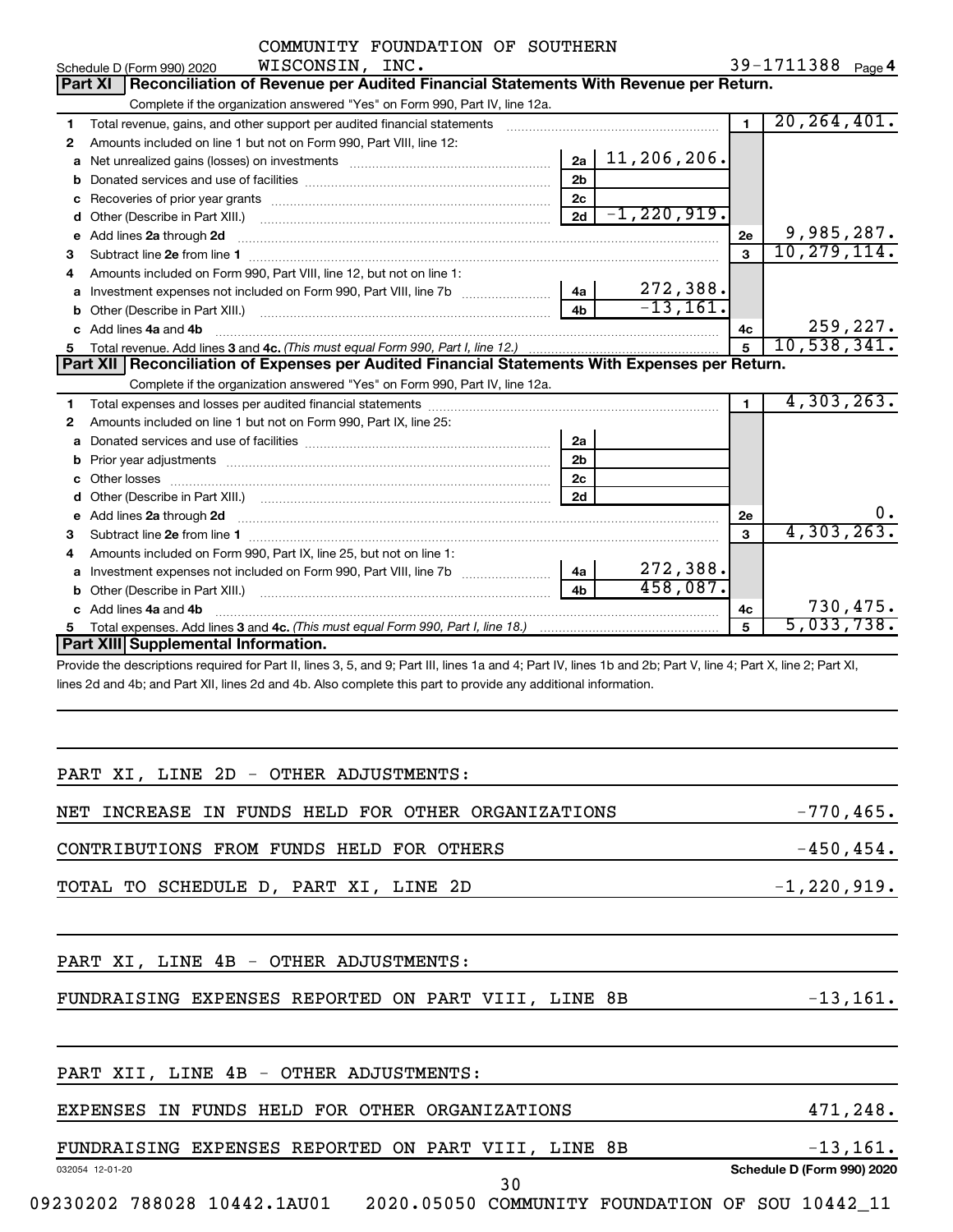COMMUNITY FOUNDATION OF SOUTHERN WISCONSIN, INC.

Schedule D (Form 990) 2020 — 39-1711388 Page 4

## Part XI Reconciliation of Revenue per Audited Financial Statements With Revenue per Return.

Complete if the organization answered "Yes" on Form 990, Part IV, line 12a.

| | | | | | |
|---|---|---|---|---|---|
| 1 | Total revenue, gains, and other support per audited financial statements | | | 1 | 20,264,401. |
| 2 | Amounts included on line 1 but not on Form 990, Part VIII, line 12: | | | | |
| a | Net unrealized gains (losses) on investments | 2a | 11,206,206. | | |
| b | Donated services and use of facilities | 2b | | | |
| c | Recoveries of prior year grants | 2c | | | |
| d | Other (Describe in Part XIII.) | 2d | -1,220,919. | | |
| e | Add lines 2a through 2d | | | 2e | 9,985,287. |
| 3 | Subtract line 2e from line 1 | | | 3 | 10,279,114. |
| 4 | Amounts included on Form 990, Part VIII, line 12, but not on line 1: | | | | |
| a | Investment expenses not included on Form 990, Part VIII, line 7b | 4a | 272,388. | | |
| b | Other (Describe in Part XIII.) | 4b | -13,161. | | |
| c | Add lines 4a and 4b | | | 4c | 259,227. |
| 5 | Total revenue. Add lines 3 and 4c. *(This must equal Form 990, Part I, line 12.)* | | | 5 | 10,538,341. |

## Part XII Reconciliation of Expenses per Audited Financial Statements With Expenses per Return.

Complete if the organization answered "Yes" on Form 990, Part IV, line 12a.

| | | | | | |
|---|---|---|---|---|---|
| 1 | Total expenses and losses per audited financial statements | | | 1 | 4,303,263. |
| 2 | Amounts included on line 1 but not on Form 990, Part IX, line 25: | | | | |
| a | Donated services and use of facilities | 2a | | | |
| b | Prior year adjustments | 2b | | | |
| c | Other losses | 2c | | | |
| d | Other (Describe in Part XIII.) | 2d | | | |
| e | Add lines 2a through 2d | | | 2e | 0. |
| 3 | Subtract line 2e from line 1 | | | 3 | 4,303,263. |
| 4 | Amounts included on Form 990, Part IX, line 25, but not on line 1: | | | | |
| a | Investment expenses not included on Form 990, Part VIII, line 7b | 4a | 272,388. | | |
| b | Other (Describe in Part XIII.) | 4b | 458,087. | | |
| c | Add lines 4a and 4b | | | 4c | 730,475. |
| 5 | Total expenses. Add lines 3 and 4c. *(This must equal Form 990, Part I, line 18.)* | | | 5 | 5,033,738. |

## Part XIII Supplemental Information.

Provide the descriptions required for Part II, lines 3, 5, and 9; Part III, lines 1a and 4; Part IV, lines 1b and 2b; Part V, line 4; Part X, line 2; Part XI, lines 2d and 4b; and Part XII, lines 2d and 4b. Also complete this part to provide any additional information.

PART XI, LINE 2D - OTHER ADJUSTMENTS:

| | |
|---|---|
| NET INCREASE IN FUNDS HELD FOR OTHER ORGANIZATIONS | -770,465. |
| CONTRIBUTIONS FROM FUNDS HELD FOR OTHERS | -450,454. |
| TOTAL TO SCHEDULE D, PART XI, LINE 2D | -1,220,919. |

PART XI, LINE 4B - OTHER ADJUSTMENTS:

| | |
|---|---|
| FUNDRAISING EXPENSES REPORTED ON PART VIII, LINE 8B | -13,161. |

PART XII, LINE 4B - OTHER ADJUSTMENTS:

| | |
|---|---|
| EXPENSES IN FUNDS HELD FOR OTHER ORGANIZATIONS | 471,248. |
| FUNDRAISING EXPENSES REPORTED ON PART VIII, LINE 8B | -13,161. |

032054 12-01-20 — Schedule D (Form 990) 2020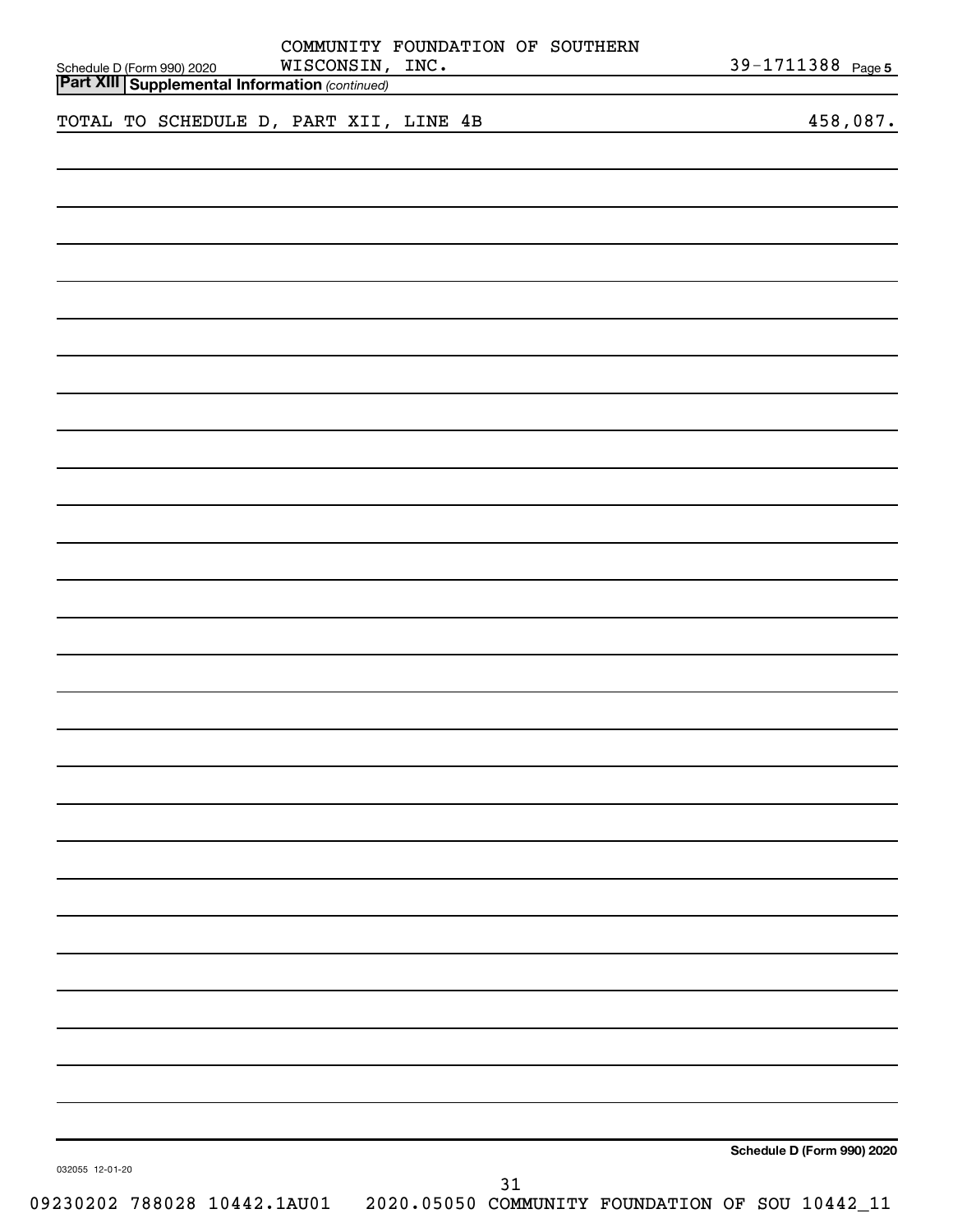## Part XIII Supplemental Information *(continued)*

TOTAL TO SCHEDULE D, PART XII, LINE 4B 458,087.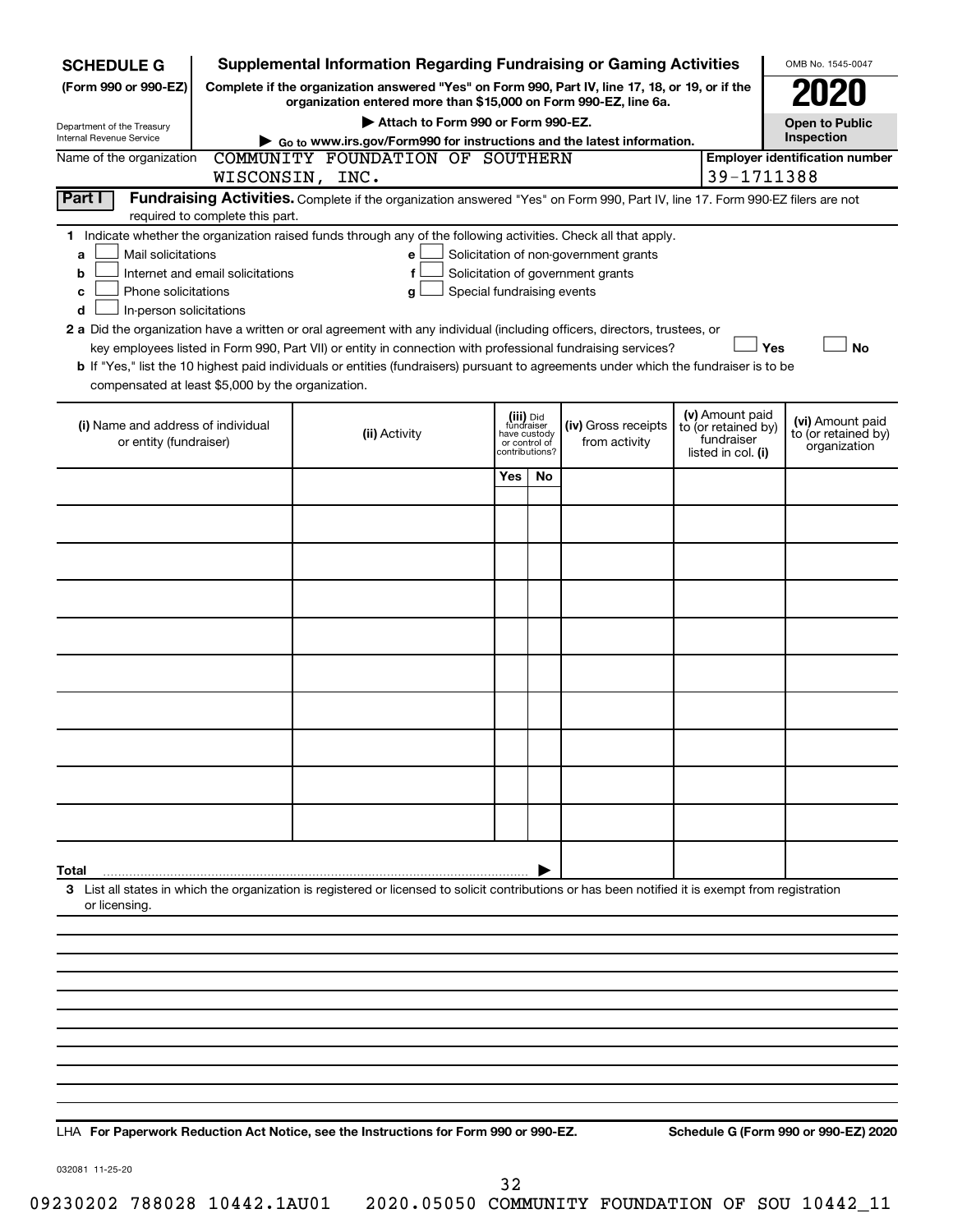**SCHEDULE G** (Form 990 or 990-EZ)

Department of the Treasury
Internal Revenue Service

# Supplemental Information Regarding Fundraising or Gaming Activities

**Complete if the organization answered "Yes" on Form 990, Part IV, line 17, 18, or 19, or if the organization entered more than $15,000 on Form 990-EZ, line 6a.**

▶ **Attach to Form 990 or Form 990-EZ.**

▶ **Go to www.irs.gov/Form990 for instructions and the latest information.**

OMB No. 1545-0047

**2020**

**Open to Public Inspection**

Name of the organization: COMMUNITY FOUNDATION OF SOUTHERN WISCONSIN, INC.

**Employer identification number:** 39-1711388

## Part I Fundraising Activities.

Complete if the organization answered "Yes" on Form 990, Part IV, line 17. Form 990-EZ filers are not required to complete this part.

**1** Indicate whether the organization raised funds through any of the following activities. Check all that apply.

- **a** ☐ Mail solicitations
- **b** ☐ Internet and email solicitations
- **c** ☐ Phone solicitations
- **d** ☐ In-person solicitations
- **e** ☐ Solicitation of non-government grants
- **f** ☐ Solicitation of government grants
- **g** ☐ Special fundraising events

**2 a** Did the organization have a written or oral agreement with any individual (including officers, directors, trustees, or key employees listed in Form 990, Part VII) or entity in connection with professional fundraising services? ☐ **Yes** ☐ **No**

**b** If "Yes," list the 10 highest paid individuals or entities (fundraisers) pursuant to agreements under which the fundraiser is to be compensated at least $5,000 by the organization.

| (i) Name and address of individual or entity (fundraiser) | (ii) Activity | (iii) Did fundraiser have custody or control of contributions? | | (iv) Gross receipts from activity | (v) Amount paid to (or retained by) fundraiser listed in col. (i) | (vi) Amount paid to (or retained by) organization |
|---|---|---|---|---|---|---|
| | | Yes | No | | | |
| | | | | | | |
| | | | | | | |
| | | | | | | |
| | | | | | | |
| | | | | | | |
| | | | | | | |
| | | | | | | |
| | | | | | | |
| | | | | | | |
| | | | | | | |
| **Total** | | | ▶ | | | |

**3** List all states in which the organization is registered or licensed to solicit contributions or has been notified it is exempt from registration or licensing.

LHA **For Paperwork Reduction Act Notice, see the Instructions for Form 990 or 990-EZ.** **Schedule G (Form 990 or 990-EZ) 2020**

032081 11-25-20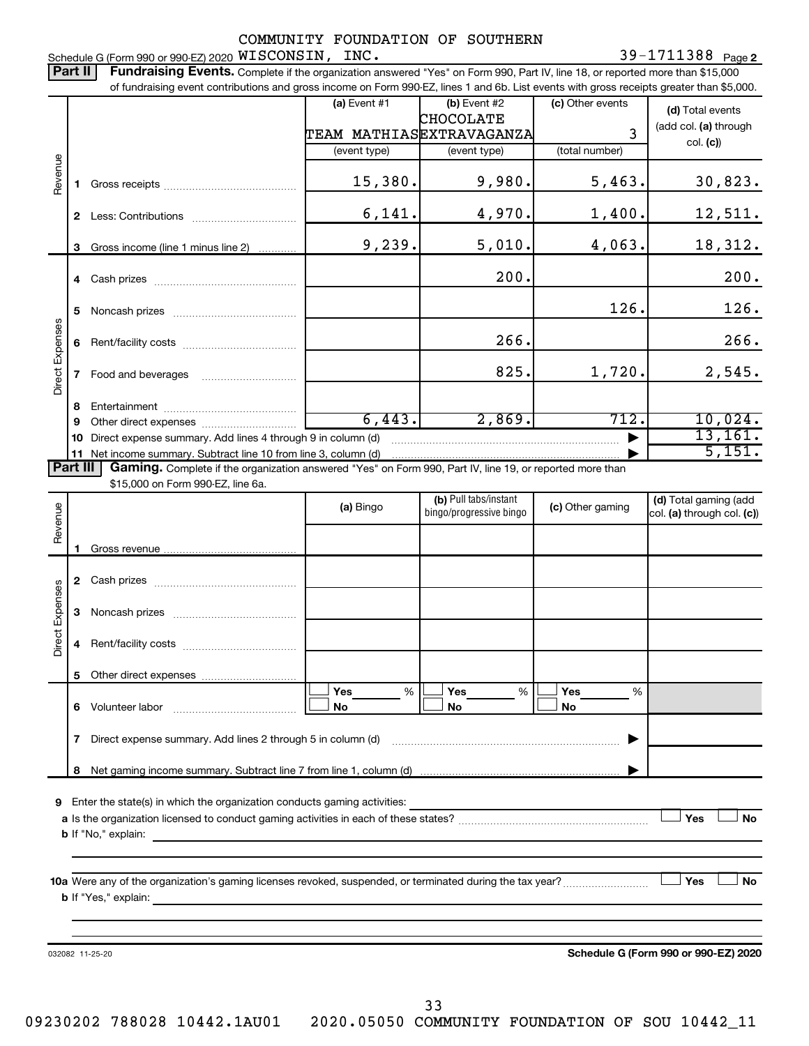Schedule G (Form 990 or 990-EZ) 2020 COMMUNITY FOUNDATION OF SOUTHERN WISCONSIN, INC. 39-1711388 Page 2

**Part II** **Fundraising Events.** Complete if the organization answered "Yes" on Form 990, Part IV, line 18, or reported more than $15,000 of fundraising event contributions and gross income on Form 990-EZ, lines 1 and 6b. List events with gross receipts greater than $5,000.

| | | (a) Event #1 | (b) Event #2 | (c) Other events | (d) Total events (add col. (a) through col. (c)) |
|---|---|---|---|---|---|
| | | TEAM MATHIAS | CHOCOLATE EXTRAVAGANZA | 3 | |
| | | (event type) | (event type) | (total number) | |
| Revenue | 1 Gross receipts | 15,380. | 9,980. | 5,463. | 30,823. |
| | 2 Less: Contributions | 6,141. | 4,970. | 1,400. | 12,511. |
| | 3 Gross income (line 1 minus line 2) | 9,239. | 5,010. | 4,063. | 18,312. |
| Direct Expenses | 4 Cash prizes | | 200. | | 200. |
| | 5 Noncash prizes | | | 126. | 126. |
| | 6 Rent/facility costs | | 266. | | 266. |
| | 7 Food and beverages | | 825. | 1,720. | 2,545. |
| | 8 Entertainment | | | | |
| | 9 Other direct expenses | 6,443. | 2,869. | 712. | 10,024. |
| | 10 Direct expense summary. Add lines 4 through 9 in column (d) | | | | 13,161. |
| | 11 Net income summary. Subtract line 10 from line 3, column (d) | | | | 5,151. |

**Part III** **Gaming.** Complete if the organization answered "Yes" on Form 990, Part IV, line 19, or reported more than $15,000 on Form 990-EZ, line 6a.

| | | (a) Bingo | (b) Pull tabs/instant bingo/progressive bingo | (c) Other gaming | (d) Total gaming (add col. (a) through col. (c)) |
|---|---|---|---|---|---|
| Revenue | 1 Gross revenue | | | | |
| Direct Expenses | 2 Cash prizes | | | | |
| | 3 Noncash prizes | | | | |
| | 4 Rent/facility costs | | | | |
| | 5 Other direct expenses | | | | |
| | 6 Volunteer labor | ☐ Yes ___ % ☐ No | ☐ Yes ___ % ☐ No | ☐ Yes ___ % ☐ No | |
| | 7 Direct expense summary. Add lines 2 through 5 in column (d) | | | | |
| | 8 Net gaming income summary. Subtract line 7 from line 1, column (d) | | | | |

9 Enter the state(s) in which the organization conducts gaming activities:

a Is the organization licensed to conduct gaming activities in each of these states? ☐ Yes ☐ No

b If "No," explain:

10a Were any of the organization's gaming licenses revoked, suspended, or terminated during the tax year? ☐ Yes ☐ No

b If "Yes," explain:

032082 11-25-20

**Schedule G (Form 990 or 990-EZ) 2020**

09230202 788028 10442.1AU01 2020.05050 COMMUNITY FOUNDATION OF SOU 10442_11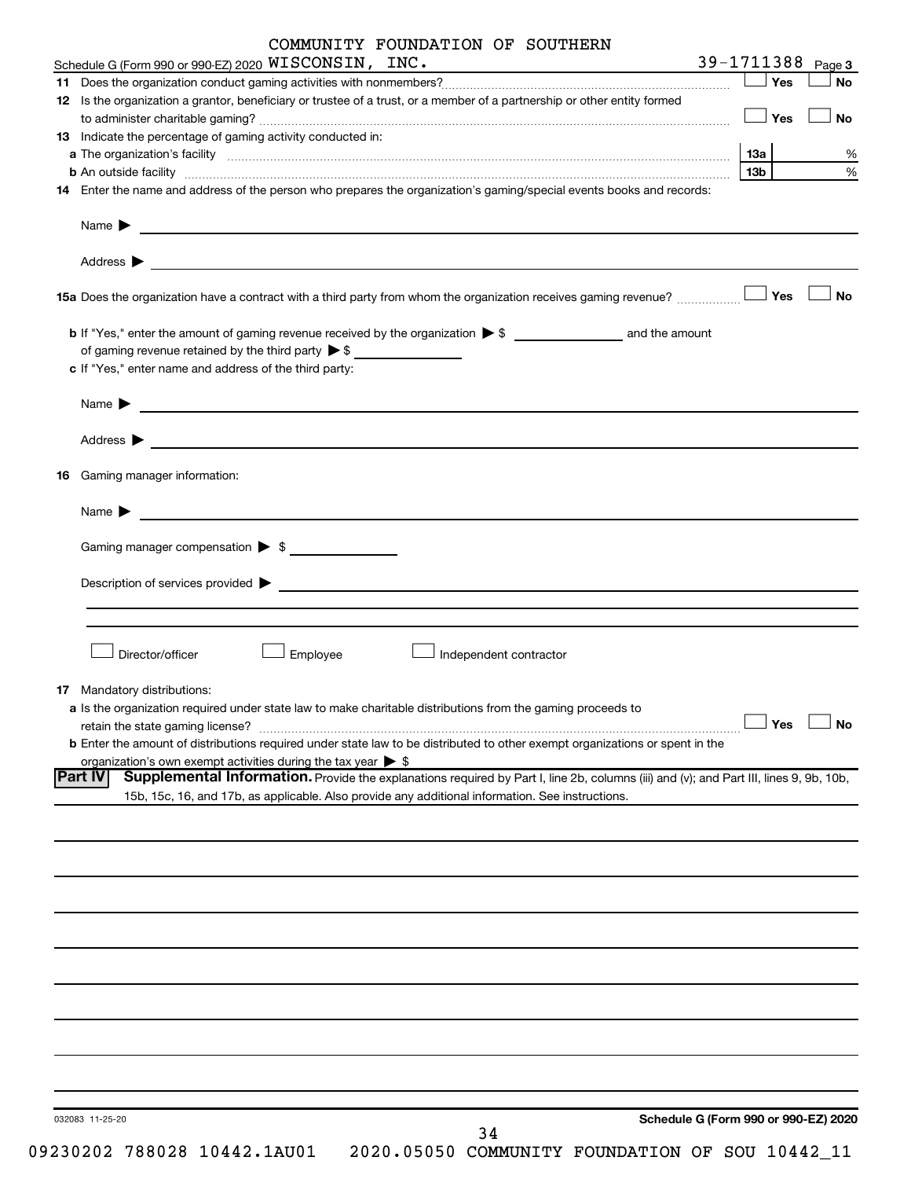COMMUNITY FOUNDATION OF SOUTHERN

Schedule G (Form 990 or 990-EZ) 2020 WISCONSIN, INC. 39-1711388 Page **3**

**11** Does the organization conduct gaming activities with nonmembers? ☐ Yes ☐ No

**12** Is the organization a grantor, beneficiary or trustee of a trust, or a member of a partnership or other entity formed to administer charitable gaming? ☐ Yes ☐ No

**13** Indicate the percentage of gaming activity conducted in:

**a** The organization's facility **13a** %

**b** An outside facility **13b** %

**14** Enter the name and address of the person who prepares the organization's gaming/special events books and records:

Name ▶

Address ▶

**15a** Does the organization have a contract with a third party from whom the organization receives gaming revenue? ☐ Yes ☐ No

**b** If "Yes," enter the amount of gaming revenue received by the organization ▶ $ ______ and the amount of gaming revenue retained by the third party ▶ $ ______

**c** If "Yes," enter name and address of the third party:

Name ▶

Address ▶

**16** Gaming manager information:

Name ▶

Gaming manager compensation ▶ $

Description of services provided ▶

☐ Director/officer ☐ Employee ☐ Independent contractor

**17** Mandatory distributions:

**a** Is the organization required under state law to make charitable distributions from the gaming proceeds to retain the state gaming license? ☐ Yes ☐ No

**b** Enter the amount of distributions required under state law to be distributed to other exempt organizations or spent in the organization's own exempt activities during the tax year ▶ $

**Part IV** **Supplemental Information.** Provide the explanations required by Part I, line 2b, columns (iii) and (v); and Part III, lines 9, 9b, 10b, 15b, 15c, 16, and 17b, as applicable. Also provide any additional information. See instructions.

032083 11-25-20 **Schedule G (Form 990 or 990-EZ) 2020**

09230202 788028 10442.1AU01 2020.05050 COMMUNITY FOUNDATION OF SOU 10442_11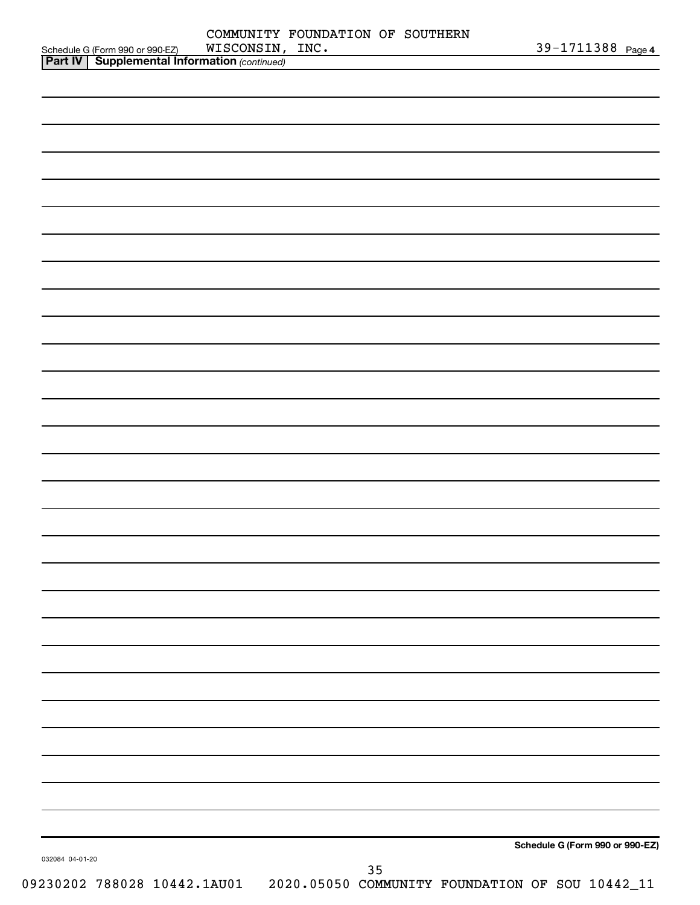Schedule G (Form 990 or 990-EZ) COMMUNITY FOUNDATION OF SOUTHERN WISCONSIN, INC. 39-1711388 Page 4

**Part IV | Supplemental Information** *(continued)*

**Schedule G (Form 990 or 990-EZ)**

032084 04-01-20

09230202 788028 10442.1AU01 2020.05050 COMMUNITY FOUNDATION OF SOU 10442_11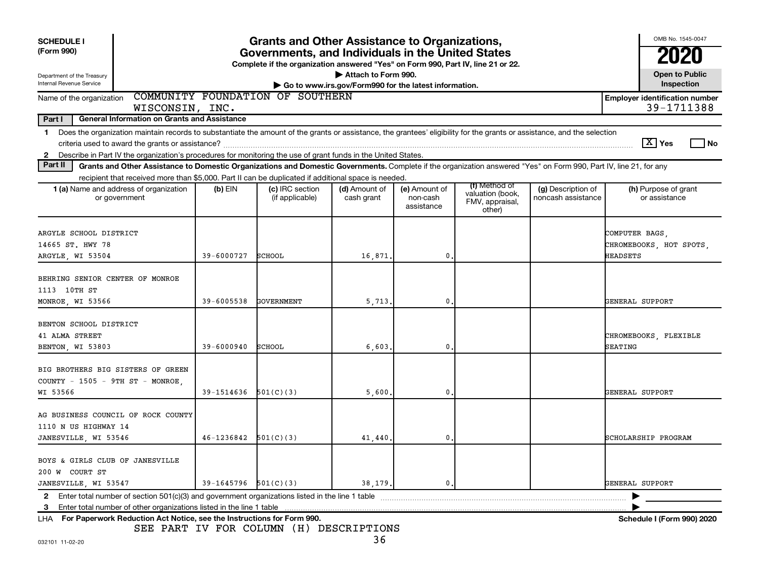**SCHEDULE I**
**(Form 990)**

Department of the Treasury
Internal Revenue Service

# Grants and Other Assistance to Organizations, Governments, and Individuals in the United States

**Complete if the organization answered "Yes" on Form 990, Part IV, line 21 or 22.**
**▶ Attach to Form 990.**
**▶ Go to www.irs.gov/Form990 for the latest information.**

OMB No. 1545-0047
**2020**
**Open to Public Inspection**

Name of the organization: COMMUNITY FOUNDATION OF SOUTHERN WISCONSIN, INC.

**Employer identification number** 39-1711388

**Part I — General Information on Grants and Assistance**

1 Does the organization maintain records to substantiate the amount of the grants or assistance, the grantees' eligibility for the grants or assistance, and the selection criteria used to award the grants or assistance? [X] Yes [ ] No

2 Describe in Part IV the organization's procedures for monitoring the use of grant funds in the United States.

**Part II — Grants and Other Assistance to Domestic Organizations and Domestic Governments.** Complete if the organization answered "Yes" on Form 990, Part IV, line 21, for any recipient that received more than $5,000. Part II can be duplicated if additional space is needed.

| 1 (a) Name and address of organization or government | (b) EIN | (c) IRC section (if applicable) | (d) Amount of cash grant | (e) Amount of non-cash assistance | (f) Method of valuation (book, FMV, appraisal, other) | (g) Description of noncash assistance | (h) Purpose of grant or assistance |
|---|---|---|---|---|---|---|---|
| ARGYLE SCHOOL DISTRICT 14665 ST. HWY 78 ARGYLE, WI 53504 | 39-6000727 | SCHOOL | 16,871. | 0. | | | COMPUTER BAGS, CHROMEBOOKS, HOT SPOTS, HEADSETS |
| BEHRING SENIOR CENTER OF MONROE 1113 10TH ST MONROE, WI 53566 | 39-6005538 | GOVERNMENT | 5,713. | 0. | | | GENERAL SUPPORT |
| BENTON SCHOOL DISTRICT 41 ALMA STREET BENTON, WI 53803 | 39-6000940 | SCHOOL | 6,603. | 0. | | | CHROMEBOOKS, FLEXIBLE SEATING |
| BIG BROTHERS BIG SISTERS OF GREEN COUNTY - 1505 - 9TH ST - MONROE, WI 53566 | 39-1514636 | 501(C)(3) | 5,600. | 0. | | | GENERAL SUPPORT |
| AG BUSINESS COUNCIL OF ROCK COUNTY 1110 N US HIGHWAY 14 JANESVILLE, WI 53546 | 46-1236842 | 501(C)(3) | 41,440. | 0. | | | SCHOLARSHIP PROGRAM |
| BOYS & GIRLS CLUB OF JANESVILLE 200 W COURT ST JANESVILLE, WI 53547 | 39-1645796 | 501(C)(3) | 38,179. | 0. | | | GENERAL SUPPORT |

2 Enter total number of section 501(c)(3) and government organizations listed in the line 1 table ▶

3 Enter total number of other organizations listed in the line 1 table ▶

LHA **For Paperwork Reduction Act Notice, see the Instructions for Form 990.** **Schedule I (Form 990) 2020**

SEE PART IV FOR COLUMN (H) DESCRIPTIONS

032101 11-02-20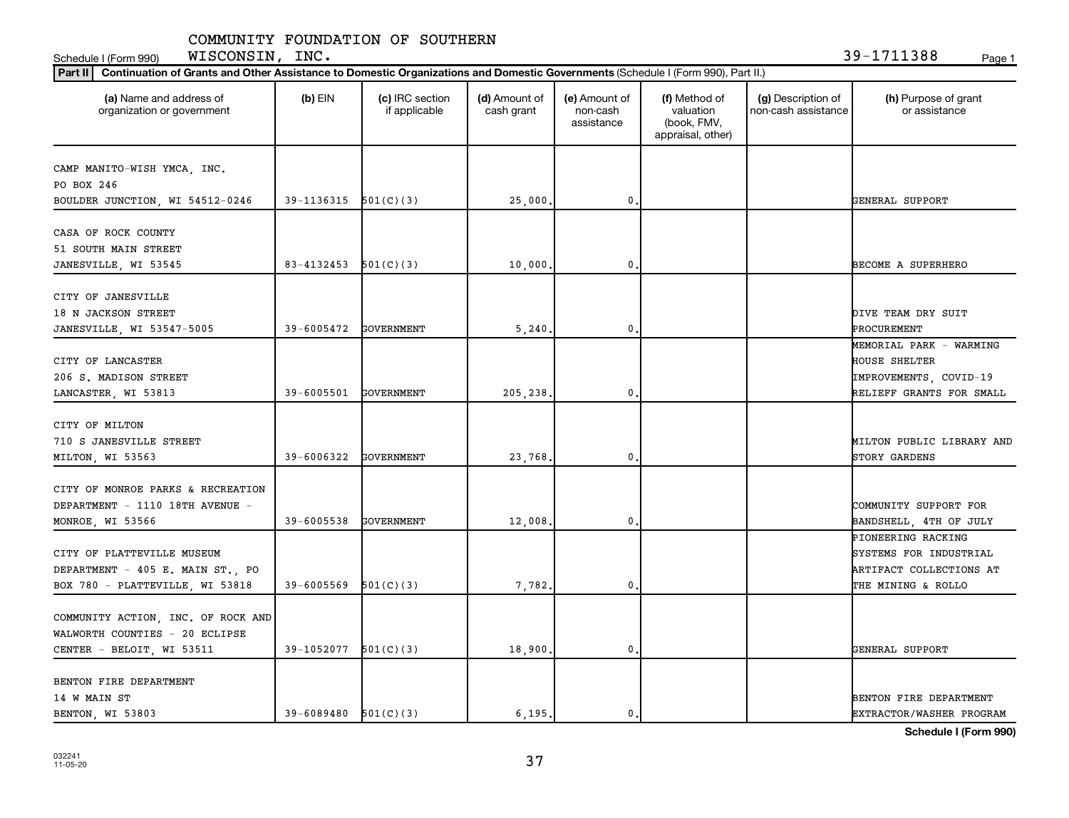COMMUNITY FOUNDATION OF SOUTHERN WISCONSIN, INC.

Schedule I (Form 990) 39-1711388

**Part II** **Continuation of Grants and Other Assistance to Domestic Organizations and Domestic Governments** (Schedule I (Form 990), Part II.)

| (a) Name and address of organization or government | (b) EIN | (c) IRC section if applicable | (d) Amount of cash grant | (e) Amount of non-cash assistance | (f) Method of valuation (book, FMV, appraisal, other) | (g) Description of non-cash assistance | (h) Purpose of grant or assistance |
|---|---|---|---|---|---|---|---|
| CAMP MANITO-WISH YMCA, INC. PO BOX 246 BOULDER JUNCTION, WI 54512-0246 | 39-1136315 | 501(C)(3) | 25,000. | 0. | | | GENERAL SUPPORT |
| CASA OF ROCK COUNTY 51 SOUTH MAIN STREET JANESVILLE, WI 53545 | 83-4132453 | 501(C)(3) | 10,000. | 0. | | | BECOME A SUPERHERO |
| CITY OF JANESVILLE 18 N JACKSON STREET JANESVILLE, WI 53547-5005 | 39-6005472 | GOVERNMENT | 5,240. | 0. | | | DIVE TEAM DRY SUIT PROCUREMENT |
| CITY OF LANCASTER 206 S. MADISON STREET LANCASTER, WI 53813 | 39-6005501 | GOVERNMENT | 205,238. | 0. | | | MEMORIAL PARK - WARMING HOUSE SHELTER IMPROVEMENTS, COVID-19 RELIEFF GRANTS FOR SMALL |
| CITY OF MILTON 710 S JANESVILLE STREET MILTON, WI 53563 | 39-6006322 | GOVERNMENT | 23,768. | 0. | | | MILTON PUBLIC LIBRARY AND STORY GARDENS |
| CITY OF MONROE PARKS & RECREATION DEPARTMENT - 1110 18TH AVENUE - MONROE, WI 53566 | 39-6005538 | GOVERNMENT | 12,008. | 0. | | | COMMUNITY SUPPORT FOR BANDSHELL, 4TH OF JULY |
| CITY OF PLATTEVILLE MUSEUM DEPARTMENT - 405 E. MAIN ST., PO BOX 780 - PLATTEVILLE, WI 53818 | 39-6005569 | 501(C)(3) | 7,782. | 0. | | | PIONEERING RACKING SYSTEMS FOR INDUSTRIAL ARTIFACT COLLECTIONS AT THE MINING & ROLLO |
| COMMUNITY ACTION, INC. OF ROCK AND WALWORTH COUNTIES - 20 ECLIPSE CENTER - BELOIT, WI 53511 | 39-1052077 | 501(C)(3) | 18,900. | 0. | | | GENERAL SUPPORT |
| BENTON FIRE DEPARTMENT 14 W MAIN ST BENTON, WI 53803 | 39-6089480 | 501(C)(3) | 6,195. | 0. | | | BENTON FIRE DEPARTMENT EXTRACTOR/WASHER PROGRAM |

Schedule I (Form 990)

032241 11-05-20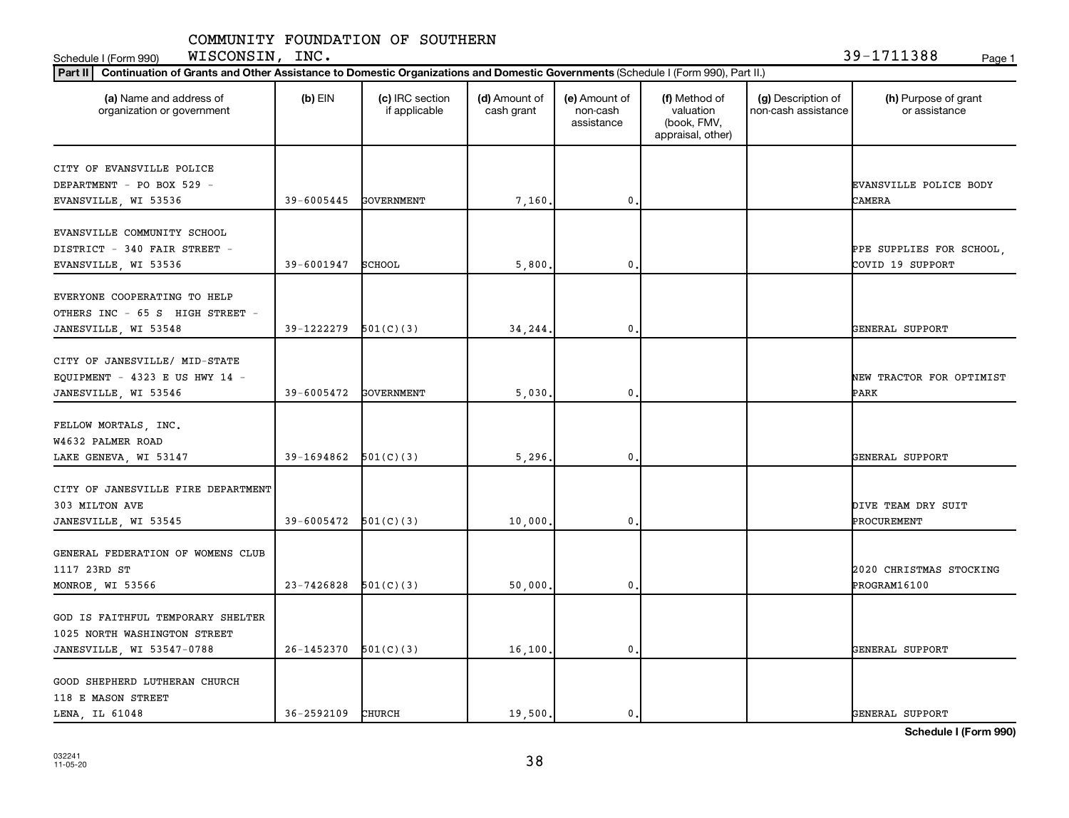COMMUNITY FOUNDATION OF SOUTHERN WISCONSIN, INC.

Schedule I (Form 990) 39-1711388

**Part II** Continuation of Grants and Other Assistance to Domestic Organizations and Domestic Governments (Schedule I (Form 990), Part II.)

| (a) Name and address of organization or government | (b) EIN | (c) IRC section if applicable | (d) Amount of cash grant | (e) Amount of non-cash assistance | (f) Method of valuation (book, FMV, appraisal, other) | (g) Description of non-cash assistance | (h) Purpose of grant or assistance |
|---|---|---|---|---|---|---|---|
| CITY OF EVANSVILLE POLICE DEPARTMENT - PO BOX 529 - EVANSVILLE, WI 53536 | 39-6005445 | GOVERNMENT | 7,160. | 0. | | | EVANSVILLE POLICE BODY CAMERA |
| EVANSVILLE COMMUNITY SCHOOL DISTRICT - 340 FAIR STREET - EVANSVILLE, WI 53536 | 39-6001947 | SCHOOL | 5,800. | 0. | | | PPE SUPPLIES FOR SCHOOL, COVID 19 SUPPORT |
| EVERYONE COOPERATING TO HELP OTHERS INC - 65 S HIGH STREET - JANESVILLE, WI 53548 | 39-1222279 | 501(C)(3) | 34,244. | 0. | | | GENERAL SUPPORT |
| CITY OF JANESVILLE/ MID-STATE EQUIPMENT - 4323 E US HWY 14 - JANESVILLE, WI 53546 | 39-6005472 | GOVERNMENT | 5,030. | 0. | | | NEW TRACTOR FOR OPTIMIST PARK |
| FELLOW MORTALS, INC. W4632 PALMER ROAD LAKE GENEVA, WI 53147 | 39-1694862 | 501(C)(3) | 5,296. | 0. | | | GENERAL SUPPORT |
| CITY OF JANESVILLE FIRE DEPARTMENT 303 MILTON AVE JANESVILLE, WI 53545 | 39-6005472 | 501(C)(3) | 10,000. | 0. | | | DIVE TEAM DRY SUIT PROCUREMENT |
| GENERAL FEDERATION OF WOMENS CLUB 1117 23RD ST MONROE, WI 53566 | 23-7426828 | 501(C)(3) | 50,000. | 0. | | | 2020 CHRISTMAS STOCKING PROGRAM16100 |
| GOD IS FAITHFUL TEMPORARY SHELTER 1025 NORTH WASHINGTON STREET JANESVILLE, WI 53547-0788 | 26-1452370 | 501(C)(3) | 16,100. | 0. | | | GENERAL SUPPORT |
| GOOD SHEPHERD LUTHERAN CHURCH 118 E MASON STREET LENA, IL 61048 | 36-2592109 | CHURCH | 19,500. | 0. | | | GENERAL SUPPORT |

Schedule I (Form 990)

032241 11-05-20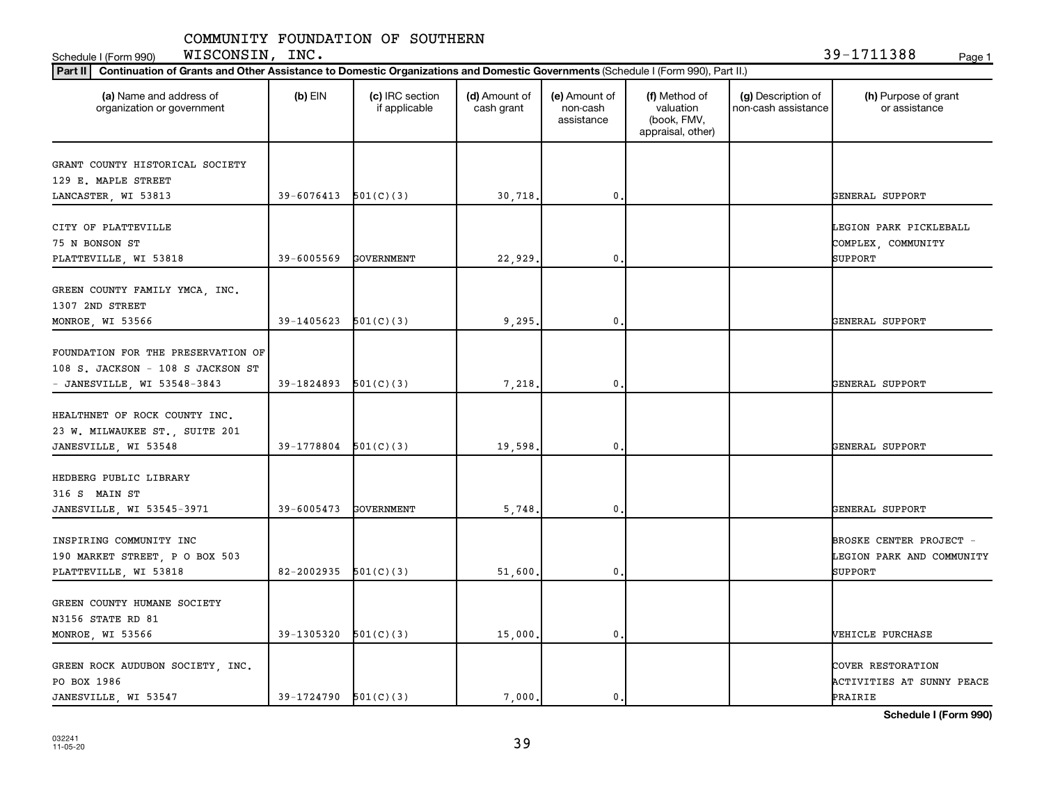COMMUNITY FOUNDATION OF SOUTHERN WISCONSIN, INC. 39-1711388

Schedule I (Form 990)

**Part II** **Continuation of Grants and Other Assistance to Domestic Organizations and Domestic Governments** (Schedule I (Form 990), Part II.)

| (a) Name and address of organization or government | (b) EIN | (c) IRC section if applicable | (d) Amount of cash grant | (e) Amount of non-cash assistance | (f) Method of valuation (book, FMV, appraisal, other) | (g) Description of non-cash assistance | (h) Purpose of grant or assistance |
|---|---|---|---|---|---|---|---|
| GRANT COUNTY HISTORICAL SOCIETY 129 E. MAPLE STREET LANCASTER, WI 53813 | 39-6076413 | 501(C)(3) | 30,718. | 0. | | | GENERAL SUPPORT |
| CITY OF PLATTEVILLE 75 N BONSON ST PLATTEVILLE, WI 53818 | 39-6005569 | GOVERNMENT | 22,929. | 0. | | | LEGION PARK PICKLEBALL COMPLEX, COMMUNITY SUPPORT |
| GREEN COUNTY FAMILY YMCA, INC. 1307 2ND STREET MONROE, WI 53566 | 39-1405623 | 501(C)(3) | 9,295. | 0. | | | GENERAL SUPPORT |
| FOUNDATION FOR THE PRESERVATION OF 108 S. JACKSON - 108 S JACKSON ST - JANESVILLE, WI 53548-3843 | 39-1824893 | 501(C)(3) | 7,218. | 0. | | | GENERAL SUPPORT |
| HEALTHNET OF ROCK COUNTY INC. 23 W. MILWAUKEE ST., SUITE 201 JANESVILLE, WI 53548 | 39-1778804 | 501(C)(3) | 19,598. | 0. | | | GENERAL SUPPORT |
| HEDBERG PUBLIC LIBRARY 316 S MAIN ST JANESVILLE, WI 53545-3971 | 39-6005473 | GOVERNMENT | 5,748. | 0. | | | GENERAL SUPPORT |
| INSPIRING COMMUNITY INC 190 MARKET STREET, P O BOX 503 PLATTEVILLE, WI 53818 | 82-2002935 | 501(C)(3) | 51,600. | 0. | | | BROSKE CENTER PROJECT - LEGION PARK AND COMMUNITY SUPPORT |
| GREEN COUNTY HUMANE SOCIETY N3156 STATE RD 81 MONROE, WI 53566 | 39-1305320 | 501(C)(3) | 15,000. | 0. | | | VEHICLE PURCHASE |
| GREEN ROCK AUDUBON SOCIETY, INC. PO BOX 1986 JANESVILLE, WI 53547 | 39-1724790 | 501(C)(3) | 7,000. | 0. | | | COVER RESTORATION ACTIVITIES AT SUNNY PEACE PRAIRIE |

**Schedule I (Form 990)**

032241 11-05-20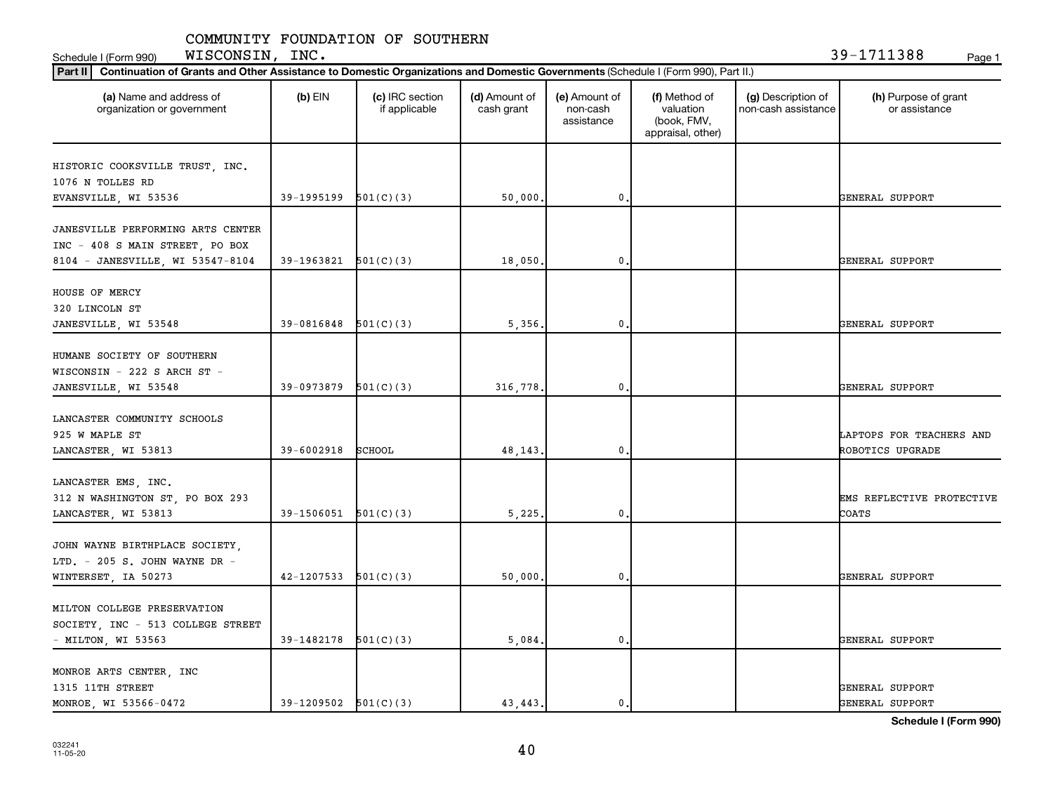COMMUNITY FOUNDATION OF SOUTHERN WISCONSIN, INC.

Schedule I (Form 990) 39-1711388

**Part II | Continuation of Grants and Other Assistance to Domestic Organizations and Domestic Governments** (Schedule I (Form 990), Part II.)

| (a) Name and address of organization or government | (b) EIN | (c) IRC section if applicable | (d) Amount of cash grant | (e) Amount of non-cash assistance | (f) Method of valuation (book, FMV, appraisal, other) | (g) Description of non-cash assistance | (h) Purpose of grant or assistance |
|---|---|---|---|---|---|---|---|
| HISTORIC COOKSVILLE TRUST, INC. 1076 N TOLLES RD EVANSVILLE, WI 53536 | 39-1995199 | 501(C)(3) | 50,000. | 0. | | | GENERAL SUPPORT |
| JANESVILLE PERFORMING ARTS CENTER INC - 408 S MAIN STREET, PO BOX 8104 - JANESVILLE, WI 53547-8104 | 39-1963821 | 501(C)(3) | 18,050. | 0. | | | GENERAL SUPPORT |
| HOUSE OF MERCY 320 LINCOLN ST JANESVILLE, WI 53548 | 39-0816848 | 501(C)(3) | 5,356. | 0. | | | GENERAL SUPPORT |
| HUMANE SOCIETY OF SOUTHERN WISCONSIN - 222 S ARCH ST - JANESVILLE, WI 53548 | 39-0973879 | 501(C)(3) | 316,778. | 0. | | | GENERAL SUPPORT |
| LANCASTER COMMUNITY SCHOOLS 925 W MAPLE ST LANCASTER, WI 53813 | 39-6002918 | SCHOOL | 48,143. | 0. | | | LAPTOPS FOR TEACHERS AND ROBOTICS UPGRADE |
| LANCASTER EMS, INC. 312 N WASHINGTON ST, PO BOX 293 LANCASTER, WI 53813 | 39-1506051 | 501(C)(3) | 5,225. | 0. | | | EMS REFLECTIVE PROTECTIVE COATS |
| JOHN WAYNE BIRTHPLACE SOCIETY, LTD. - 205 S. JOHN WAYNE DR - WINTERSET, IA 50273 | 42-1207533 | 501(C)(3) | 50,000. | 0. | | | GENERAL SUPPORT |
| MILTON COLLEGE PRESERVATION SOCIETY, INC - 513 COLLEGE STREET - MILTON, WI 53563 | 39-1482178 | 501(C)(3) | 5,084. | 0. | | | GENERAL SUPPORT |
| MONROE ARTS CENTER, INC 1315 11TH STREET MONROE, WI 53566-0472 | 39-1209502 | 501(C)(3) | 43,443. | 0. | | | GENERAL SUPPORT GENERAL SUPPORT |

**Schedule I (Form 990)**

032241 11-05-20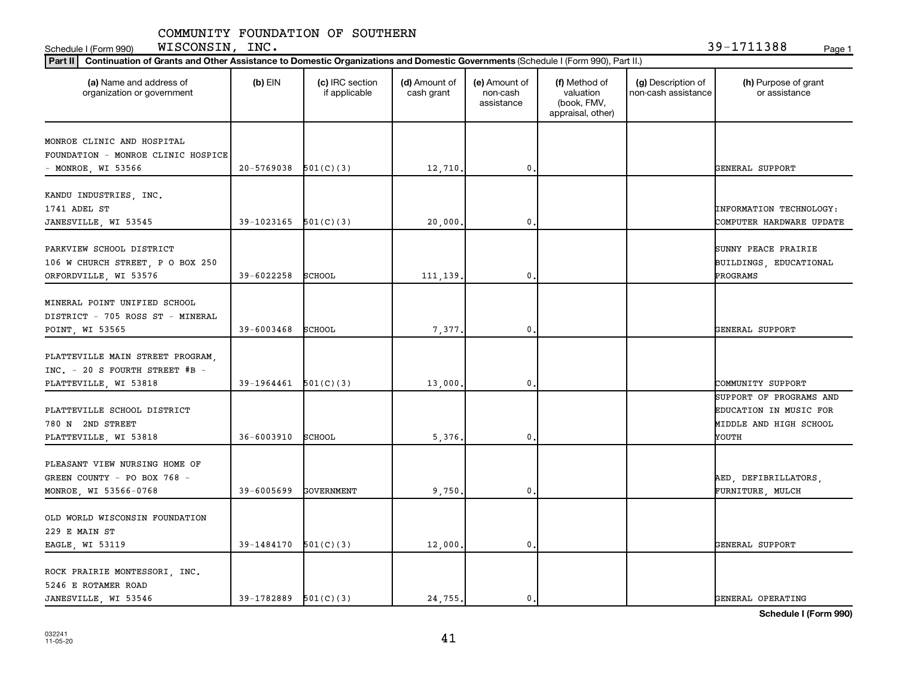COMMUNITY FOUNDATION OF SOUTHERN WISCONSIN, INC.

Schedule I (Form 990) 39-1711388

**Part II** **Continuation of Grants and Other Assistance to Domestic Organizations and Domestic Governments** (Schedule I (Form 990), Part II.)

| (a) Name and address of organization or government | (b) EIN | (c) IRC section if applicable | (d) Amount of cash grant | (e) Amount of non-cash assistance | (f) Method of valuation (book, FMV, appraisal, other) | (g) Description of non-cash assistance | (h) Purpose of grant or assistance |
|---|---|---|---|---|---|---|---|
| MONROE CLINIC AND HOSPITAL FOUNDATION - MONROE CLINIC HOSPICE - MONROE, WI 53566 | 20-5769038 | 501(C)(3) | 12,710. | 0. | | | GENERAL SUPPORT |
| KANDU INDUSTRIES, INC. 1741 ADEL ST JANESVILLE, WI 53545 | 39-1023165 | 501(C)(3) | 20,000. | 0. | | | INFORMATION TECHNOLOGY: COMPUTER HARDWARE UPDATE |
| PARKVIEW SCHOOL DISTRICT 106 W CHURCH STREET, P O BOX 250 ORFORDVILLE, WI 53576 | 39-6022258 | SCHOOL | 111,139. | 0. | | | SUNNY PEACE PRAIRIE BUILDINGS, EDUCATIONAL PROGRAMS |
| MINERAL POINT UNIFIED SCHOOL DISTRICT - 705 ROSS ST - MINERAL POINT, WI 53565 | 39-6003468 | SCHOOL | 7,377. | 0. | | | GENERAL SUPPORT |
| PLATTEVILLE MAIN STREET PROGRAM, INC. - 20 S FOURTH STREET #B - PLATTEVILLE, WI 53818 | 39-1964461 | 501(C)(3) | 13,000. | 0. | | | COMMUNITY SUPPORT |
| PLATTEVILLE SCHOOL DISTRICT 780 N 2ND STREET PLATTEVILLE, WI 53818 | 36-6003910 | SCHOOL | 5,376. | 0. | | | SUPPORT OF PROGRAMS AND EDUCATION IN MUSIC FOR MIDDLE AND HIGH SCHOOL YOUTH |
| PLEASANT VIEW NURSING HOME OF GREEN COUNTY - PO BOX 768 - MONROE, WI 53566-0768 | 39-6005699 | GOVERNMENT | 9,750. | 0. | | | AED, DEFIBRILLATORS, FURNITURE, MULCH |
| OLD WORLD WISCONSIN FOUNDATION 229 E MAIN ST EAGLE, WI 53119 | 39-1484170 | 501(C)(3) | 12,000. | 0. | | | GENERAL SUPPORT |
| ROCK PRAIRIE MONTESSORI, INC. 5246 E ROTAMER ROAD JANESVILLE, WI 53546 | 39-1782889 | 501(C)(3) | 24,755. | 0. | | | GENERAL OPERATING |

**Schedule I (Form 990)**

032241 11-05-20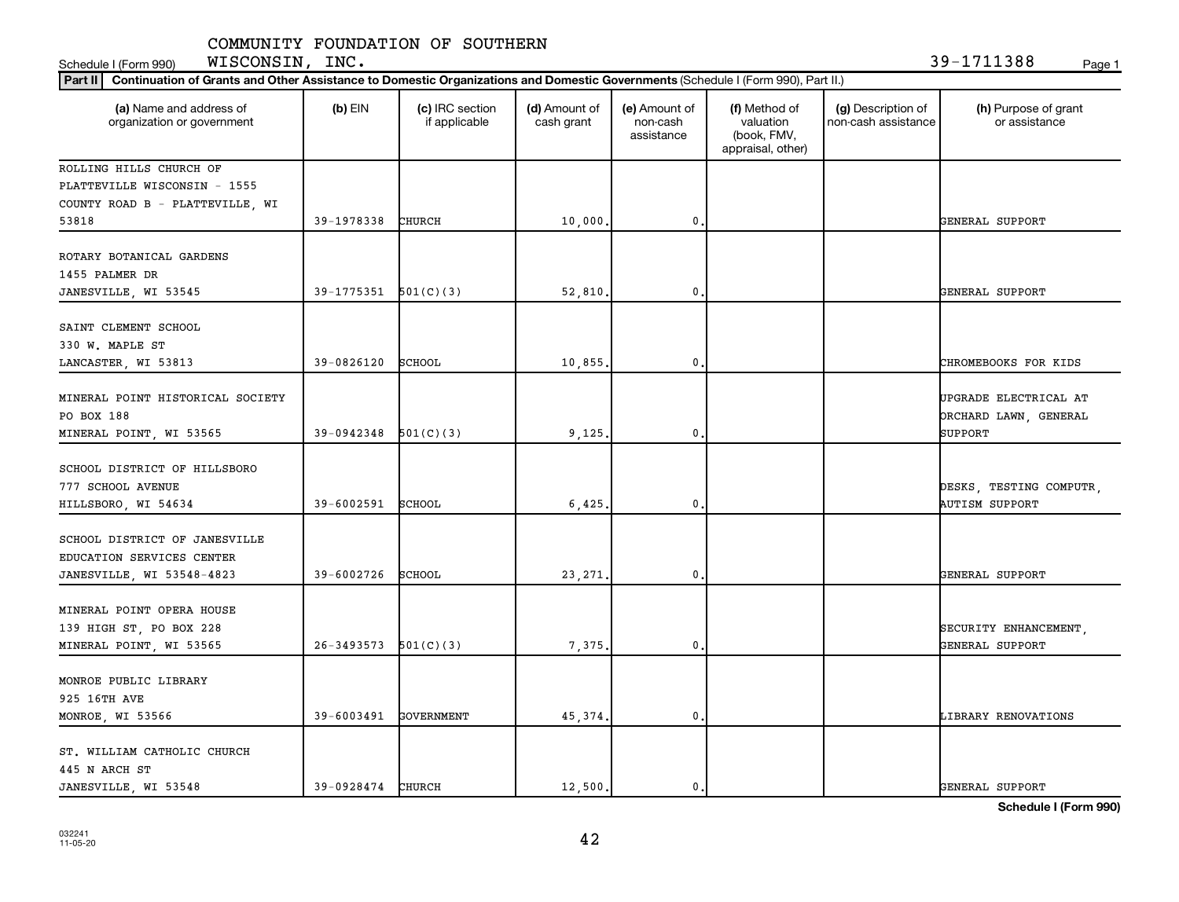COMMUNITY FOUNDATION OF SOUTHERN WISCONSIN, INC.

Schedule I (Form 990) 39-1711388 Page 1

**Part II** **Continuation of Grants and Other Assistance to Domestic Organizations and Domestic Governments** (Schedule I (Form 990), Part II.)

| (a) Name and address of organization or government | (b) EIN | (c) IRC section if applicable | (d) Amount of cash grant | (e) Amount of non-cash assistance | (f) Method of valuation (book, FMV, appraisal, other) | (g) Description of non-cash assistance | (h) Purpose of grant or assistance |
|---|---|---|---|---|---|---|---|
| ROLLING HILLS CHURCH OF PLATTEVILLE WISCONSIN - 1555 COUNTY ROAD B - PLATTEVILLE, WI 53818 | 39-1978338 | CHURCH | 10,000. | 0. | | | GENERAL SUPPORT |
| ROTARY BOTANICAL GARDENS 1455 PALMER DR JANESVILLE, WI 53545 | 39-1775351 | 501(C)(3) | 52,810. | 0. | | | GENERAL SUPPORT |
| SAINT CLEMENT SCHOOL 330 W. MAPLE ST LANCASTER, WI 53813 | 39-0826120 | SCHOOL | 10,855. | 0. | | | CHROMEBOOKS FOR KIDS |
| MINERAL POINT HISTORICAL SOCIETY PO BOX 188 MINERAL POINT, WI 53565 | 39-0942348 | 501(C)(3) | 9,125. | 0. | | | UPGRADE ELECTRICAL AT ORCHARD LAWN, GENERAL SUPPORT |
| SCHOOL DISTRICT OF HILLSBORO 777 SCHOOL AVENUE HILLSBORO, WI 54634 | 39-6002591 | SCHOOL | 6,425. | 0. | | | DESKS, TESTING COMPUTR, AUTISM SUPPORT |
| SCHOOL DISTRICT OF JANESVILLE EDUCATION SERVICES CENTER JANESVILLE, WI 53548-4823 | 39-6002726 | SCHOOL | 23,271. | 0. | | | GENERAL SUPPORT |
| MINERAL POINT OPERA HOUSE 139 HIGH ST, PO BOX 228 MINERAL POINT, WI 53565 | 26-3493573 | 501(C)(3) | 7,375. | 0. | | | SECURITY ENHANCEMENT, GENERAL SUPPORT |
| MONROE PUBLIC LIBRARY 925 16TH AVE MONROE, WI 53566 | 39-6003491 | GOVERNMENT | 45,374. | 0. | | | LIBRARY RENOVATIONS |
| ST. WILLIAM CATHOLIC CHURCH 445 N ARCH ST JANESVILLE, WI 53548 | 39-0928474 | CHURCH | 12,500. | 0. | | | GENERAL SUPPORT |

**Schedule I (Form 990)**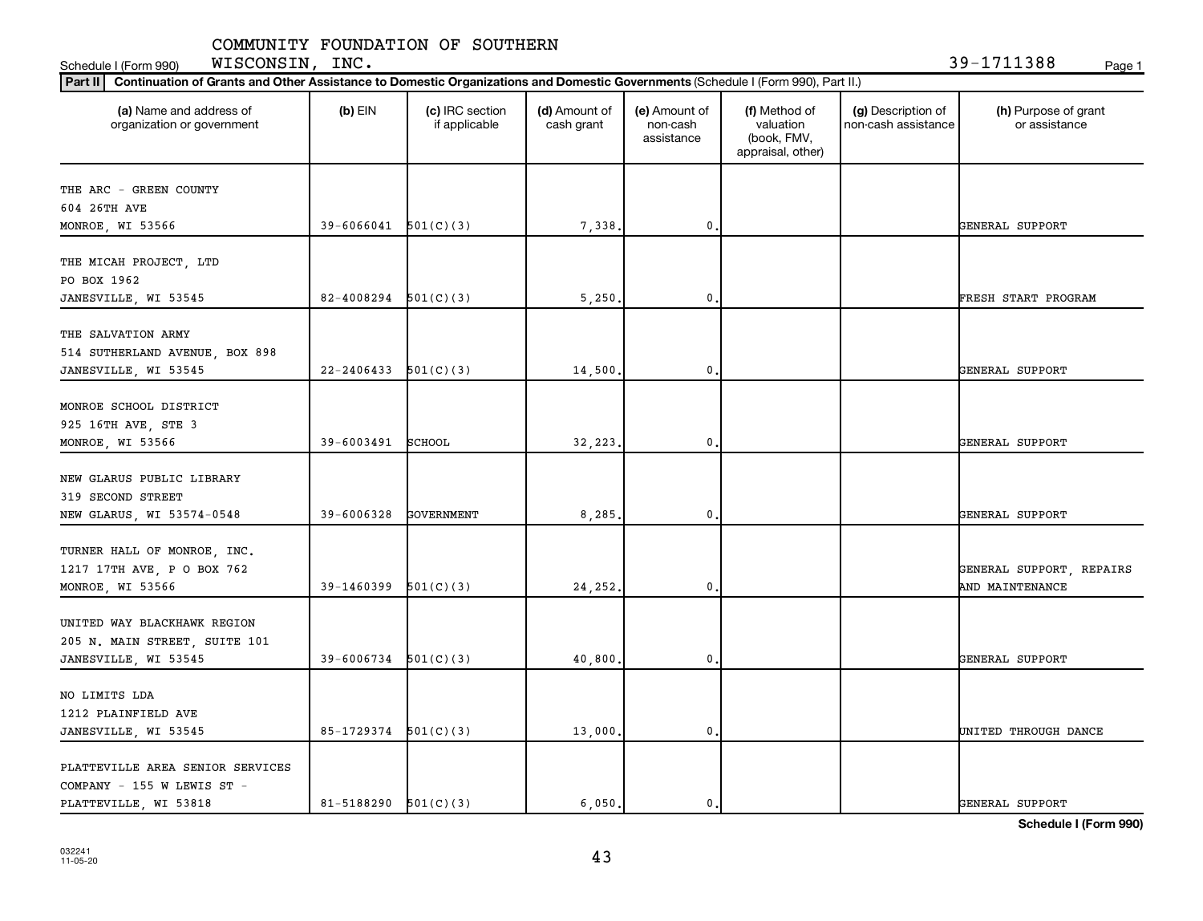COMMUNITY FOUNDATION OF SOUTHERN WISCONSIN, INC.

Schedule I (Form 990) 39-1711388

**Part II** **Continuation of Grants and Other Assistance to Domestic Organizations and Domestic Governments** (Schedule I (Form 990), Part II.)

| (a) Name and address of organization or government | (b) EIN | (c) IRC section if applicable | (d) Amount of cash grant | (e) Amount of non-cash assistance | (f) Method of valuation (book, FMV, appraisal, other) | (g) Description of non-cash assistance | (h) Purpose of grant or assistance |
|---|---|---|---|---|---|---|---|
| THE ARC - GREEN COUNTY 604 26TH AVE MONROE, WI 53566 | 39-6066041 | 501(C)(3) | 7,338. | 0. | | | GENERAL SUPPORT |
| THE MICAH PROJECT, LTD PO BOX 1962 JANESVILLE, WI 53545 | 82-4008294 | 501(C)(3) | 5,250. | 0. | | | FRESH START PROGRAM |
| THE SALVATION ARMY 514 SUTHERLAND AVENUE, BOX 898 JANESVILLE, WI 53545 | 22-2406433 | 501(C)(3) | 14,500. | 0. | | | GENERAL SUPPORT |
| MONROE SCHOOL DISTRICT 925 16TH AVE, STE 3 MONROE, WI 53566 | 39-6003491 | SCHOOL | 32,223. | 0. | | | GENERAL SUPPORT |
| NEW GLARUS PUBLIC LIBRARY 319 SECOND STREET NEW GLARUS, WI 53574-0548 | 39-6006328 | GOVERNMENT | 8,285. | 0. | | | GENERAL SUPPORT |
| TURNER HALL OF MONROE, INC. 1217 17TH AVE, P O BOX 762 MONROE, WI 53566 | 39-1460399 | 501(C)(3) | 24,252. | 0. | | | GENERAL SUPPORT, REPAIRS AND MAINTENANCE |
| UNITED WAY BLACKHAWK REGION 205 N. MAIN STREET, SUITE 101 JANESVILLE, WI 53545 | 39-6006734 | 501(C)(3) | 40,800. | 0. | | | GENERAL SUPPORT |
| NO LIMITS LDA 1212 PLAINFIELD AVE JANESVILLE, WI 53545 | 85-1729374 | 501(C)(3) | 13,000. | 0. | | | UNITED THROUGH DANCE |
| PLATTEVILLE AREA SENIOR SERVICES COMPANY - 155 W LEWIS ST - PLATTEVILLE, WI 53818 | 81-5188290 | 501(C)(3) | 6,050. | 0. | | | GENERAL SUPPORT |

**Schedule I (Form 990)**

032241 11-05-20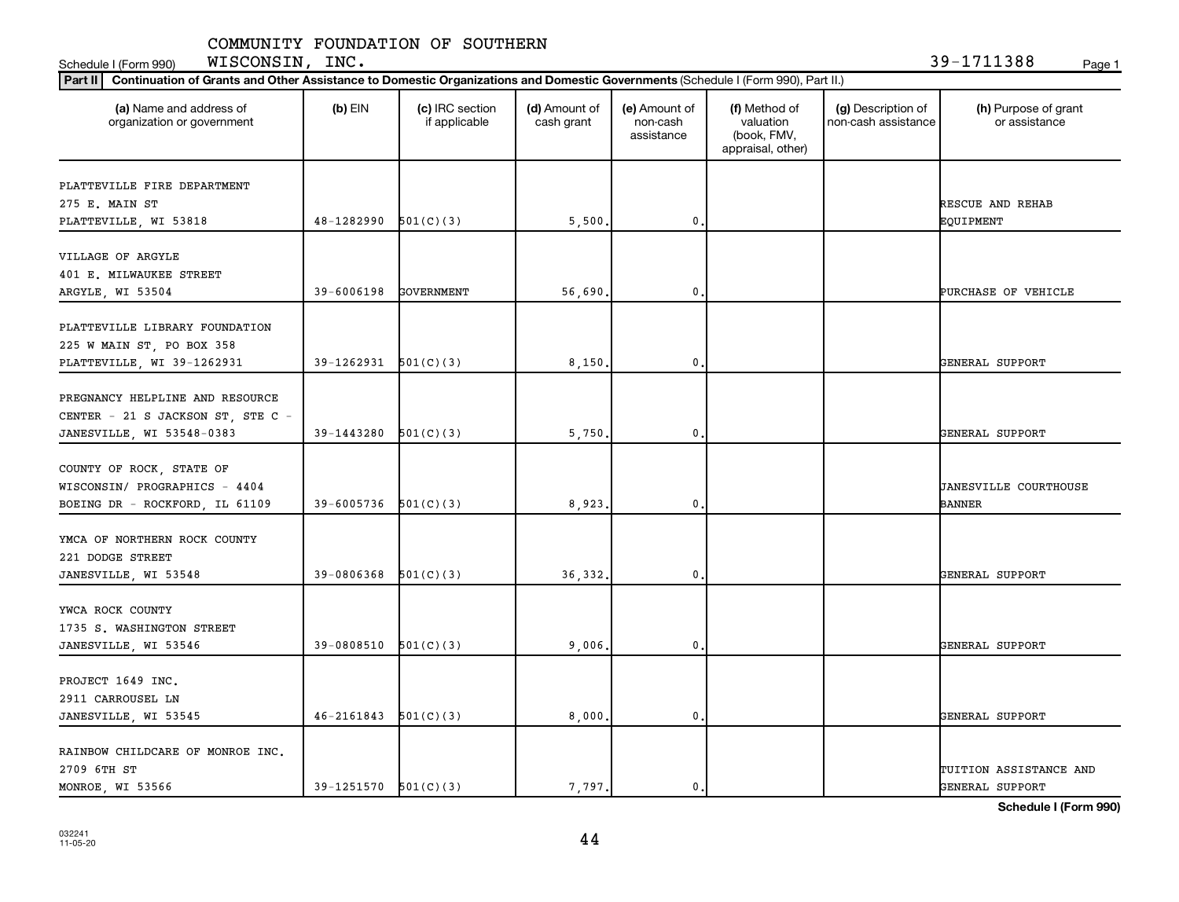COMMUNITY FOUNDATION OF SOUTHERN WISCONSIN, INC. 39-1711388

Schedule I (Form 990)

**Part II** **Continuation of Grants and Other Assistance to Domestic Organizations and Domestic Governments** (Schedule I (Form 990), Part II.)

| (a) Name and address of organization or government | (b) EIN | (c) IRC section if applicable | (d) Amount of cash grant | (e) Amount of non-cash assistance | (f) Method of valuation (book, FMV, appraisal, other) | (g) Description of non-cash assistance | (h) Purpose of grant or assistance |
|---|---|---|---|---|---|---|---|
| PLATTEVILLE FIRE DEPARTMENT 275 E. MAIN ST PLATTEVILLE, WI 53818 | 48-1282990 | 501(C)(3) | 5,500. | 0. | | | RESCUE AND REHAB EQUIPMENT |
| VILLAGE OF ARGYLE 401 E. MILWAUKEE STREET ARGYLE, WI 53504 | 39-6006198 | GOVERNMENT | 56,690. | 0. | | | PURCHASE OF VEHICLE |
| PLATTEVILLE LIBRARY FOUNDATION 225 W MAIN ST, PO BOX 358 PLATTEVILLE, WI 39-1262931 | 39-1262931 | 501(C)(3) | 8,150. | 0. | | | GENERAL SUPPORT |
| PREGNANCY HELPLINE AND RESOURCE CENTER - 21 S JACKSON ST, STE C - JANESVILLE, WI 53548-0383 | 39-1443280 | 501(C)(3) | 5,750. | 0. | | | GENERAL SUPPORT |
| COUNTY OF ROCK, STATE OF WISCONSIN/ PROGRAPHICS - 4404 BOEING DR - ROCKFORD, IL 61109 | 39-6005736 | 501(C)(3) | 8,923. | 0. | | | JANESVILLE COURTHOUSE BANNER |
| YMCA OF NORTHERN ROCK COUNTY 221 DODGE STREET JANESVILLE, WI 53548 | 39-0806368 | 501(C)(3) | 36,332. | 0. | | | GENERAL SUPPORT |
| YWCA ROCK COUNTY 1735 S. WASHINGTON STREET JANESVILLE, WI 53546 | 39-0808510 | 501(C)(3) | 9,006. | 0. | | | GENERAL SUPPORT |
| PROJECT 1649 INC. 2911 CARROUSEL LN JANESVILLE, WI 53545 | 46-2161843 | 501(C)(3) | 8,000. | 0. | | | GENERAL SUPPORT |
| RAINBOW CHILDCARE OF MONROE INC. 2709 6TH ST MONROE, WI 53566 | 39-1251570 | 501(C)(3) | 7,797. | 0. | | | TUITION ASSISTANCE AND GENERAL SUPPORT |

**Schedule I (Form 990)**

032241 11-05-20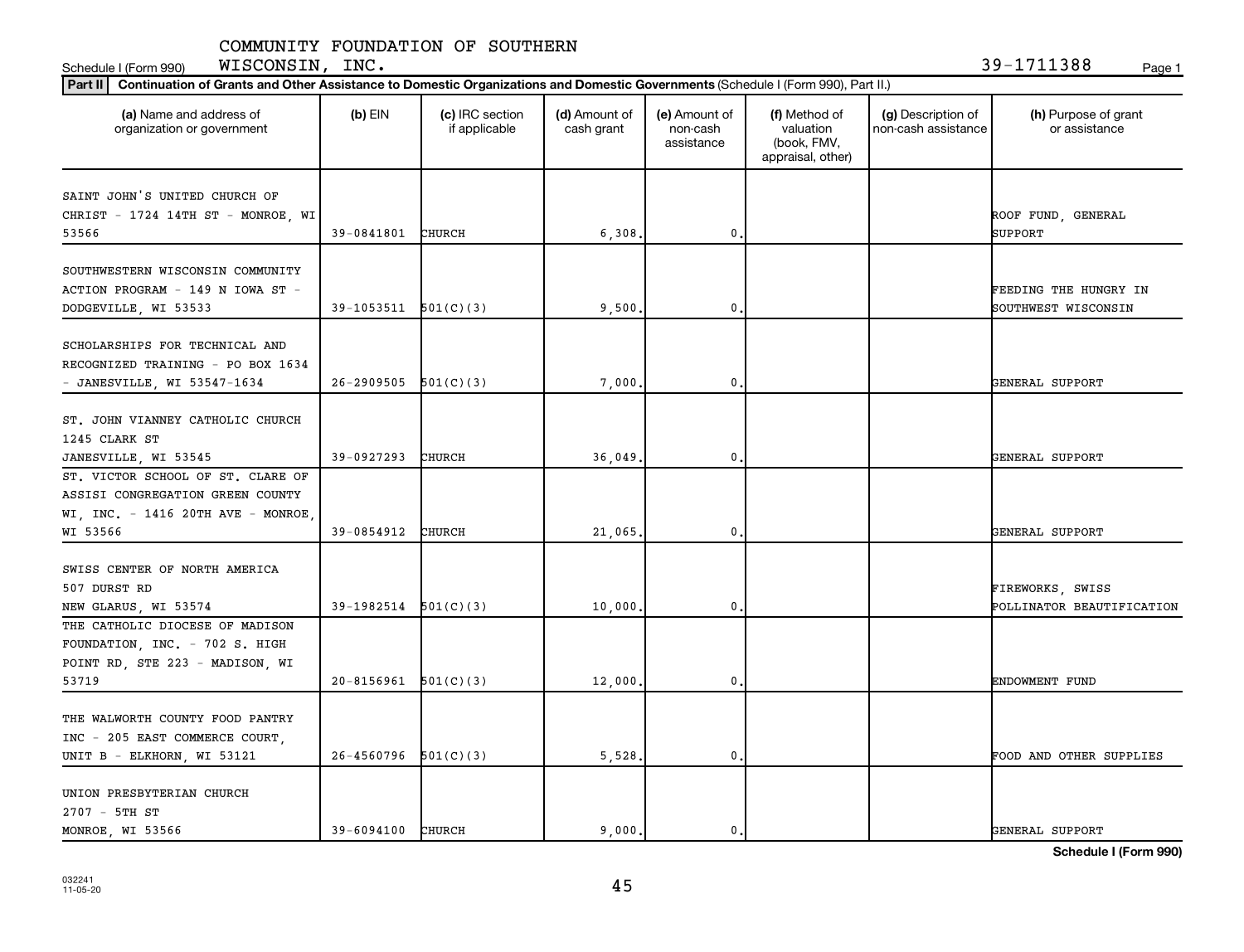COMMUNITY FOUNDATION OF SOUTHERN WISCONSIN, INC. 39-1711388

Schedule I (Form 990)

**Part II** Continuation of Grants and Other Assistance to Domestic Organizations and Domestic Governments (Schedule I (Form 990), Part II.)

| (a) Name and address of organization or government | (b) EIN | (c) IRC section if applicable | (d) Amount of cash grant | (e) Amount of non-cash assistance | (f) Method of valuation (book, FMV, appraisal, other) | (g) Description of non-cash assistance | (h) Purpose of grant or assistance |
|---|---|---|---|---|---|---|---|
| SAINT JOHN'S UNITED CHURCH OF CHRIST - 1724 14TH ST - MONROE, WI 53566 | 39-0841801 | CHURCH | 6,308. | 0. | | | ROOF FUND, GENERAL SUPPORT |
| SOUTHWESTERN WISCONSIN COMMUNITY ACTION PROGRAM - 149 N IOWA ST - DODGEVILLE, WI 53533 | 39-1053511 | 501(C)(3) | 9,500. | 0. | | | FEEDING THE HUNGRY IN SOUTHWEST WISCONSIN |
| SCHOLARSHIPS FOR TECHNICAL AND RECOGNIZED TRAINING - PO BOX 1634 - JANESVILLE, WI 53547-1634 | 26-2909505 | 501(C)(3) | 7,000. | 0. | | | GENERAL SUPPORT |
| ST. JOHN VIANNEY CATHOLIC CHURCH 1245 CLARK ST JANESVILLE, WI 53545 | 39-0927293 | CHURCH | 36,049. | 0. | | | GENERAL SUPPORT |
| ST. VICTOR SCHOOL OF ST. CLARE OF ASSISI CONGREGATION GREEN COUNTY WI, INC. - 1416 20TH AVE - MONROE, WI 53566 | 39-0854912 | CHURCH | 21,065. | 0. | | | GENERAL SUPPORT |
| SWISS CENTER OF NORTH AMERICA 507 DURST RD NEW GLARUS, WI 53574 | 39-1982514 | 501(C)(3) | 10,000. | 0. | | | FIREWORKS, SWISS POLLINATOR BEAUTIFICATION |
| THE CATHOLIC DIOCESE OF MADISON FOUNDATION, INC. - 702 S. HIGH POINT RD, STE 223 - MADISON, WI 53719 | 20-8156961 | 501(C)(3) | 12,000. | 0. | | | ENDOWMENT FUND |
| THE WALWORTH COUNTY FOOD PANTRY INC - 205 EAST COMMERCE COURT, UNIT B - ELKHORN, WI 53121 | 26-4560796 | 501(C)(3) | 5,528. | 0. | | | FOOD AND OTHER SUPPLIES |
| UNION PRESBYTERIAN CHURCH 2707 - 5TH ST MONROE, WI 53566 | 39-6094100 | CHURCH | 9,000. | 0. | | | GENERAL SUPPORT |

**Schedule I (Form 990)**

032241 11-05-20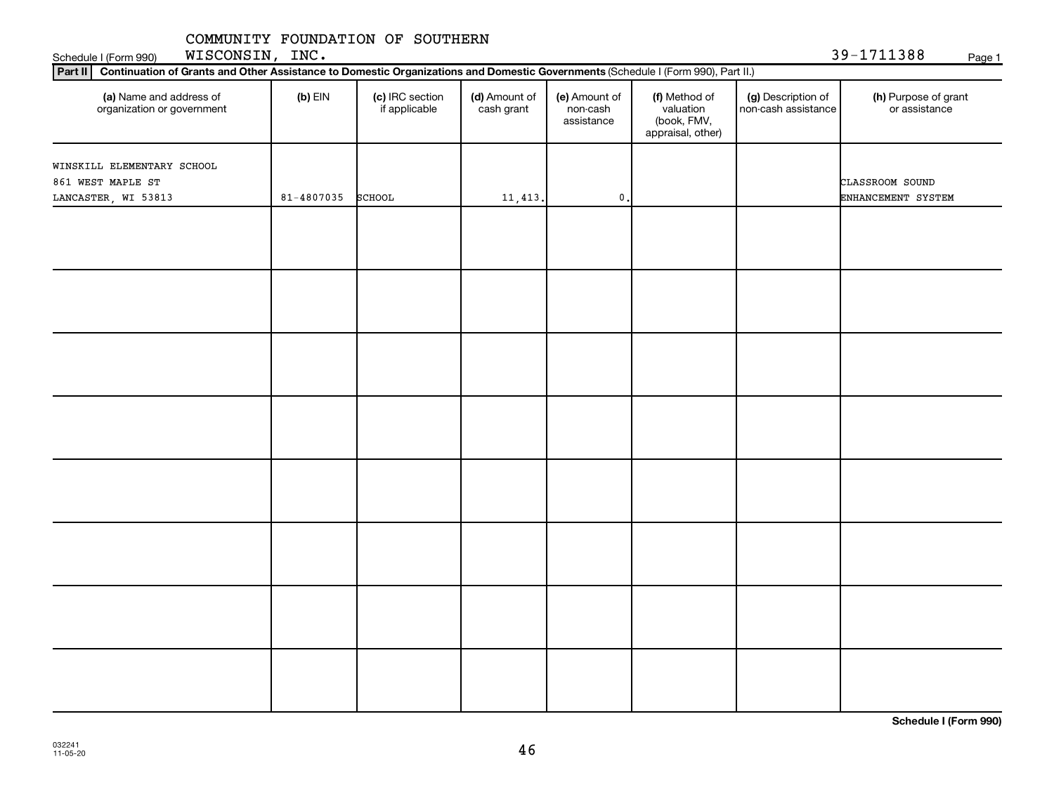COMMUNITY FOUNDATION OF SOUTHERN WISCONSIN, INC.

Schedule I (Form 990) 39-1711388

**Part II** **Continuation of Grants and Other Assistance to Domestic Organizations and Domestic Governments** (Schedule I (Form 990), Part II.)

| (a) Name and address of organization or government | (b) EIN | (c) IRC section if applicable | (d) Amount of cash grant | (e) Amount of non-cash assistance | (f) Method of valuation (book, FMV, appraisal, other) | (g) Description of non-cash assistance | (h) Purpose of grant or assistance |
|---|---|---|---|---|---|---|---|
| WINSKILL ELEMENTARY SCHOOL<br>861 WEST MAPLE ST<br>LANCASTER, WI 53813 | 81-4807035 | SCHOOL | 11,413. | 0. | | | CLASSROOM SOUND ENHANCEMENT SYSTEM |
| | | | | | | | |
| | | | | | | | |
| | | | | | | | |
| | | | | | | | |
| | | | | | | | |
| | | | | | | | |
| | | | | | | | |
| | | | | | | | |

**Schedule I (Form 990)**

032241
11-05-20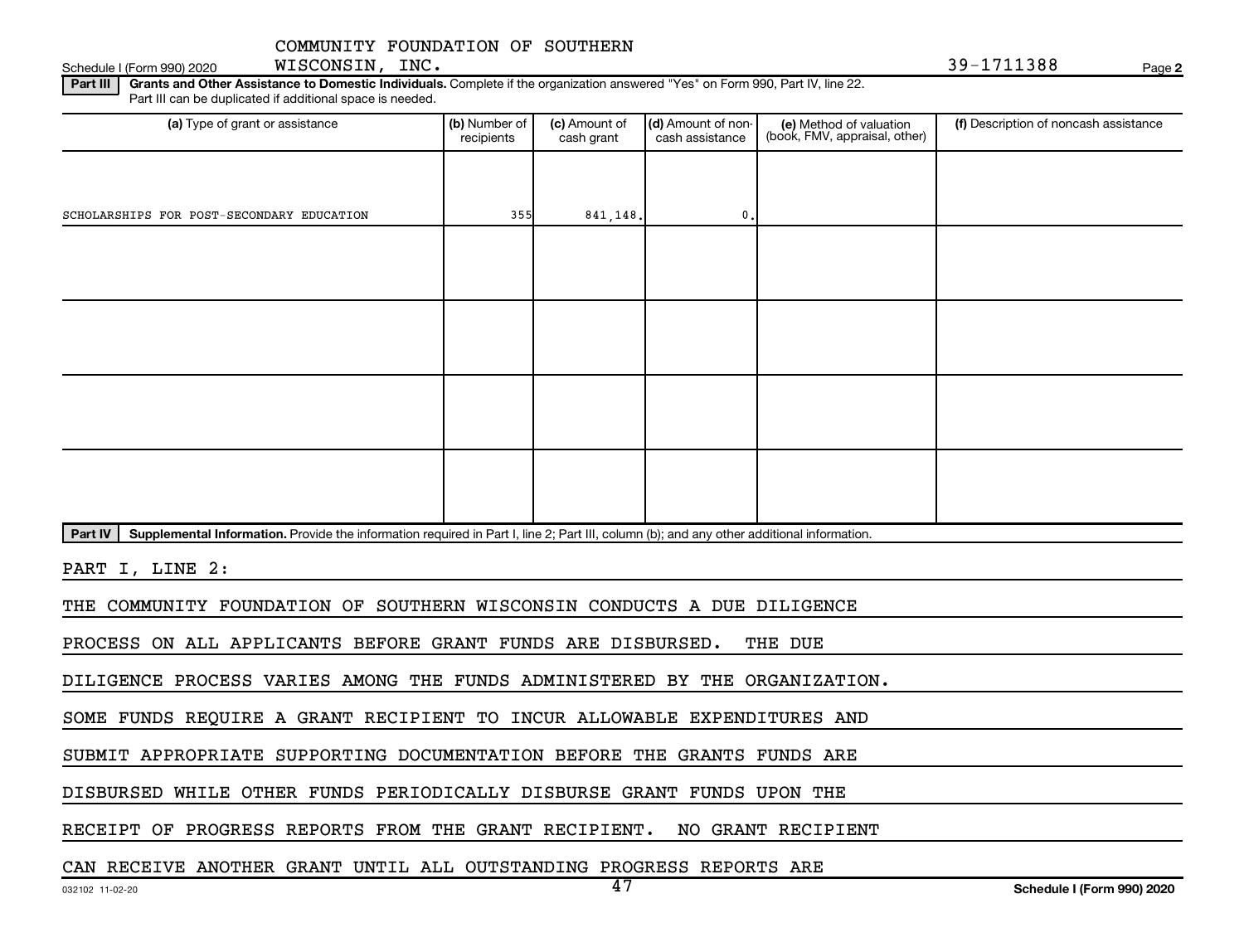COMMUNITY FOUNDATION OF SOUTHERN WISCONSIN, INC. 39-1711388

Schedule I (Form 990) 2020

**Part III** **Grants and Other Assistance to Domestic Individuals.** Complete if the organization answered "Yes" on Form 990, Part IV, line 22. Part III can be duplicated if additional space is needed.

| (a) Type of grant or assistance | (b) Number of recipients | (c) Amount of cash grant | (d) Amount of non-cash assistance | (e) Method of valuation (book, FMV, appraisal, other) | (f) Description of noncash assistance |
|---|---|---|---|---|---|
| SCHOLARSHIPS FOR POST-SECONDARY EDUCATION | 355 | 841,148. | 0. | | |
| | | | | | |
| | | | | | |
| | | | | | |
| | | | | | |

**Part IV** **Supplemental Information.** Provide the information required in Part I, line 2; Part III, column (b); and any other additional information.

PART I, LINE 2:

THE COMMUNITY FOUNDATION OF SOUTHERN WISCONSIN CONDUCTS A DUE DILIGENCE PROCESS ON ALL APPLICANTS BEFORE GRANT FUNDS ARE DISBURSED. THE DUE DILIGENCE PROCESS VARIES AMONG THE FUNDS ADMINISTERED BY THE ORGANIZATION. SOME FUNDS REQUIRE A GRANT RECIPIENT TO INCUR ALLOWABLE EXPENDITURES AND SUBMIT APPROPRIATE SUPPORTING DOCUMENTATION BEFORE THE GRANTS FUNDS ARE DISBURSED WHILE OTHER FUNDS PERIODICALLY DISBURSE GRANT FUNDS UPON THE RECEIPT OF PROGRESS REPORTS FROM THE GRANT RECIPIENT. NO GRANT RECIPIENT CAN RECEIVE ANOTHER GRANT UNTIL ALL OUTSTANDING PROGRESS REPORTS ARE

032102 11-02-20 Schedule I (Form 990) 2020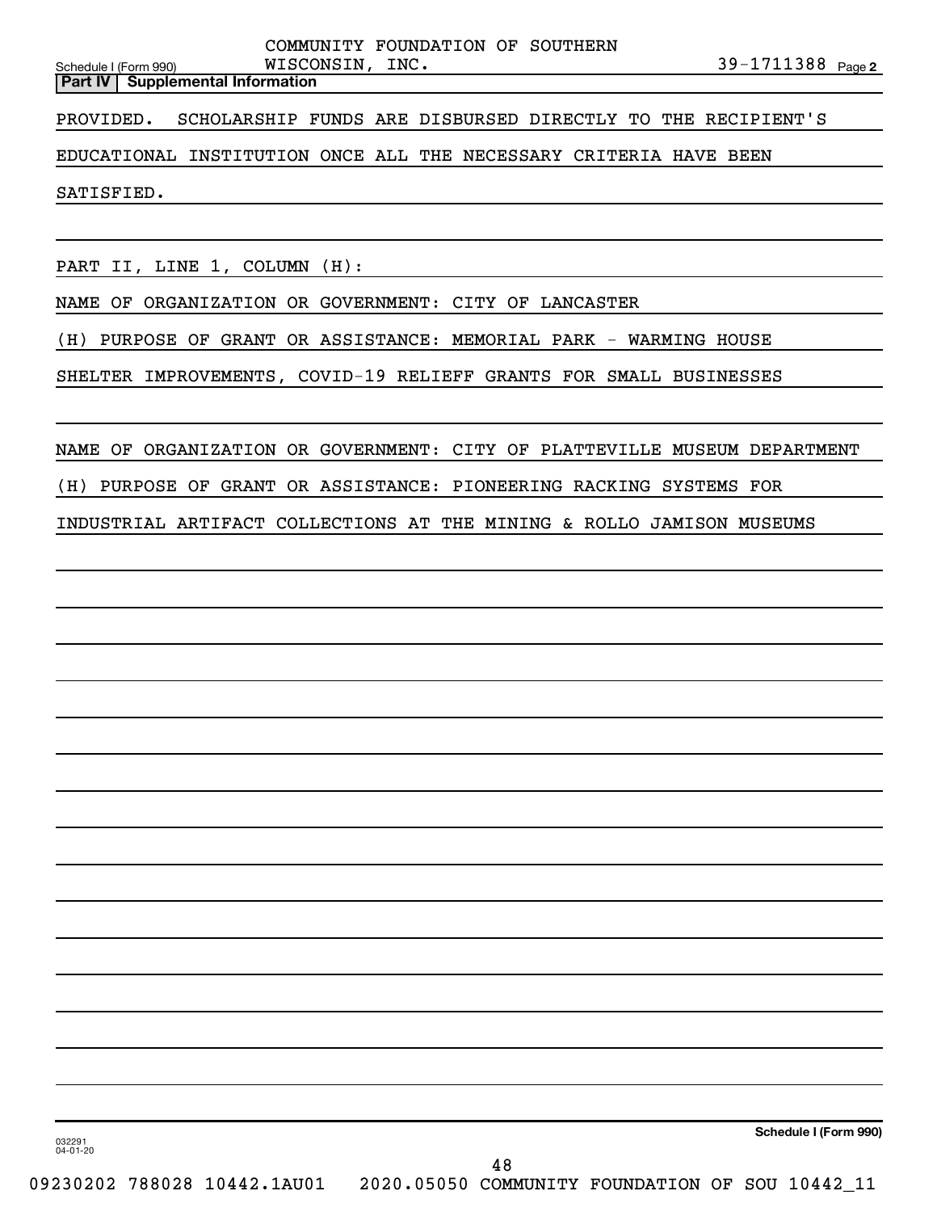## Part IV | Supplemental Information

PROVIDED. SCHOLARSHIP FUNDS ARE DISBURSED DIRECTLY TO THE RECIPIENT'S EDUCATIONAL INSTITUTION ONCE ALL THE NECESSARY CRITERIA HAVE BEEN SATISFIED.

PART II, LINE 1, COLUMN (H):

NAME OF ORGANIZATION OR GOVERNMENT: CITY OF LANCASTER

(H) PURPOSE OF GRANT OR ASSISTANCE: MEMORIAL PARK - WARMING HOUSE SHELTER IMPROVEMENTS, COVID-19 RELIEFF GRANTS FOR SMALL BUSINESSES

NAME OF ORGANIZATION OR GOVERNMENT: CITY OF PLATTEVILLE MUSEUM DEPARTMENT

(H) PURPOSE OF GRANT OR ASSISTANCE: PIONEERING RACKING SYSTEMS FOR INDUSTRIAL ARTIFACT COLLECTIONS AT THE MINING & ROLLO JAMISON MUSEUMS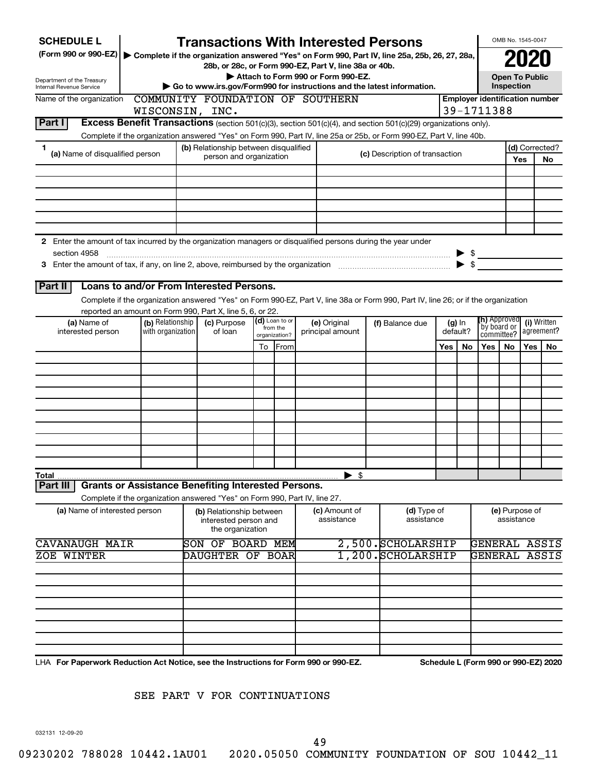# SCHEDULE L (Form 990 or 990-EZ)

## Transactions With Interested Persons

▶ Complete if the organization answered "Yes" on Form 990, Part IV, line 25a, 25b, 26, 27, 28a, 28b, or 28c, or Form 990-EZ, Part V, line 38a or 40b.

▶ Attach to Form 990 or Form 990-EZ.

▶ Go to www.irs.gov/Form990 for instructions and the latest information.

Department of the Treasury
Internal Revenue Service

OMB No. 1545-0047

**2020**

**Open To Public Inspection**

Name of the organization: COMMUNITY FOUNDATION OF SOUTHERN WISCONSIN, INC.

Employer identification number: 39-1711388

**Part I** **Excess Benefit Transactions** (section 501(c)(3), section 501(c)(4), and section 501(c)(29) organizations only).

Complete if the organization answered "Yes" on Form 990, Part IV, line 25a or 25b, or Form 990-EZ, Part V, line 40b.

| 1 (a) Name of disqualified person | (b) Relationship between disqualified person and organization | (c) Description of transaction | (d) Corrected? Yes | No |
|---|---|---|---|---|
| | | | | |
| | | | | |
| | | | | |
| | | | | |
| | | | | |
| | | | | |

2 Enter the amount of tax incurred by the organization managers or disqualified persons during the year under section 4958 ▶ $

3 Enter the amount of tax, if any, on line 2, above, reimbursed by the organization ▶ $

**Part II** **Loans to and/or From Interested Persons.**

Complete if the organization answered "Yes" on Form 990-EZ, Part V, line 38a or Form 990, Part IV, line 26; or if the organization reported an amount on Form 990, Part X, line 5, 6, or 22.

| (a) Name of interested person | (b) Relationship with organization | (c) Purpose of loan | (d) Loan to or from the organization? To | From | (e) Original principal amount | (f) Balance due | (g) In default? Yes | No | (h) Approved by board or committee? Yes | No | (i) Written agreement? Yes | No |
|---|---|---|---|---|---|---|---|---|---|---|---|---|
| | | | | | | | | | | | | |
| | | | | | | | | | | | | |
| | | | | | | | | | | | | |
| | | | | | | | | | | | | |
| | | | | | | | | | | | | |
| | | | | | | | | | | | | |
| | | | | | | | | | | | | |
| | | | | | | | | | | | | |
| | | | | | | | | | | | | |
| | | | | | | | | | | | | |
| Total | | | | | ▶ $ | | | | | | | |

**Part III** **Grants or Assistance Benefiting Interested Persons.**

Complete if the organization answered "Yes" on Form 990, Part IV, line 27.

| (a) Name of interested person | (b) Relationship between interested person and the organization | (c) Amount of assistance | (d) Type of assistance | (e) Purpose of assistance |
|---|---|---|---|---|
| CAVANAUGH MAIR | SON OF BOARD MEM | 2,500. | SCHOLARSHIP | GENERAL ASSIS |
| ZOE WINTER | DAUGHTER OF BOAR | 1,200. | SCHOLARSHIP | GENERAL ASSIS |
| | | | | |
| | | | | |
| | | | | |
| | | | | |
| | | | | |
| | | | | |

LHA **For Paperwork Reduction Act Notice, see the Instructions for Form 990 or 990-EZ.** **Schedule L (Form 990 or 990-EZ) 2020**

SEE PART V FOR CONTINUATIONS

032131 12-09-20

09230202 788028 10442.1AU01 2020.05050 COMMUNITY FOUNDATION OF SOU 10442_11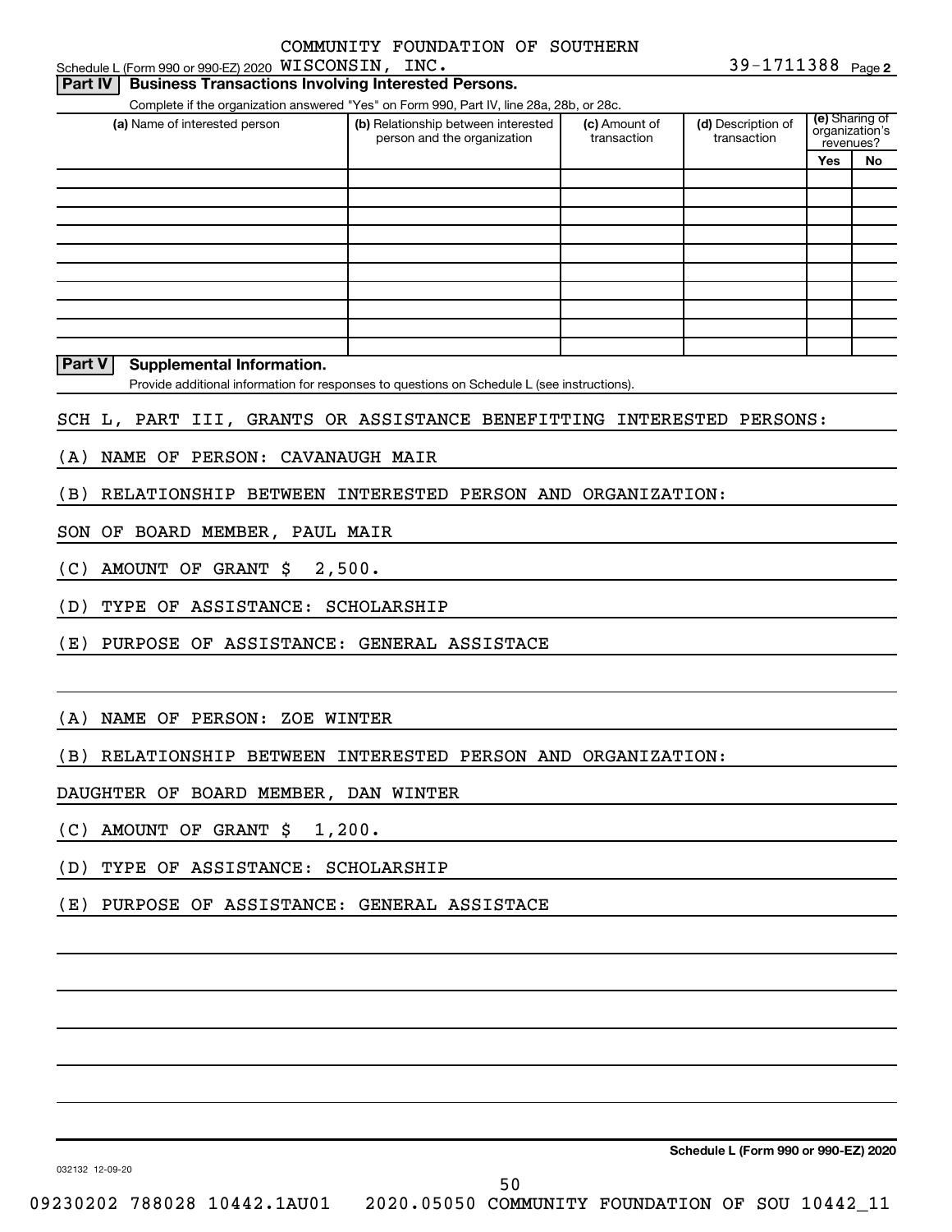Schedule L (Form 990 or 990-EZ) 2020 COMMUNITY FOUNDATION OF SOUTHERN WISCONSIN, INC. 39-1711388 Page 2

## Part IV Business Transactions Involving Interested Persons.

Complete if the organization answered "Yes" on Form 990, Part IV, line 28a, 28b, or 28c.

| (a) Name of interested person | (b) Relationship between interested person and the organization | (c) Amount of transaction | (d) Description of transaction | (e) Sharing of organization's revenues? Yes | No |
|---|---|---|---|---|---|
| | | | | | |
| | | | | | |
| | | | | | |
| | | | | | |
| | | | | | |
| | | | | | |
| | | | | | |
| | | | | | |
| | | | | | |
| | | | | | |

## Part V Supplemental Information.

Provide additional information for responses to questions on Schedule L (see instructions).

SCH L, PART III, GRANTS OR ASSISTANCE BENEFITTING INTERESTED PERSONS:

(A) NAME OF PERSON: CAVANAUGH MAIR

(B) RELATIONSHIP BETWEEN INTERESTED PERSON AND ORGANIZATION:

SON OF BOARD MEMBER, PAUL MAIR

(C) AMOUNT OF GRANT $ 2,500.

(D) TYPE OF ASSISTANCE: SCHOLARSHIP

(E) PURPOSE OF ASSISTANCE: GENERAL ASSISTACE

(A) NAME OF PERSON: ZOE WINTER

(B) RELATIONSHIP BETWEEN INTERESTED PERSON AND ORGANIZATION:

DAUGHTER OF BOARD MEMBER, DAN WINTER

(C) AMOUNT OF GRANT $ 1,200.

(D) TYPE OF ASSISTANCE: SCHOLARSHIP

(E) PURPOSE OF ASSISTANCE: GENERAL ASSISTACE

Schedule L (Form 990 or 990-EZ) 2020

032132 12-09-20

09230202 788028 10442.1AU01 2020.05050 COMMUNITY FOUNDATION OF SOU 10442_11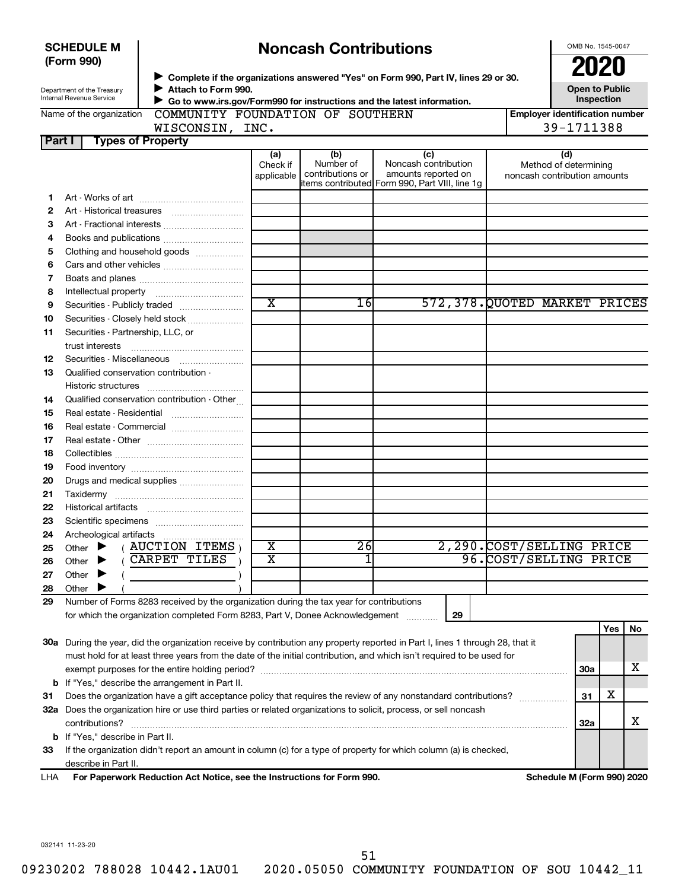**SCHEDULE M (Form 990)**

Department of the Treasury
Internal Revenue Service

# Noncash Contributions

▶ Complete if the organizations answered "Yes" on Form 990, Part IV, lines 29 or 30.
▶ Attach to Form 990.
▶ Go to www.irs.gov/Form990 for instructions and the latest information.

OMB No. 1545-0047

**2020**

**Open to Public Inspection**

Name of the organization: COMMUNITY FOUNDATION OF SOUTHERN WISCONSIN, INC.

Employer identification number: 39-1711388

## Part I Types of Property

| | | (a) Check if applicable | (b) Number of contributions or items contributed | (c) Noncash contribution amounts reported on Form 990, Part VIII, line 1g | (d) Method of determining noncash contribution amounts |
|---|---|---|---|---|---|
| 1 | Art - Works of art | | | | |
| 2 | Art - Historical treasures | | | | |
| 3 | Art - Fractional interests | | | | |
| 4 | Books and publications | | | | |
| 5 | Clothing and household goods | | | | |
| 6 | Cars and other vehicles | | | | |
| 7 | Boats and planes | | | | |
| 8 | Intellectual property | | | | |
| 9 | Securities - Publicly traded | X | 16 | 572,378. | QUOTED MARKET PRICES |
| 10 | Securities - Closely held stock | | | | |
| 11 | Securities - Partnership, LLC, or trust interests | | | | |
| 12 | Securities - Miscellaneous | | | | |
| 13 | Qualified conservation contribution - Historic structures | | | | |
| 14 | Qualified conservation contribution - Other | | | | |
| 15 | Real estate - Residential | | | | |
| 16 | Real estate - Commercial | | | | |
| 17 | Real estate - Other | | | | |
| 18 | Collectibles | | | | |
| 19 | Food inventory | | | | |
| 20 | Drugs and medical supplies | | | | |
| 21 | Taxidermy | | | | |
| 22 | Historical artifacts | | | | |
| 23 | Scientific specimens | | | | |
| 24 | Archeological artifacts | | | | |
| 25 | Other ▶ ( AUCTION ITEMS ) | X | 26 | 2,290. | COST/SELLING PRICE |
| 26 | Other ▶ ( CARPET TILES ) | X | 1 | 96. | COST/SELLING PRICE |
| 27 | Other ▶ ( ) | | | | |
| 28 | Other ▶ ( ) | | | | |

29 Number of Forms 8283 received by the organization during the tax year for contributions for which the organization completed Form 8283, Part V, Donee Acknowledgement ..... 29

| | | | Yes | No |
|---|---|---|---|---|
| 30a | During the year, did the organization receive by contribution any property reported in Part I, lines 1 through 28, that it must hold for at least three years from the date of the initial contribution, and which isn't required to be used for exempt purposes for the entire holding period? | 30a | | X |
| b | If "Yes," describe the arrangement in Part II. | | | |
| 31 | Does the organization have a gift acceptance policy that requires the review of any nonstandard contributions? | 31 | X | |
| 32a | Does the organization hire or use third parties or related organizations to solicit, process, or sell noncash contributions? | 32a | | X |
| b | If "Yes," describe in Part II. | | | |
| 33 | If the organization didn't report an amount in column (c) for a type of property for which column (a) is checked, describe in Part II. | | | |

LHA **For Paperwork Reduction Act Notice, see the Instructions for Form 990.** **Schedule M (Form 990) 2020**

032141 11-23-20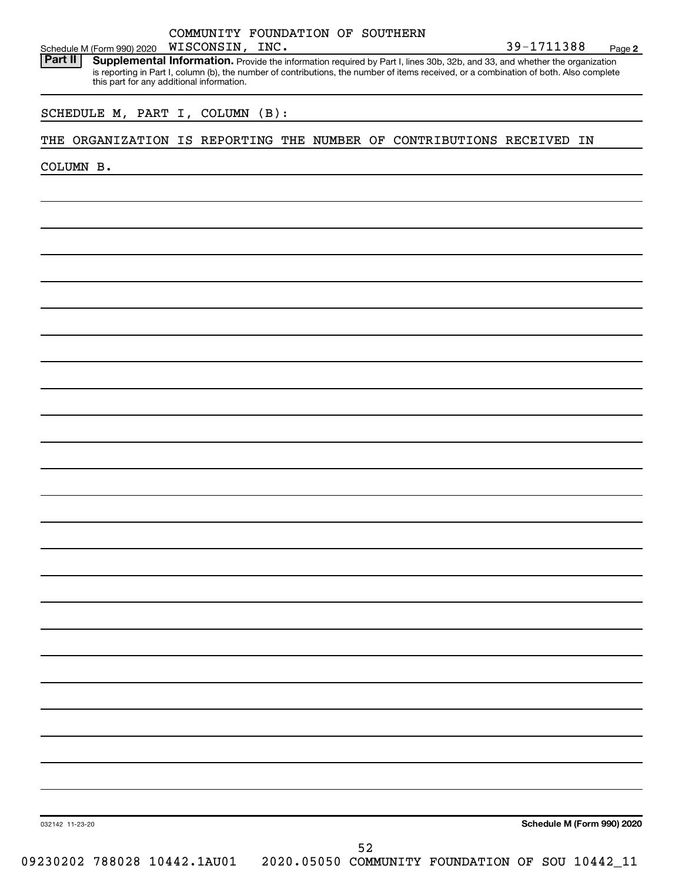Schedule M (Form 990) 2020 COMMUNITY FOUNDATION OF SOUTHERN WISCONSIN, INC. 39-1711388 Page **2**

**Part II** **Supplemental Information.** Provide the information required by Part I, lines 30b, 32b, and 33, and whether the organization is reporting in Part I, column (b), the number of contributions, the number of items received, or a combination of both. Also complete this part for any additional information.

SCHEDULE M, PART I, COLUMN (B):

THE ORGANIZATION IS REPORTING THE NUMBER OF CONTRIBUTIONS RECEIVED IN COLUMN B.

032142 11-23-20 **Schedule M (Form 990) 2020**

09230202 788028 10442.1AU01 2020.05050 COMMUNITY FOUNDATION OF SOU 10442_11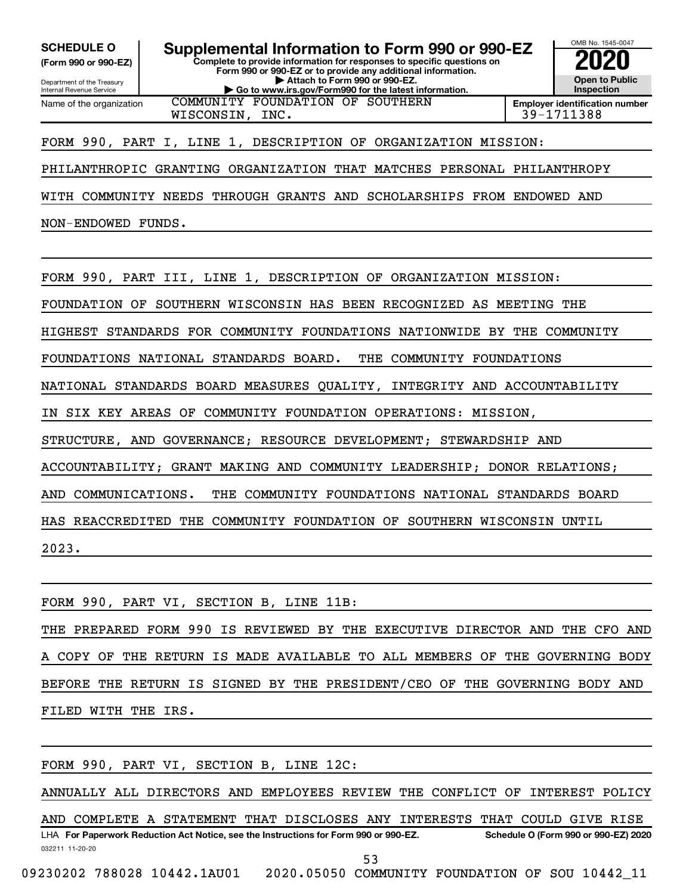**SCHEDULE O**
**(Form 990 or 990-EZ)**

Department of the Treasury
Internal Revenue Service

# Supplemental Information to Form 990 or 990-EZ

**Complete to provide information for responses to specific questions on Form 990 or 990-EZ or to provide any additional information.**
**▶ Attach to Form 990 or 990-EZ.**
**▶ Go to www.irs.gov/Form990 for the latest information.**

OMB No. 1545-0047

**2020**

**Open to Public Inspection**

| Name of the organization | Employer identification number |
|---|---|
| COMMUNITY FOUNDATION OF SOUTHERN WISCONSIN, INC. | 39-1711388 |

FORM 990, PART I, LINE 1, DESCRIPTION OF ORGANIZATION MISSION:

PHILANTHROPIC GRANTING ORGANIZATION THAT MATCHES PERSONAL PHILANTHROPY WITH COMMUNITY NEEDS THROUGH GRANTS AND SCHOLARSHIPS FROM ENDOWED AND NON-ENDOWED FUNDS.

FORM 990, PART III, LINE 1, DESCRIPTION OF ORGANIZATION MISSION:

FOUNDATION OF SOUTHERN WISCONSIN HAS BEEN RECOGNIZED AS MEETING THE HIGHEST STANDARDS FOR COMMUNITY FOUNDATIONS NATIONWIDE BY THE COMMUNITY FOUNDATIONS NATIONAL STANDARDS BOARD. THE COMMUNITY FOUNDATIONS NATIONAL STANDARDS BOARD MEASURES QUALITY, INTEGRITY AND ACCOUNTABILITY IN SIX KEY AREAS OF COMMUNITY FOUNDATION OPERATIONS: MISSION, STRUCTURE, AND GOVERNANCE; RESOURCE DEVELOPMENT; STEWARDSHIP AND ACCOUNTABILITY; GRANT MAKING AND COMMUNITY LEADERSHIP; DONOR RELATIONS; AND COMMUNICATIONS. THE COMMUNITY FOUNDATIONS NATIONAL STANDARDS BOARD HAS REACCREDITED THE COMMUNITY FOUNDATION OF SOUTHERN WISCONSIN UNTIL 2023.

FORM 990, PART VI, SECTION B, LINE 11B:

THE PREPARED FORM 990 IS REVIEWED BY THE EXECUTIVE DIRECTOR AND THE CFO AND A COPY OF THE RETURN IS MADE AVAILABLE TO ALL MEMBERS OF THE GOVERNING BODY BEFORE THE RETURN IS SIGNED BY THE PRESIDENT/CEO OF THE GOVERNING BODY AND FILED WITH THE IRS.

FORM 990, PART VI, SECTION B, LINE 12C:

ANNUALLY ALL DIRECTORS AND EMPLOYEES REVIEW THE CONFLICT OF INTEREST POLICY AND COMPLETE A STATEMENT THAT DISCLOSES ANY INTERESTS THAT COULD GIVE RISE

LHA **For Paperwork Reduction Act Notice, see the Instructions for Form 990 or 990-EZ.** **Schedule O (Form 990 or 990-EZ) 2020**

032211 11-20-20

09230202 788028 10442.1AU01 2020.05050 COMMUNITY FOUNDATION OF SOU 10442_11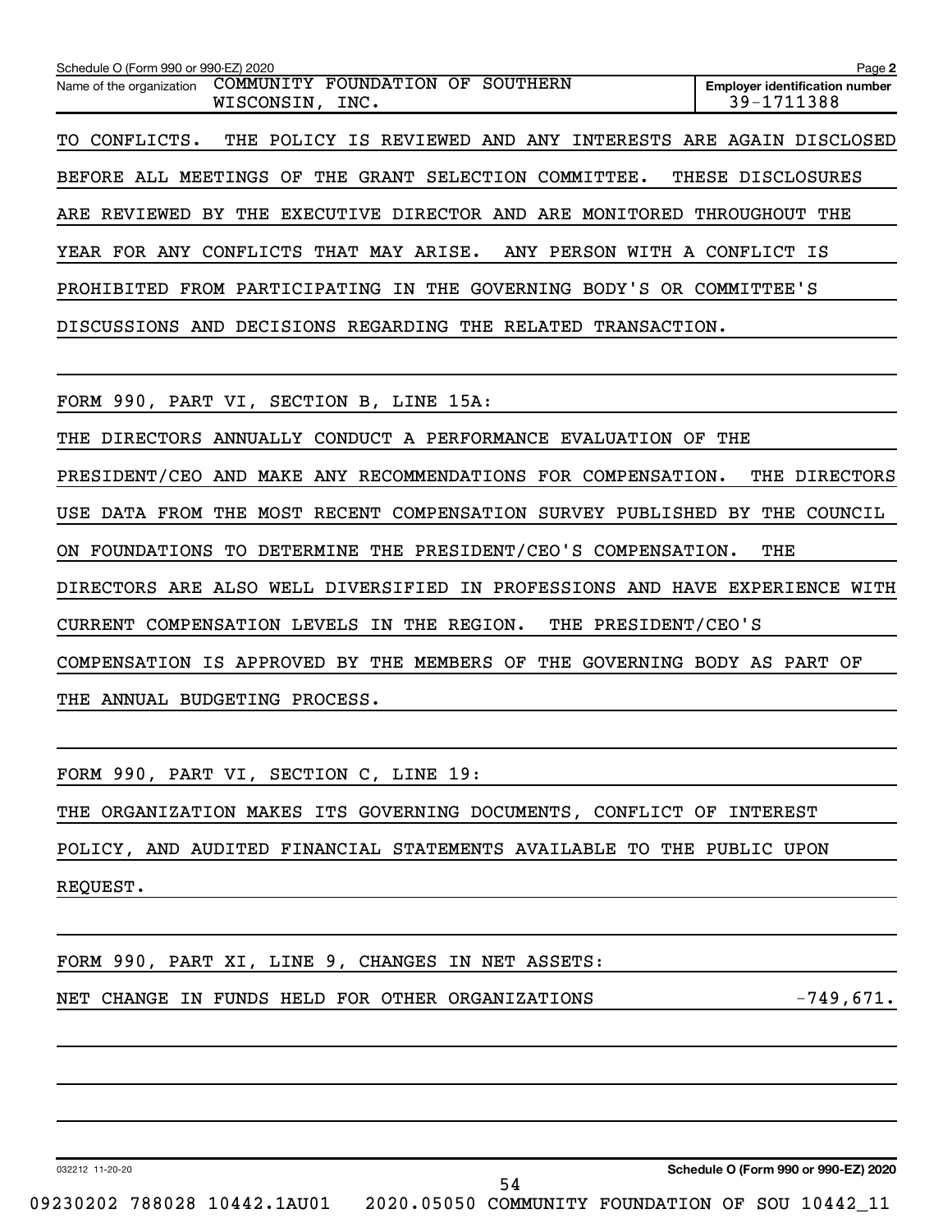Schedule O (Form 990 or 990-EZ) 2020 Page 2

Name of the organization: COMMUNITY FOUNDATION OF SOUTHERN WISCONSIN, INC.

Employer identification number: 39-1711388

TO CONFLICTS. THE POLICY IS REVIEWED AND ANY INTERESTS ARE AGAIN DISCLOSED BEFORE ALL MEETINGS OF THE GRANT SELECTION COMMITTEE. THESE DISCLOSURES ARE REVIEWED BY THE EXECUTIVE DIRECTOR AND ARE MONITORED THROUGHOUT THE YEAR FOR ANY CONFLICTS THAT MAY ARISE. ANY PERSON WITH A CONFLICT IS PROHIBITED FROM PARTICIPATING IN THE GOVERNING BODY'S OR COMMITTEE'S DISCUSSIONS AND DECISIONS REGARDING THE RELATED TRANSACTION.

FORM 990, PART VI, SECTION B, LINE 15A:

THE DIRECTORS ANNUALLY CONDUCT A PERFORMANCE EVALUATION OF THE PRESIDENT/CEO AND MAKE ANY RECOMMENDATIONS FOR COMPENSATION. THE DIRECTORS USE DATA FROM THE MOST RECENT COMPENSATION SURVEY PUBLISHED BY THE COUNCIL ON FOUNDATIONS TO DETERMINE THE PRESIDENT/CEO'S COMPENSATION. THE DIRECTORS ARE ALSO WELL DIVERSIFIED IN PROFESSIONS AND HAVE EXPERIENCE WITH CURRENT COMPENSATION LEVELS IN THE REGION. THE PRESIDENT/CEO'S COMPENSATION IS APPROVED BY THE MEMBERS OF THE GOVERNING BODY AS PART OF THE ANNUAL BUDGETING PROCESS.

FORM 990, PART VI, SECTION C, LINE 19:

THE ORGANIZATION MAKES ITS GOVERNING DOCUMENTS, CONFLICT OF INTEREST POLICY, AND AUDITED FINANCIAL STATEMENTS AVAILABLE TO THE PUBLIC UPON REQUEST.

FORM 990, PART XI, LINE 9, CHANGES IN NET ASSETS:

NET CHANGE IN FUNDS HELD FOR OTHER ORGANIZATIONS -749,671.

032212 11-20-20 Schedule O (Form 990 or 990-EZ) 2020